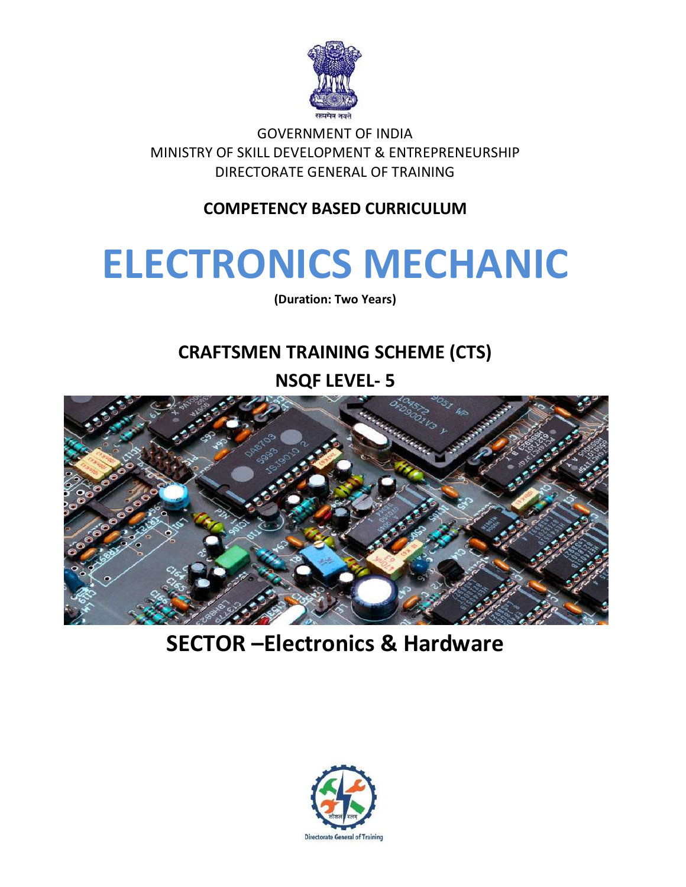GOVERNMENT OF INDIA

MINISTRY OF SKILL DEVELOPMENT & ENTREPRENEURSHIP

DIRECTORATE GENERAL OF TRAINING

**COMPETENCY BASED CURRICULUM**

# ELECTRONICS MECHANIC

**(Duration: Two Years)**

## CRAFTSMEN TRAINING SCHEME (CTS)

## NSQF LEVEL- 5

## SECTOR –Electronics & Hardware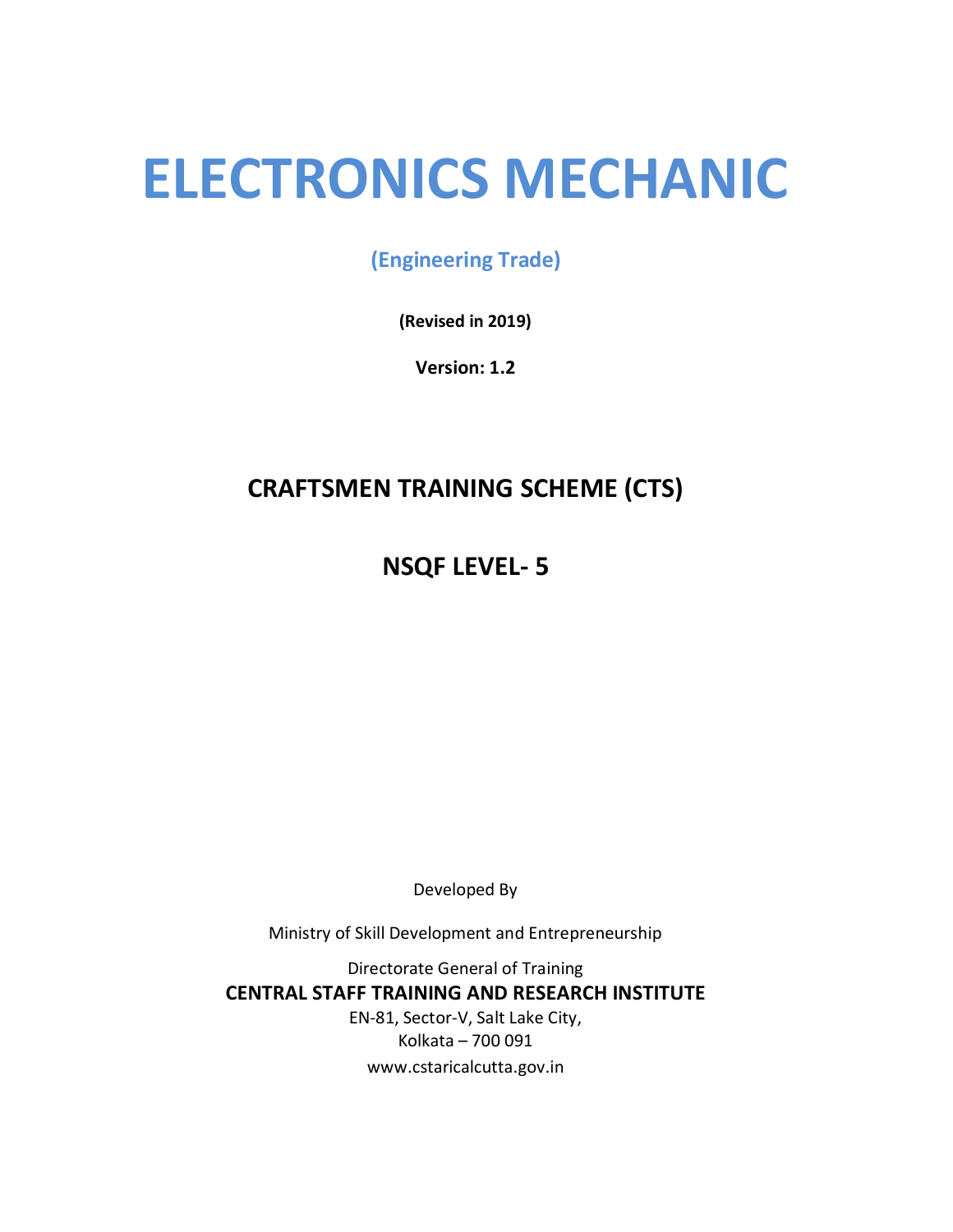# ELECTRONICS MECHANIC

**(Engineering Trade)**

**(Revised in 2019)**

**Version: 1.2**

## CRAFTSMEN TRAINING SCHEME (CTS)

## NSQF LEVEL- 5

Developed By

Ministry of Skill Development and Entrepreneurship

Directorate General of Training

**CENTRAL STAFF TRAINING AND RESEARCH INSTITUTE**

EN-81, Sector-V, Salt Lake City,
Kolkata – 700 091
www.cstaricalcutta.gov.in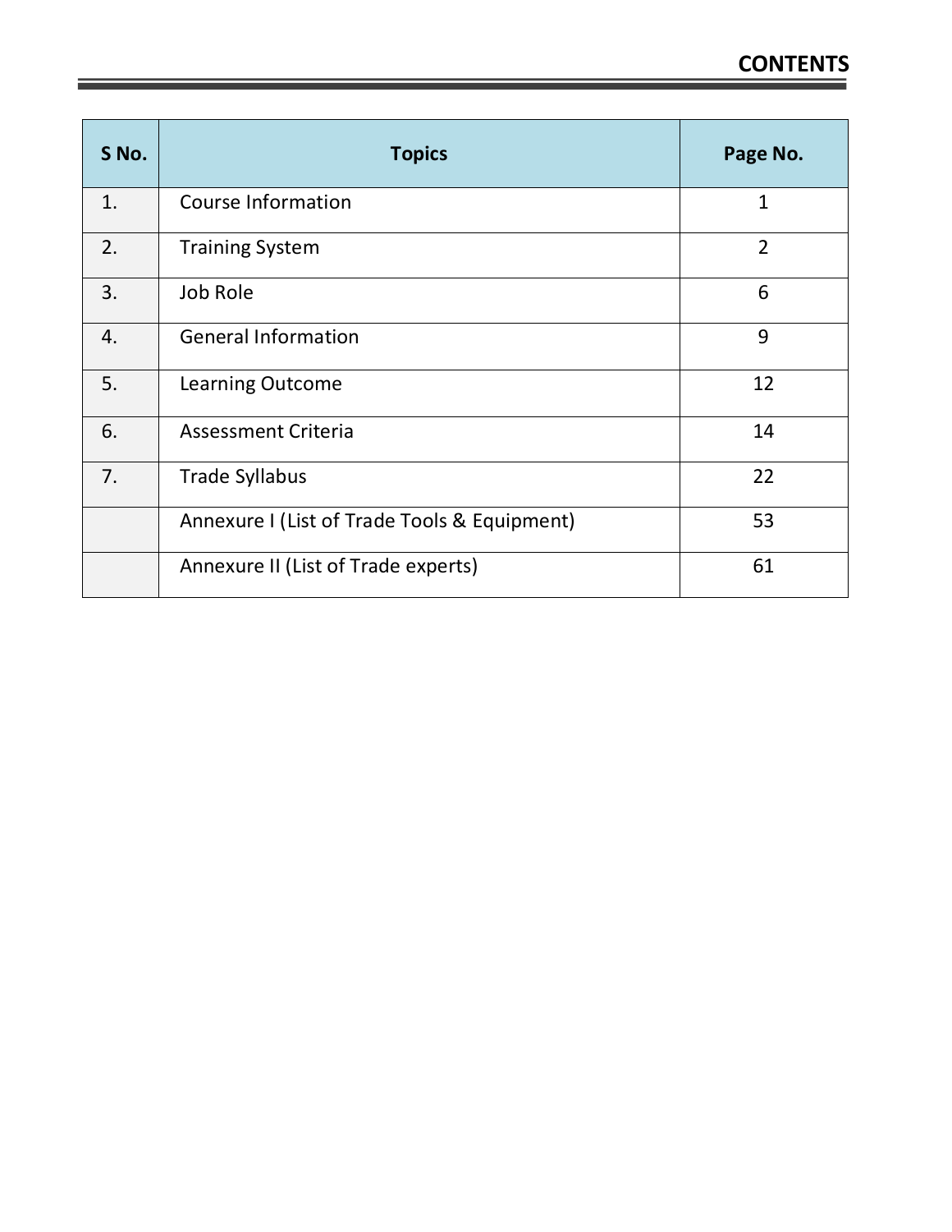# CONTENTS

| S No. | Topics | Page No. |
|---|---|---|
| 1. | Course Information | 1 |
| 2. | Training System | 2 |
| 3. | Job Role | 6 |
| 4. | General Information | 9 |
| 5. | Learning Outcome | 12 |
| 6. | Assessment Criteria | 14 |
| 7. | Trade Syllabus | 22 |
| | Annexure I (List of Trade Tools & Equipment) | 53 |
| | Annexure II (List of Trade experts) | 61 |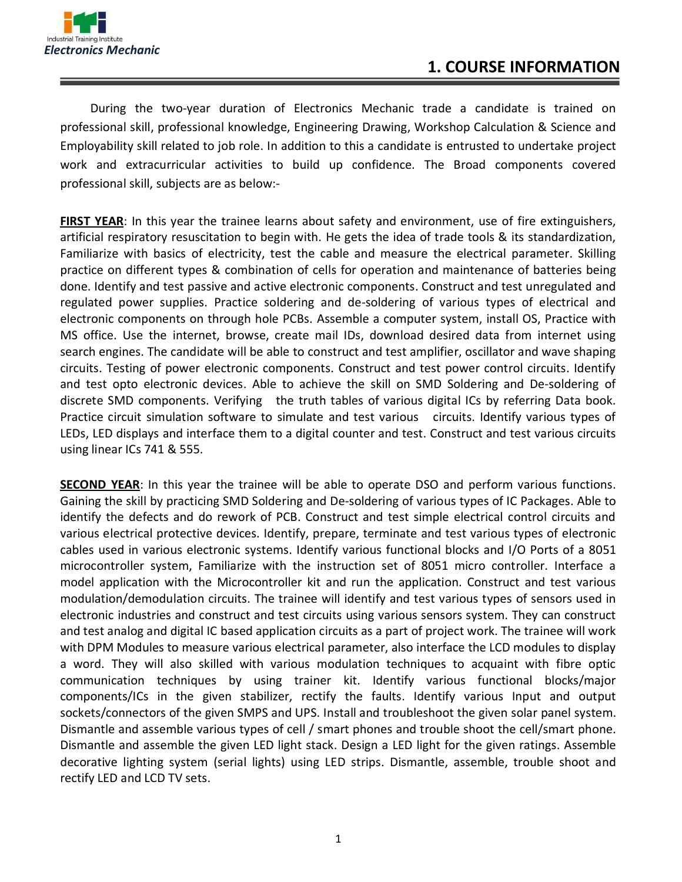# 1. COURSE INFORMATION

During the two-year duration of Electronics Mechanic trade a candidate is trained on professional skill, professional knowledge, Engineering Drawing, Workshop Calculation & Science and Employability skill related to job role. In addition to this a candidate is entrusted to undertake project work and extracurricular activities to build up confidence. The Broad components covered professional skill, subjects are as below:-

**FIRST YEAR**: In this year the trainee learns about safety and environment, use of fire extinguishers, artificial respiratory resuscitation to begin with. He gets the idea of trade tools & its standardization, Familiarize with basics of electricity, test the cable and measure the electrical parameter. Skilling practice on different types & combination of cells for operation and maintenance of batteries being done. Identify and test passive and active electronic components. Construct and test unregulated and regulated power supplies. Practice soldering and de-soldering of various types of electrical and electronic components on through hole PCBs. Assemble a computer system, install OS, Practice with MS office. Use the internet, browse, create mail IDs, download desired data from internet using search engines. The candidate will be able to construct and test amplifier, oscillator and wave shaping circuits. Testing of power electronic components. Construct and test power control circuits. Identify and test opto electronic devices. Able to achieve the skill on SMD Soldering and De-soldering of discrete SMD components. Verifying the truth tables of various digital ICs by referring Data book. Practice circuit simulation software to simulate and test various circuits. Identify various types of LEDs, LED displays and interface them to a digital counter and test. Construct and test various circuits using linear ICs 741 & 555.

**SECOND YEAR**: In this year the trainee will be able to operate DSO and perform various functions. Gaining the skill by practicing SMD Soldering and De-soldering of various types of IC Packages. Able to identify the defects and do rework of PCB. Construct and test simple electrical control circuits and various electrical protective devices. Identify, prepare, terminate and test various types of electronic cables used in various electronic systems. Identify various functional blocks and I/O Ports of a 8051 microcontroller system, Familiarize with the instruction set of 8051 micro controller. Interface a model application with the Microcontroller kit and run the application. Construct and test various modulation/demodulation circuits. The trainee will identify and test various types of sensors used in electronic industries and construct and test circuits using various sensors system. They can construct and test analog and digital IC based application circuits as a part of project work. The trainee will work with DPM Modules to measure various electrical parameter, also interface the LCD modules to display a word. They will also skilled with various modulation techniques to acquaint with fibre optic communication techniques by using trainer kit. Identify various functional blocks/major components/ICs in the given stabilizer, rectify the faults. Identify various Input and output sockets/connectors of the given SMPS and UPS. Install and troubleshoot the given solar panel system. Dismantle and assemble various types of cell / smart phones and trouble shoot the cell/smart phone. Dismantle and assemble the given LED light stack. Design a LED light for the given ratings. Assemble decorative lighting system (serial lights) using LED strips. Dismantle, assemble, trouble shoot and rectify LED and LCD TV sets.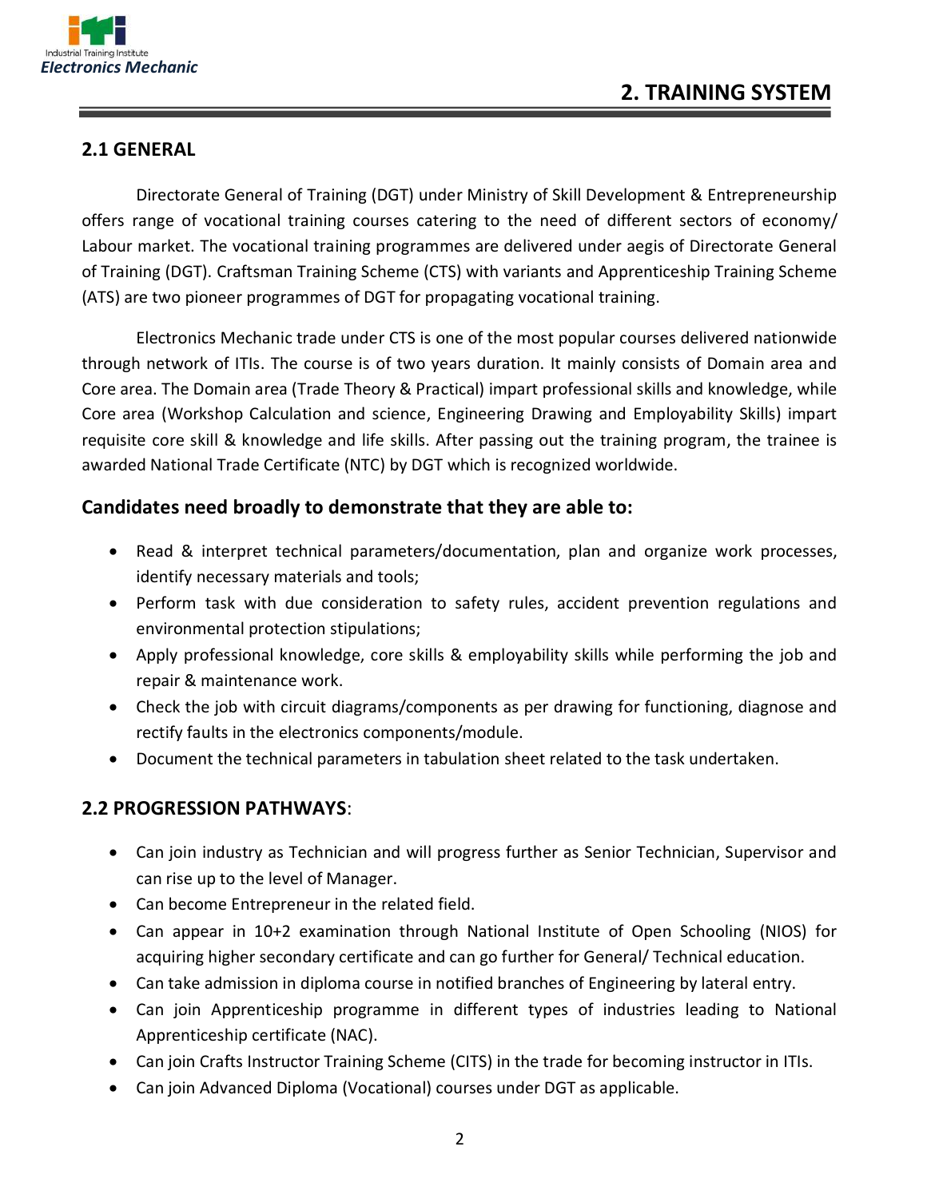# 2. TRAINING SYSTEM

## 2.1 GENERAL

Directorate General of Training (DGT) under Ministry of Skill Development & Entrepreneurship offers range of vocational training courses catering to the need of different sectors of economy/ Labour market. The vocational training programmes are delivered under aegis of Directorate General of Training (DGT). Craftsman Training Scheme (CTS) with variants and Apprenticeship Training Scheme (ATS) are two pioneer programmes of DGT for propagating vocational training.

Electronics Mechanic trade under CTS is one of the most popular courses delivered nationwide through network of ITIs. The course is of two years duration. It mainly consists of Domain area and Core area. The Domain area (Trade Theory & Practical) impart professional skills and knowledge, while Core area (Workshop Calculation and science, Engineering Drawing and Employability Skills) impart requisite core skill & knowledge and life skills. After passing out the training program, the trainee is awarded National Trade Certificate (NTC) by DGT which is recognized worldwide.

### Candidates need broadly to demonstrate that they are able to:

- Read & interpret technical parameters/documentation, plan and organize work processes, identify necessary materials and tools;
- Perform task with due consideration to safety rules, accident prevention regulations and environmental protection stipulations;
- Apply professional knowledge, core skills & employability skills while performing the job and repair & maintenance work.
- Check the job with circuit diagrams/components as per drawing for functioning, diagnose and rectify faults in the electronics components/module.
- Document the technical parameters in tabulation sheet related to the task undertaken.

## 2.2 PROGRESSION PATHWAYS:

- Can join industry as Technician and will progress further as Senior Technician, Supervisor and can rise up to the level of Manager.
- Can become Entrepreneur in the related field.
- Can appear in 10+2 examination through National Institute of Open Schooling (NIOS) for acquiring higher secondary certificate and can go further for General/ Technical education.
- Can take admission in diploma course in notified branches of Engineering by lateral entry.
- Can join Apprenticeship programme in different types of industries leading to National Apprenticeship certificate (NAC).
- Can join Crafts Instructor Training Scheme (CITS) in the trade for becoming instructor in ITIs.
- Can join Advanced Diploma (Vocational) courses under DGT as applicable.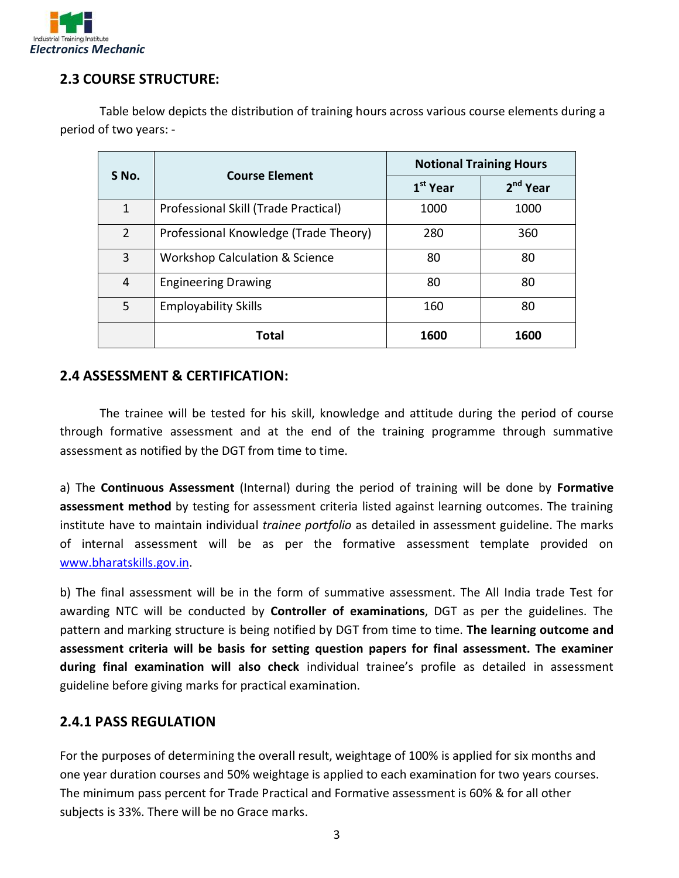## 2.3 COURSE STRUCTURE:

Table below depicts the distribution of training hours across various course elements during a period of two years: -

| S No. | Course Element | Notional Training Hours | |
|---|---|---|---|
| | | 1st Year | 2nd Year |
| 1 | Professional Skill (Trade Practical) | 1000 | 1000 |
| 2 | Professional Knowledge (Trade Theory) | 280 | 360 |
| 3 | Workshop Calculation & Science | 80 | 80 |
| 4 | Engineering Drawing | 80 | 80 |
| 5 | Employability Skills | 160 | 80 |
| | **Total** | **1600** | **1600** |

## 2.4 ASSESSMENT & CERTIFICATION:

The trainee will be tested for his skill, knowledge and attitude during the period of course through formative assessment and at the end of the training programme through summative assessment as notified by the DGT from time to time.

a) The **Continuous Assessment** (Internal) during the period of training will be done by **Formative assessment method** by testing for assessment criteria listed against learning outcomes. The training institute have to maintain individual *trainee portfolio* as detailed in assessment guideline. The marks of internal assessment will be as per the formative assessment template provided on www.bharatskills.gov.in.

b) The final assessment will be in the form of summative assessment. The All India trade Test for awarding NTC will be conducted by **Controller of examinations**, DGT as per the guidelines. The pattern and marking structure is being notified by DGT from time to time. **The learning outcome and assessment criteria will be basis for setting question papers for final assessment. The examiner during final examination will also check** individual trainee's profile as detailed in assessment guideline before giving marks for practical examination.

### 2.4.1 PASS REGULATION

For the purposes of determining the overall result, weightage of 100% is applied for six months and one year duration courses and 50% weightage is applied to each examination for two years courses. The minimum pass percent for Trade Practical and Formative assessment is 60% & for all other subjects is 33%. There will be no Grace marks.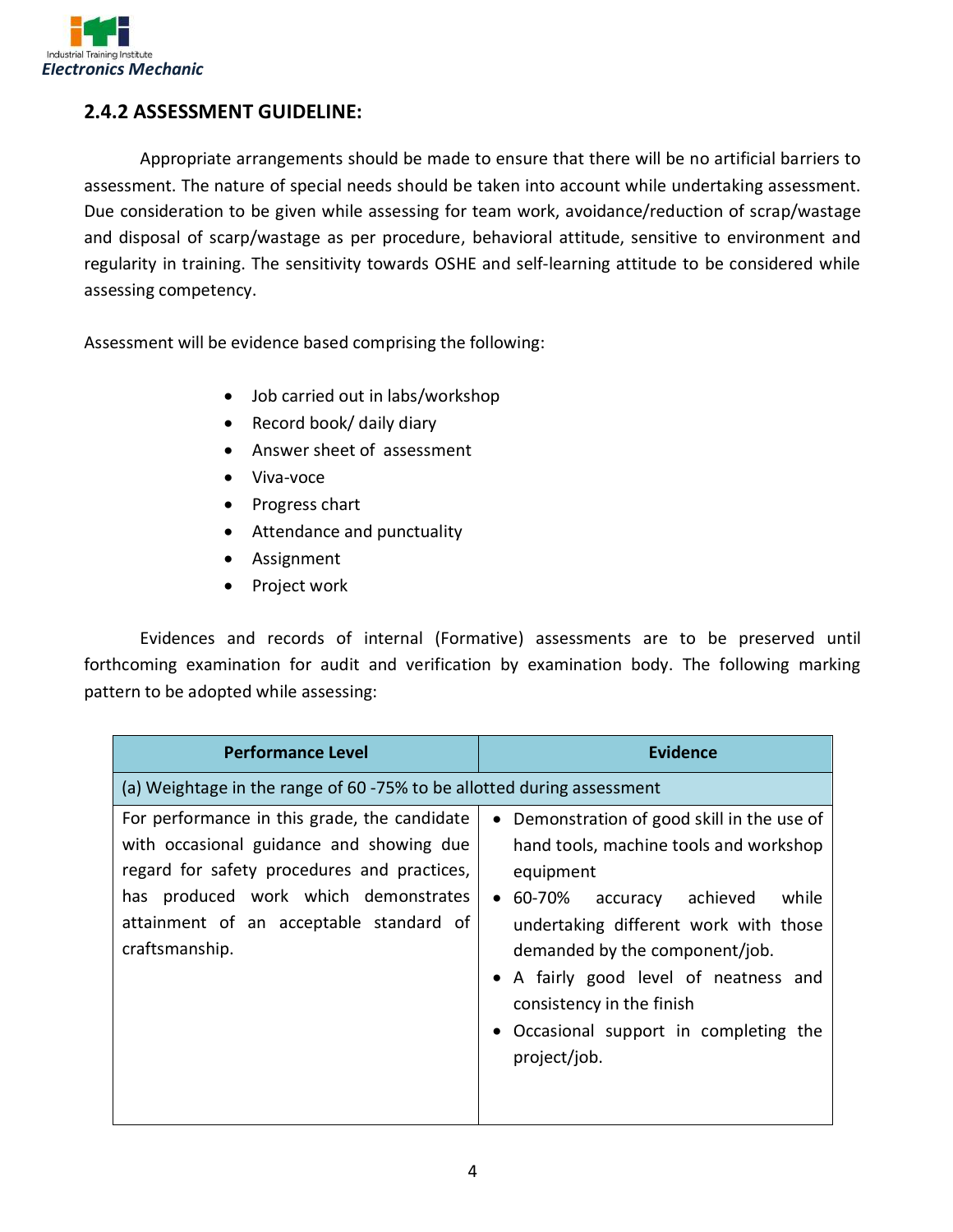## 2.4.2 ASSESSMENT GUIDELINE:

Appropriate arrangements should be made to ensure that there will be no artificial barriers to assessment. The nature of special needs should be taken into account while undertaking assessment. Due consideration to be given while assessing for team work, avoidance/reduction of scrap/wastage and disposal of scarp/wastage as per procedure, behavioral attitude, sensitive to environment and regularity in training. The sensitivity towards OSHE and self-learning attitude to be considered while assessing competency.

Assessment will be evidence based comprising the following:

- Job carried out in labs/workshop
- Record book/ daily diary
- Answer sheet of assessment
- Viva-voce
- Progress chart
- Attendance and punctuality
- Assignment
- Project work

Evidences and records of internal (Formative) assessments are to be preserved until forthcoming examination for audit and verification by examination body. The following marking pattern to be adopted while assessing:

| Performance Level | Evidence |
|---|---|
| (a) Weightage in the range of 60 -75% to be allotted during assessment | |
| For performance in this grade, the candidate with occasional guidance and showing due regard for safety procedures and practices, has produced work which demonstrates attainment of an acceptable standard of craftsmanship. | • Demonstration of good skill in the use of hand tools, machine tools and workshop equipment<br>• 60-70% accuracy achieved while undertaking different work with those demanded by the component/job.<br>• A fairly good level of neatness and consistency in the finish<br>• Occasional support in completing the project/job. |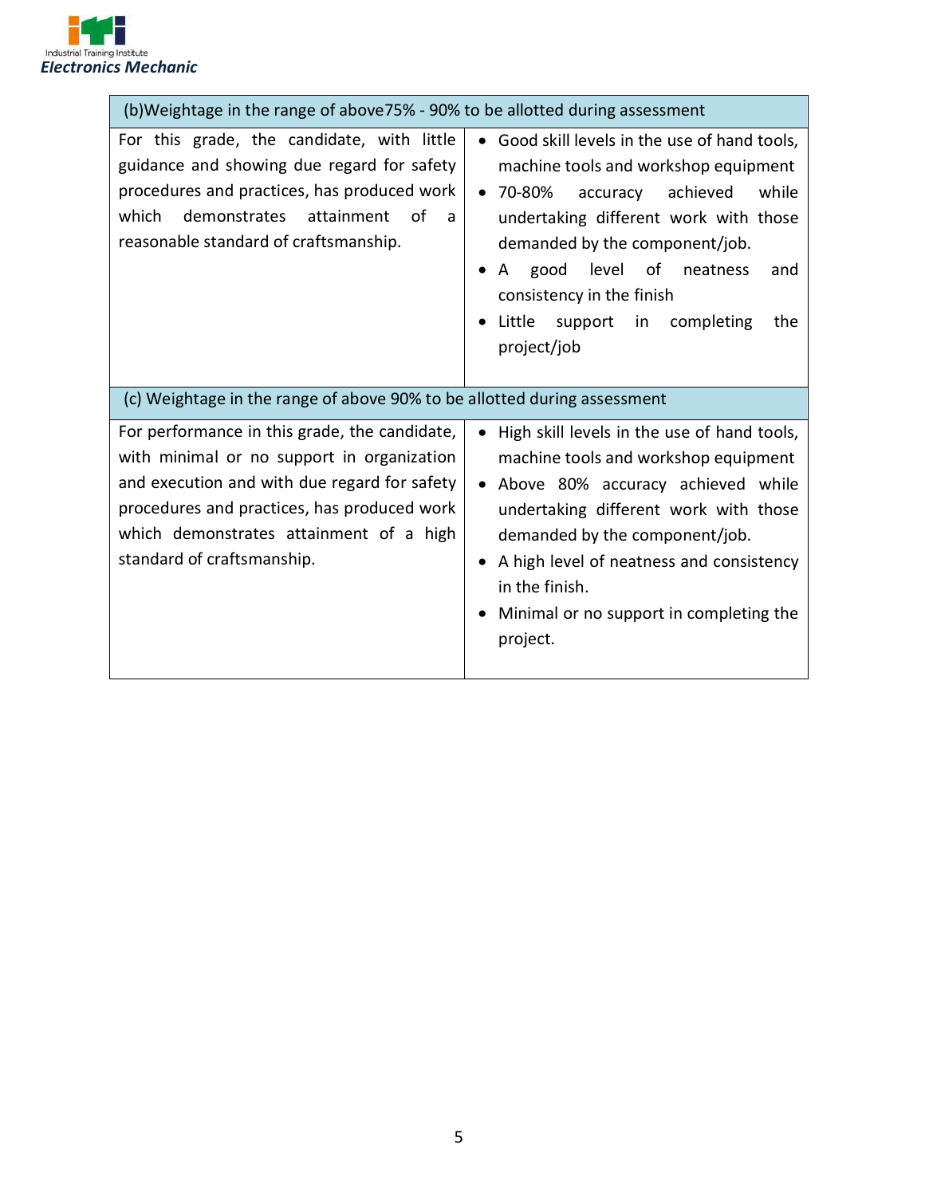| (b)Weightage in the range of above75% - 90% to be allotted during assessment | |
|---|---|
| For this grade, the candidate, with little guidance and showing due regard for safety procedures and practices, has produced work which demonstrates attainment of a reasonable standard of craftsmanship. | • Good skill levels in the use of hand tools, machine tools and workshop equipment<br>• 70-80% accuracy achieved while undertaking different work with those demanded by the component/job.<br>• A good level of neatness and consistency in the finish<br>• Little support in completing the project/job |
| **(c) Weightage in the range of above 90% to be allotted during assessment** | |
| For performance in this grade, the candidate, with minimal or no support in organization and execution and with due regard for safety procedures and practices, has produced work which demonstrates attainment of a high standard of craftsmanship. | • High skill levels in the use of hand tools, machine tools and workshop equipment<br>• Above 80% accuracy achieved while undertaking different work with those demanded by the component/job.<br>• A high level of neatness and consistency in the finish.<br>• Minimal or no support in completing the project. |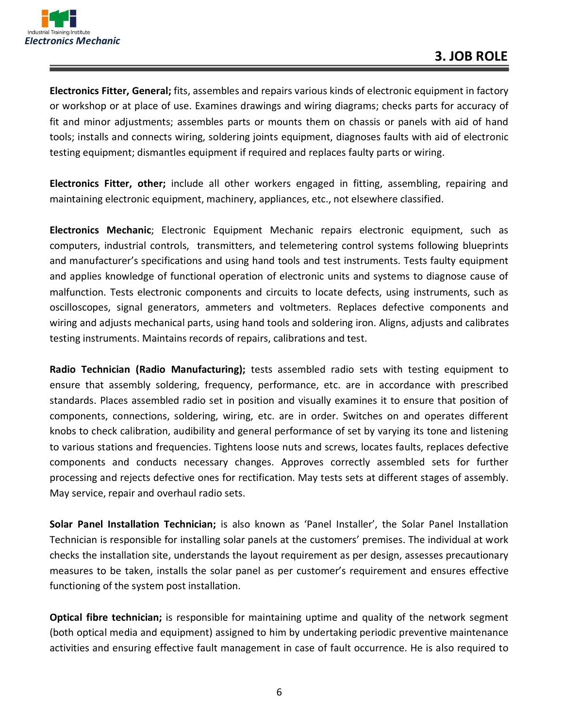# 3. JOB ROLE

**Electronics Fitter, General;** fits, assembles and repairs various kinds of electronic equipment in factory or workshop or at place of use. Examines drawings and wiring diagrams; checks parts for accuracy of fit and minor adjustments; assembles parts or mounts them on chassis or panels with aid of hand tools; installs and connects wiring, soldering joints equipment, diagnoses faults with aid of electronic testing equipment; dismantles equipment if required and replaces faulty parts or wiring.

**Electronics Fitter, other;** include all other workers engaged in fitting, assembling, repairing and maintaining electronic equipment, machinery, appliances, etc., not elsewhere classified.

**Electronics Mechanic**; Electronic Equipment Mechanic repairs electronic equipment, such as computers, industrial controls, transmitters, and telemetering control systems following blueprints and manufacturer's specifications and using hand tools and test instruments. Tests faulty equipment and applies knowledge of functional operation of electronic units and systems to diagnose cause of malfunction. Tests electronic components and circuits to locate defects, using instruments, such as oscilloscopes, signal generators, ammeters and voltmeters. Replaces defective components and wiring and adjusts mechanical parts, using hand tools and soldering iron. Aligns, adjusts and calibrates testing instruments. Maintains records of repairs, calibrations and test.

**Radio Technician (Radio Manufacturing);** tests assembled radio sets with testing equipment to ensure that assembly soldering, frequency, performance, etc. are in accordance with prescribed standards. Places assembled radio set in position and visually examines it to ensure that position of components, connections, soldering, wiring, etc. are in order. Switches on and operates different knobs to check calibration, audibility and general performance of set by varying its tone and listening to various stations and frequencies. Tightens loose nuts and screws, locates faults, replaces defective components and conducts necessary changes. Approves correctly assembled sets for further processing and rejects defective ones for rectification. May tests sets at different stages of assembly. May service, repair and overhaul radio sets.

**Solar Panel Installation Technician;** is also known as 'Panel Installer', the Solar Panel Installation Technician is responsible for installing solar panels at the customers' premises. The individual at work checks the installation site, understands the layout requirement as per design, assesses precautionary measures to be taken, installs the solar panel as per customer's requirement and ensures effective functioning of the system post installation.

**Optical fibre technician;** is responsible for maintaining uptime and quality of the network segment (both optical media and equipment) assigned to him by undertaking periodic preventive maintenance activities and ensuring effective fault management in case of fault occurrence. He is also required to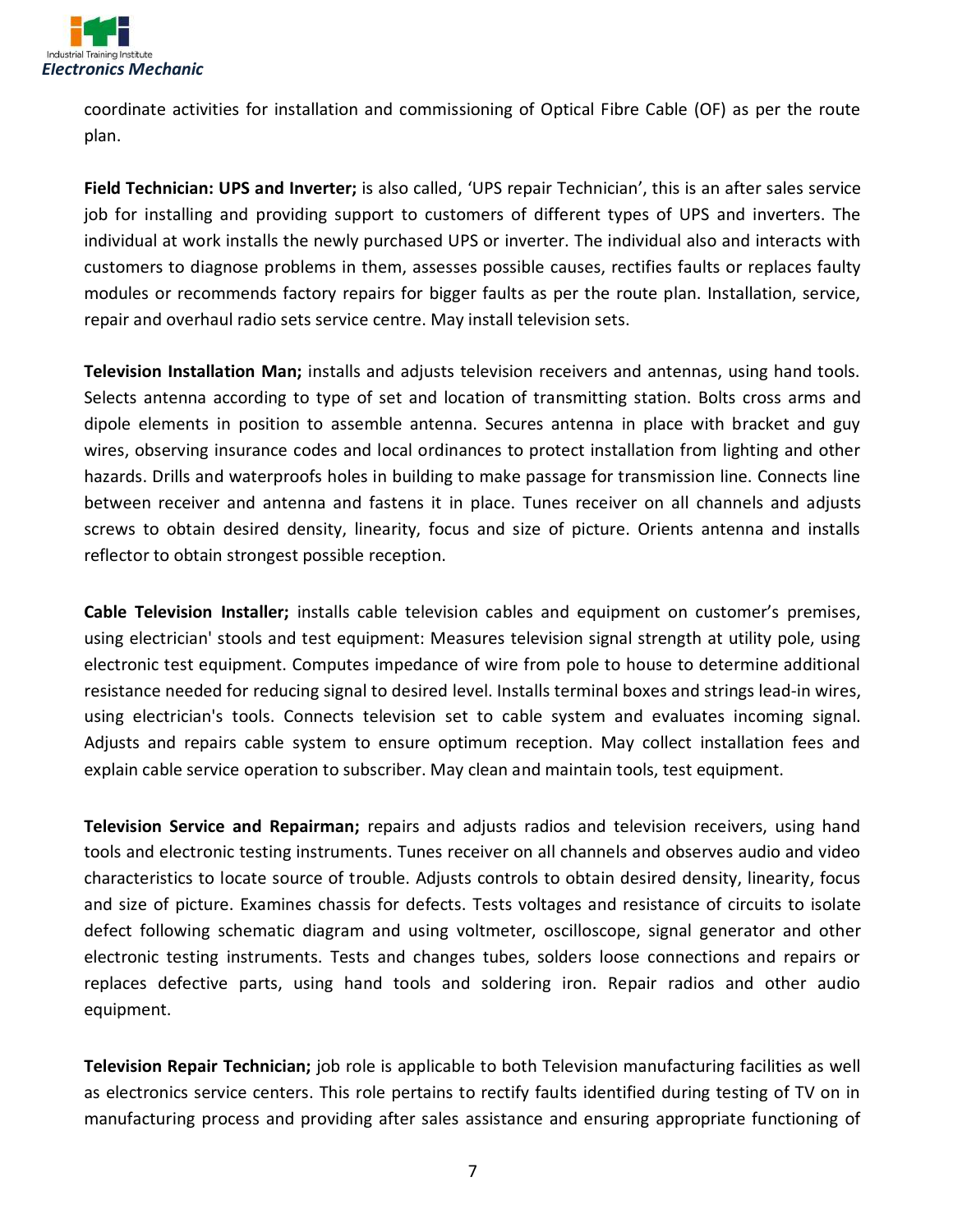coordinate activities for installation and commissioning of Optical Fibre Cable (OF) as per the route plan.

**Field Technician: UPS and Inverter;** is also called, 'UPS repair Technician', this is an after sales service job for installing and providing support to customers of different types of UPS and inverters. The individual at work installs the newly purchased UPS or inverter. The individual also and interacts with customers to diagnose problems in them, assesses possible causes, rectifies faults or replaces faulty modules or recommends factory repairs for bigger faults as per the route plan. Installation, service, repair and overhaul radio sets service centre. May install television sets.

**Television Installation Man;** installs and adjusts television receivers and antennas, using hand tools. Selects antenna according to type of set and location of transmitting station. Bolts cross arms and dipole elements in position to assemble antenna. Secures antenna in place with bracket and guy wires, observing insurance codes and local ordinances to protect installation from lighting and other hazards. Drills and waterproofs holes in building to make passage for transmission line. Connects line between receiver and antenna and fastens it in place. Tunes receiver on all channels and adjusts screws to obtain desired density, linearity, focus and size of picture. Orients antenna and installs reflector to obtain strongest possible reception.

**Cable Television Installer;** installs cable television cables and equipment on customer's premises, using electrician' stools and test equipment: Measures television signal strength at utility pole, using electronic test equipment. Computes impedance of wire from pole to house to determine additional resistance needed for reducing signal to desired level. Installs terminal boxes and strings lead-in wires, using electrician's tools. Connects television set to cable system and evaluates incoming signal. Adjusts and repairs cable system to ensure optimum reception. May collect installation fees and explain cable service operation to subscriber. May clean and maintain tools, test equipment.

**Television Service and Repairman;** repairs and adjusts radios and television receivers, using hand tools and electronic testing instruments. Tunes receiver on all channels and observes audio and video characteristics to locate source of trouble. Adjusts controls to obtain desired density, linearity, focus and size of picture. Examines chassis for defects. Tests voltages and resistance of circuits to isolate defect following schematic diagram and using voltmeter, oscilloscope, signal generator and other electronic testing instruments. Tests and changes tubes, solders loose connections and repairs or replaces defective parts, using hand tools and soldering iron. Repair radios and other audio equipment.

**Television Repair Technician;** job role is applicable to both Television manufacturing facilities as well as electronics service centers. This role pertains to rectify faults identified during testing of TV on in manufacturing process and providing after sales assistance and ensuring appropriate functioning of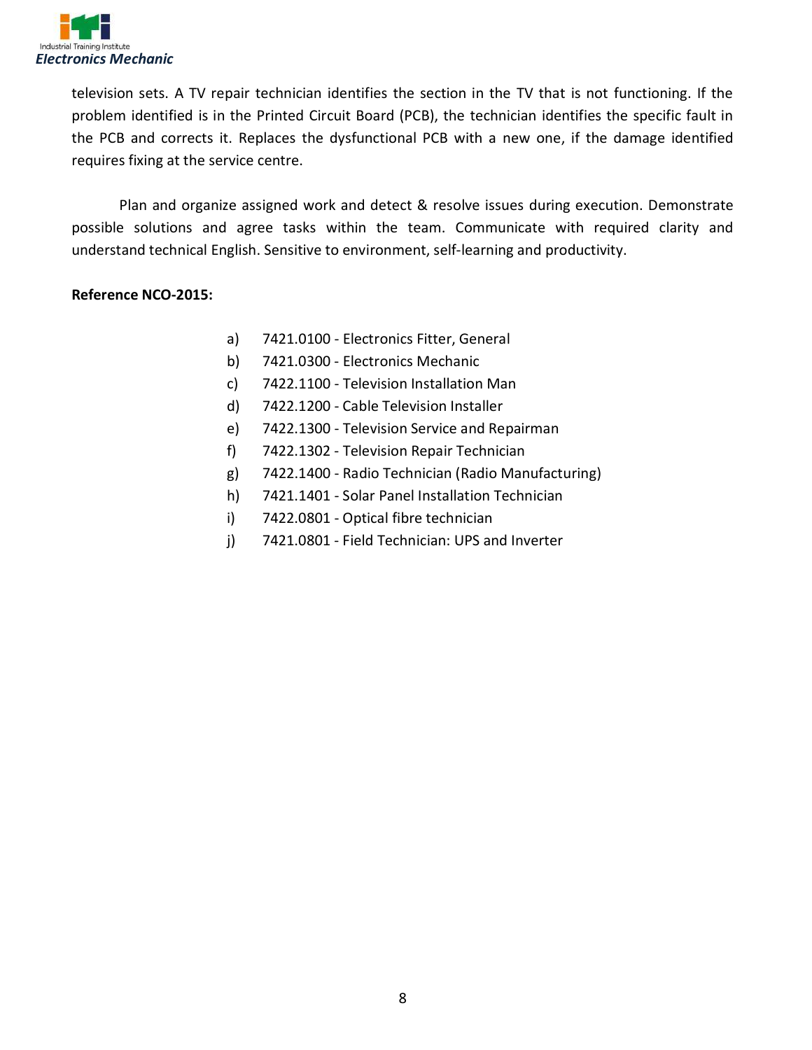television sets. A TV repair technician identifies the section in the TV that is not functioning. If the problem identified is in the Printed Circuit Board (PCB), the technician identifies the specific fault in the PCB and corrects it. Replaces the dysfunctional PCB with a new one, if the damage identified requires fixing at the service centre.

Plan and organize assigned work and detect & resolve issues during execution. Demonstrate possible solutions and agree tasks within the team. Communicate with required clarity and understand technical English. Sensitive to environment, self-learning and productivity.

**Reference NCO-2015:**

a) 7421.0100 - Electronics Fitter, General
b) 7421.0300 - Electronics Mechanic
c) 7422.1100 - Television Installation Man
d) 7422.1200 - Cable Television Installer
e) 7422.1300 - Television Service and Repairman
f) 7422.1302 - Television Repair Technician
g) 7422.1400 - Radio Technician (Radio Manufacturing)
h) 7421.1401 - Solar Panel Installation Technician
i) 7422.0801 - Optical fibre technician
j) 7421.0801 - Field Technician: UPS and Inverter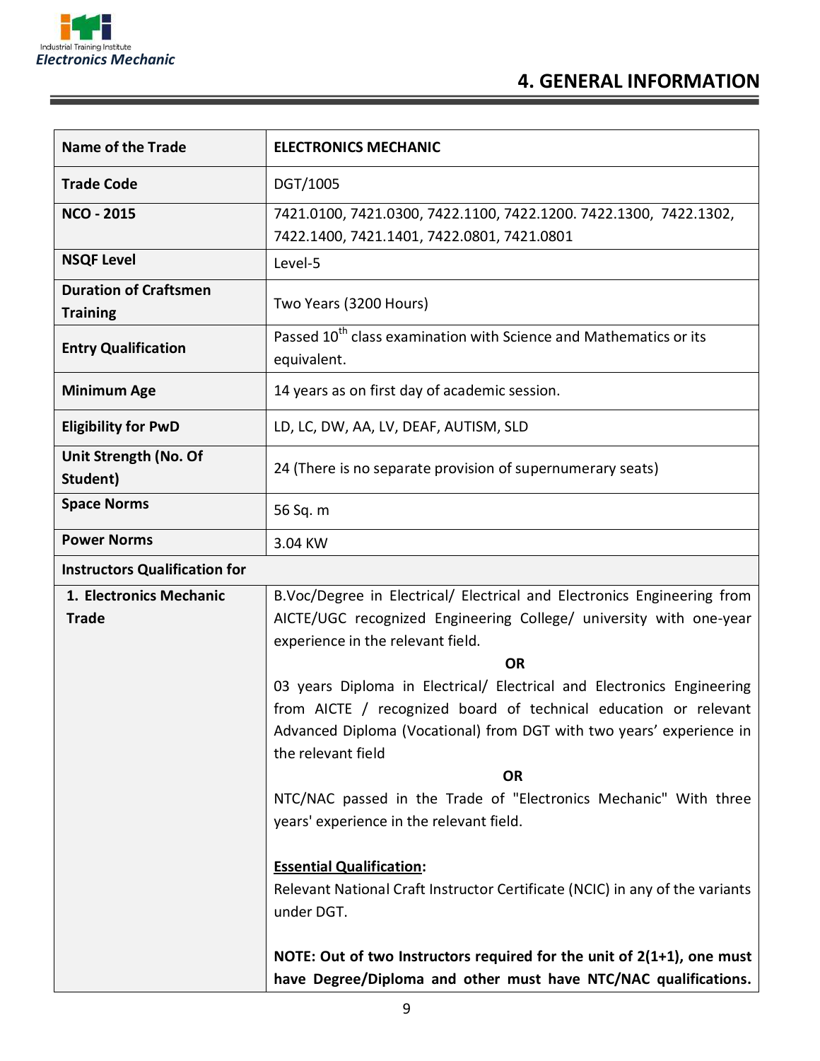# 4. GENERAL INFORMATION

| Name of the Trade | ELECTRONICS MECHANIC |
|---|---|
| Trade Code | DGT/1005 |
| NCO - 2015 | 7421.0100, 7421.0300, 7422.1100, 7422.1200. 7422.1300, 7422.1302, 7422.1400, 7421.1401, 7422.0801, 7421.0801 |
| NSQF Level | Level-5 |
| Duration of Craftsmen Training | Two Years (3200 Hours) |
| Entry Qualification | Passed 10th class examination with Science and Mathematics or its equivalent. |
| Minimum Age | 14 years as on first day of academic session. |
| Eligibility for PwD | LD, LC, DW, AA, LV, DEAF, AUTISM, SLD |
| Unit Strength (No. Of Student) | 24 (There is no separate provision of supernumerary seats) |
| Space Norms | 56 Sq. m |
| Power Norms | 3.04 KW |
| **Instructors Qualification for** | |
| 1. Electronics Mechanic Trade | B.Voc/Degree in Electrical/ Electrical and Electronics Engineering from AICTE/UGC recognized Engineering College/ university with one-year experience in the relevant field.<br>**OR**<br>03 years Diploma in Electrical/ Electrical and Electronics Engineering from AICTE / recognized board of technical education or relevant Advanced Diploma (Vocational) from DGT with two years' experience in the relevant field<br>**OR**<br>NTC/NAC passed in the Trade of "Electronics Mechanic" With three years' experience in the relevant field.<br><br>**Essential Qualification:**<br>Relevant National Craft Instructor Certificate (NCIC) in any of the variants under DGT.<br><br>**NOTE: Out of two Instructors required for the unit of 2(1+1), one must have Degree/Diploma and other must have NTC/NAC qualifications.** |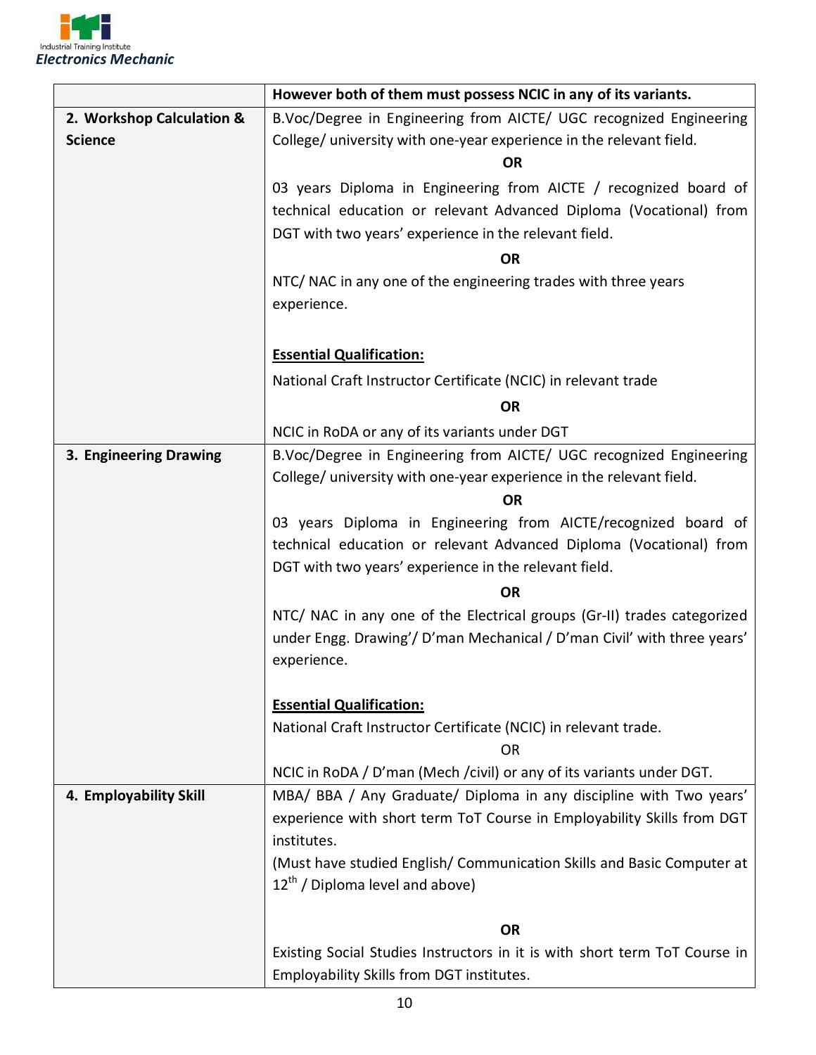| | However both of them must possess NCIC in any of its variants. |
|---|---|
| **2. Workshop Calculation & Science** | B.Voc/Degree in Engineering from AICTE/ UGC recognized Engineering College/ university with one-year experience in the relevant field.<br>**OR**<br>03 years Diploma in Engineering from AICTE / recognized board of technical education or relevant Advanced Diploma (Vocational) from DGT with two years' experience in the relevant field.<br>**OR**<br>NTC/ NAC in any one of the engineering trades with three years experience.<br><br>**Essential Qualification:**<br>National Craft Instructor Certificate (NCIC) in relevant trade<br>**OR**<br>NCIC in RoDA or any of its variants under DGT |
| **3. Engineering Drawing** | B.Voc/Degree in Engineering from AICTE/ UGC recognized Engineering College/ university with one-year experience in the relevant field.<br>**OR**<br>03 years Diploma in Engineering from AICTE/recognized board of technical education or relevant Advanced Diploma (Vocational) from DGT with two years' experience in the relevant field.<br>**OR**<br>NTC/ NAC in any one of the Electrical groups (Gr-II) trades categorized under Engg. Drawing'/ D'man Mechanical / D'man Civil' with three years' experience.<br><br>**Essential Qualification:**<br>National Craft Instructor Certificate (NCIC) in relevant trade.<br>OR<br>NCIC in RoDA / D'man (Mech /civil) or any of its variants under DGT. |
| **4. Employability Skill** | MBA/ BBA / Any Graduate/ Diploma in any discipline with Two years' experience with short term ToT Course in Employability Skills from DGT institutes.<br>(Must have studied English/ Communication Skills and Basic Computer at 12th / Diploma level and above)<br><br>**OR**<br>Existing Social Studies Instructors in it is with short term ToT Course in Employability Skills from DGT institutes. |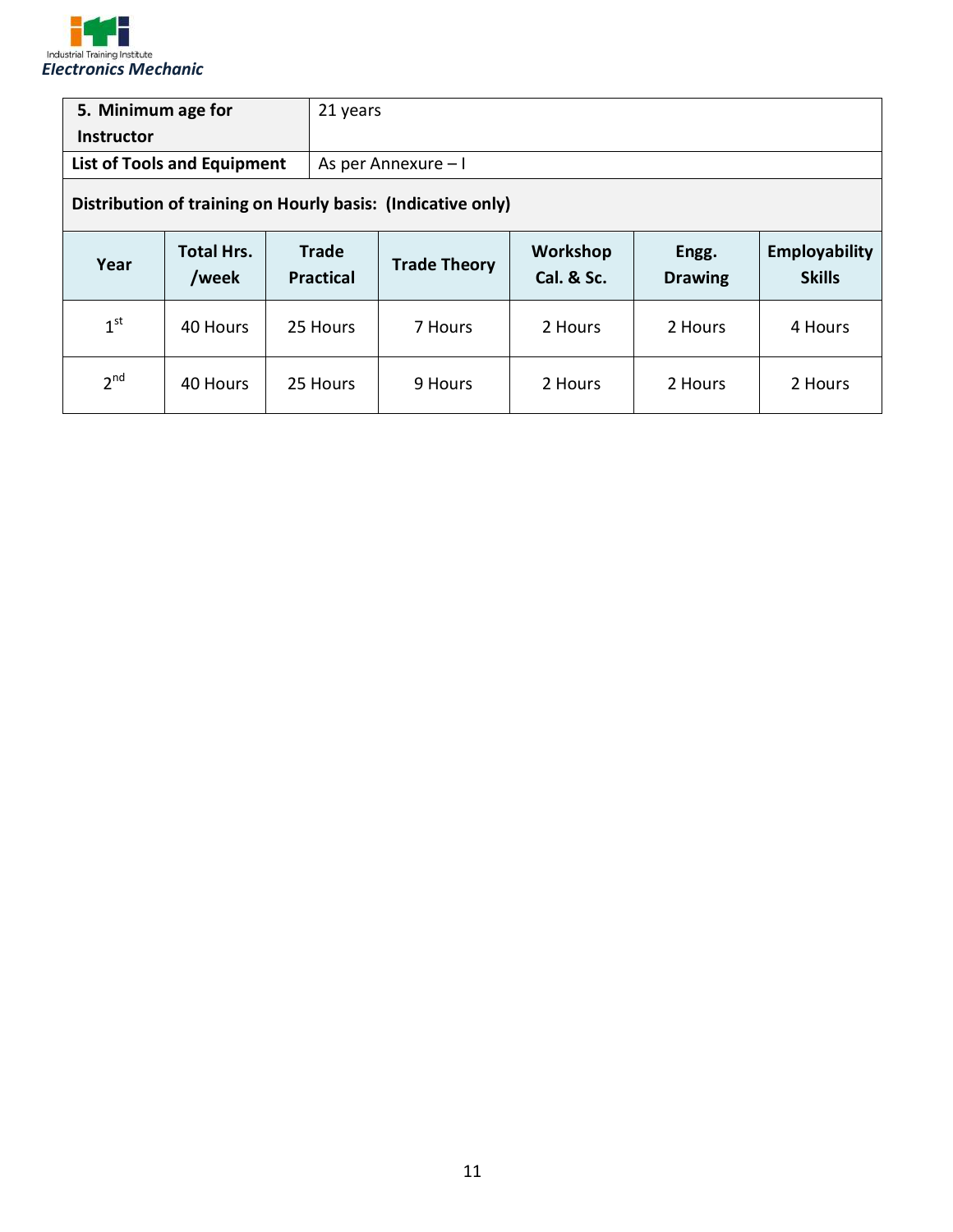| **5. Minimum age for Instructor** | 21 years |
|---|---|
| **List of Tools and Equipment** | As per Annexure – I |

**Distribution of training on Hourly basis: (Indicative only)**

| Year | Total Hrs. /week | Trade Practical | Trade Theory | Workshop Cal. & Sc. | Engg. Drawing | Employability Skills |
|---|---|---|---|---|---|---|
| 1st | 40 Hours | 25 Hours | 7 Hours | 2 Hours | 2 Hours | 4 Hours |
| 2nd | 40 Hours | 25 Hours | 9 Hours | 2 Hours | 2 Hours | 2 Hours |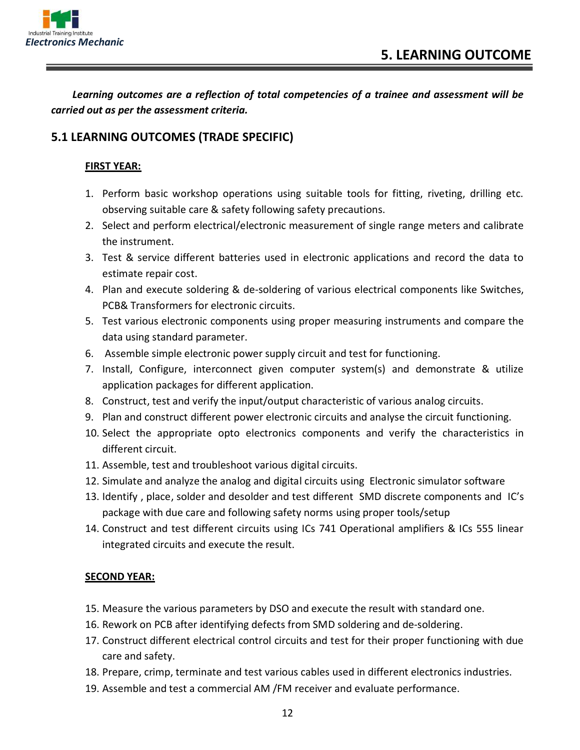# 5. LEARNING OUTCOME

***Learning outcomes are a reflection of total competencies of a trainee and assessment will be carried out as per the assessment criteria.***

## 5.1 LEARNING OUTCOMES (TRADE SPECIFIC)

**FIRST YEAR:**

1. Perform basic workshop operations using suitable tools for fitting, riveting, drilling etc. observing suitable care & safety following safety precautions.
2. Select and perform electrical/electronic measurement of single range meters and calibrate the instrument.
3. Test & service different batteries used in electronic applications and record the data to estimate repair cost.
4. Plan and execute soldering & de-soldering of various electrical components like Switches, PCB& Transformers for electronic circuits.
5. Test various electronic components using proper measuring instruments and compare the data using standard parameter.
6. Assemble simple electronic power supply circuit and test for functioning.
7. Install, Configure, interconnect given computer system(s) and demonstrate & utilize application packages for different application.
8. Construct, test and verify the input/output characteristic of various analog circuits.
9. Plan and construct different power electronic circuits and analyse the circuit functioning.
10. Select the appropriate opto electronics components and verify the characteristics in different circuit.
11. Assemble, test and troubleshoot various digital circuits.
12. Simulate and analyze the analog and digital circuits using Electronic simulator software
13. Identify , place, solder and desolder and test different SMD discrete components and IC's package with due care and following safety norms using proper tools/setup
14. Construct and test different circuits using ICs 741 Operational amplifiers & ICs 555 linear integrated circuits and execute the result.

**SECOND YEAR:**

15. Measure the various parameters by DSO and execute the result with standard one.
16. Rework on PCB after identifying defects from SMD soldering and de-soldering.
17. Construct different electrical control circuits and test for their proper functioning with due care and safety.
18. Prepare, crimp, terminate and test various cables used in different electronics industries.
19. Assemble and test a commercial AM /FM receiver and evaluate performance.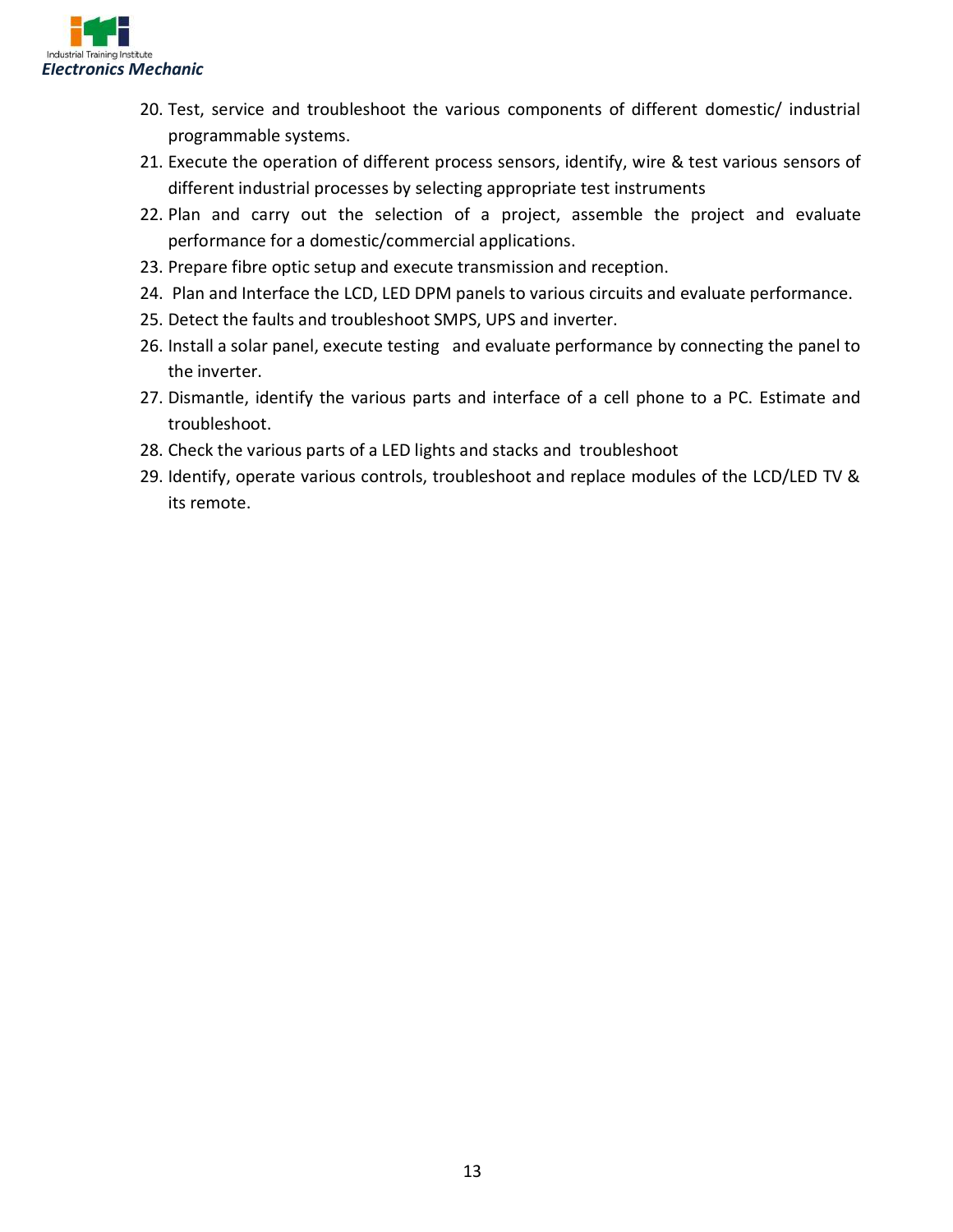20. Test, service and troubleshoot the various components of different domestic/ industrial programmable systems.
21. Execute the operation of different process sensors, identify, wire & test various sensors of different industrial processes by selecting appropriate test instruments
22. Plan and carry out the selection of a project, assemble the project and evaluate performance for a domestic/commercial applications.
23. Prepare fibre optic setup and execute transmission and reception.
24. Plan and Interface the LCD, LED DPM panels to various circuits and evaluate performance.
25. Detect the faults and troubleshoot SMPS, UPS and inverter.
26. Install a solar panel, execute testing and evaluate performance by connecting the panel to the inverter.
27. Dismantle, identify the various parts and interface of a cell phone to a PC. Estimate and troubleshoot.
28. Check the various parts of a LED lights and stacks and troubleshoot
29. Identify, operate various controls, troubleshoot and replace modules of the LCD/LED TV & its remote.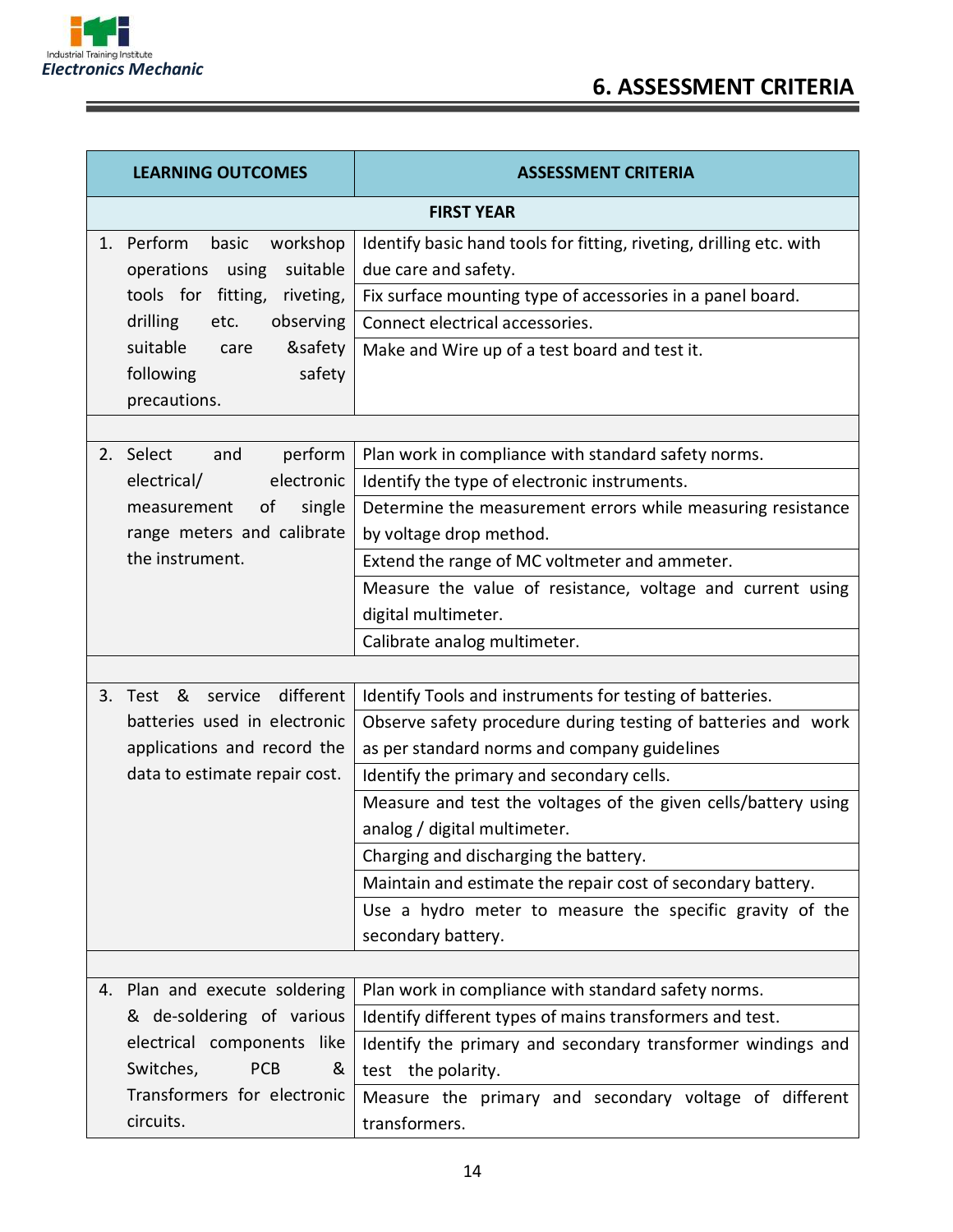## 6. ASSESSMENT CRITERIA

| LEARNING OUTCOMES | ASSESSMENT CRITERIA |
|---|---|
| **FIRST YEAR** | |
| 1. Perform basic workshop operations using suitable tools for fitting, riveting, drilling etc. observing suitable care &safety following safety precautions. | Identify basic hand tools for fitting, riveting, drilling etc. with due care and safety. |
| | Fix surface mounting type of accessories in a panel board. |
| | Connect electrical accessories. |
| | Make and Wire up of a test board and test it. |
| | |
| 2. Select and perform electrical/ electronic measurement of single range meters and calibrate the instrument. | Plan work in compliance with standard safety norms. |
| | Identify the type of electronic instruments. |
| | Determine the measurement errors while measuring resistance by voltage drop method. |
| | Extend the range of MC voltmeter and ammeter. |
| | Measure the value of resistance, voltage and current using digital multimeter. |
| | Calibrate analog multimeter. |
| | |
| 3. Test & service different batteries used in electronic applications and record the data to estimate repair cost. | Identify Tools and instruments for testing of batteries. |
| | Observe safety procedure during testing of batteries and work as per standard norms and company guidelines |
| | Identify the primary and secondary cells. |
| | Measure and test the voltages of the given cells/battery using analog / digital multimeter. |
| | Charging and discharging the battery. |
| | Maintain and estimate the repair cost of secondary battery. |
| | Use a hydro meter to measure the specific gravity of the secondary battery. |
| | |
| 4. Plan and execute soldering & de-soldering of various electrical components like Switches, PCB & Transformers for electronic circuits. | Plan work in compliance with standard safety norms. |
| | Identify different types of mains transformers and test. |
| | Identify the primary and secondary transformer windings and test the polarity. |
| | Measure the primary and secondary voltage of different transformers. |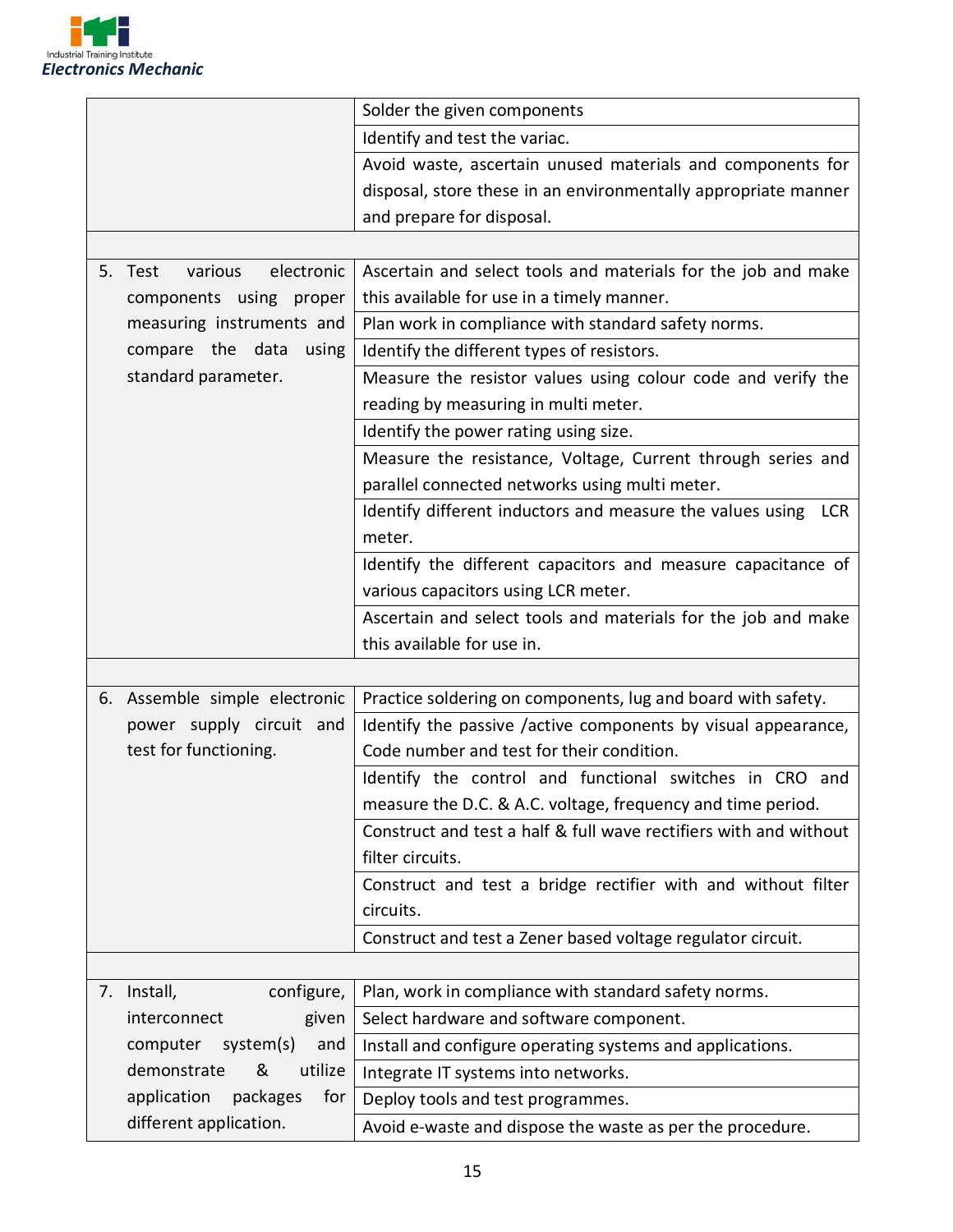| | |
|---|---|
| | Solder the given components |
| | Identify and test the variac. |
| | Avoid waste, ascertain unused materials and components for disposal, store these in an environmentally appropriate manner and prepare for disposal. |
| | |
| 5. Test various electronic components using proper measuring instruments and compare the data using standard parameter. | Ascertain and select tools and materials for the job and make this available for use in a timely manner. |
| | Plan work in compliance with standard safety norms. |
| | Identify the different types of resistors. |
| | Measure the resistor values using colour code and verify the reading by measuring in multi meter. |
| | Identify the power rating using size. |
| | Measure the resistance, Voltage, Current through series and parallel connected networks using multi meter. |
| | Identify different inductors and measure the values using LCR meter. |
| | Identify the different capacitors and measure capacitance of various capacitors using LCR meter. |
| | Ascertain and select tools and materials for the job and make this available for use in. |
| | |
| 6. Assemble simple electronic power supply circuit and test for functioning. | Practice soldering on components, lug and board with safety. |
| | Identify the passive /active components by visual appearance, Code number and test for their condition. |
| | Identify the control and functional switches in CRO and measure the D.C. & A.C. voltage, frequency and time period. |
| | Construct and test a half & full wave rectifiers with and without filter circuits. |
| | Construct and test a bridge rectifier with and without filter circuits. |
| | Construct and test a Zener based voltage regulator circuit. |
| | |
| 7. Install, configure, interconnect given computer system(s) and demonstrate & utilize application packages for different application. | Plan, work in compliance with standard safety norms. |
| | Select hardware and software component. |
| | Install and configure operating systems and applications. |
| | Integrate IT systems into networks. |
| | Deploy tools and test programmes. |
| | Avoid e-waste and dispose the waste as per the procedure. |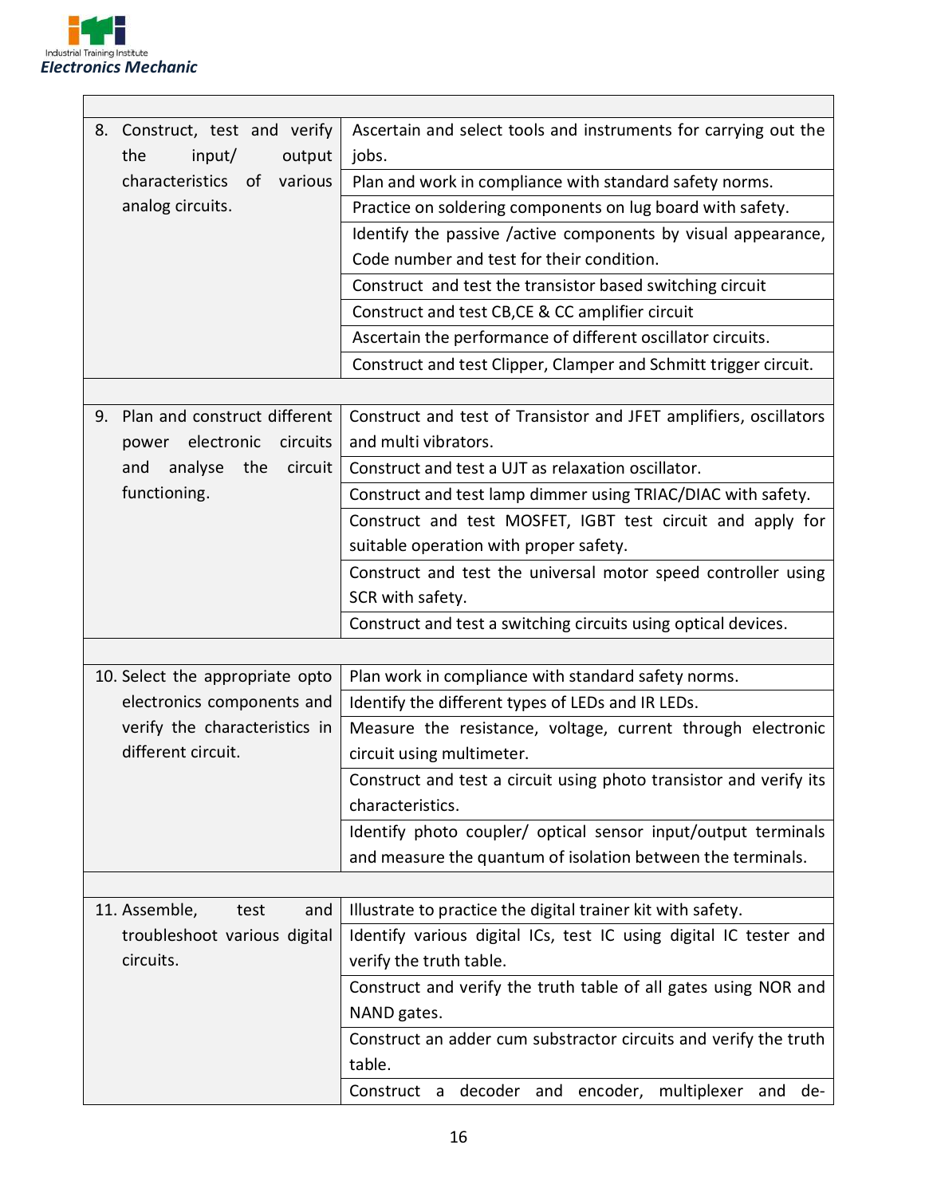| | |
|---|---|
| 8. Construct, test and verify the input/ output characteristics of various analog circuits. | Ascertain and select tools and instruments for carrying out the jobs. |
| | Plan and work in compliance with standard safety norms. |
| | Practice on soldering components on lug board with safety. |
| | Identify the passive /active components by visual appearance, Code number and test for their condition. |
| | Construct and test the transistor based switching circuit |
| | Construct and test CB,CE & CC amplifier circuit |
| | Ascertain the performance of different oscillator circuits. |
| | Construct and test Clipper, Clamper and Schmitt trigger circuit. |
| | |
| 9. Plan and construct different power electronic circuits and analyse the circuit functioning. | Construct and test of Transistor and JFET amplifiers, oscillators and multi vibrators. |
| | Construct and test a UJT as relaxation oscillator. |
| | Construct and test lamp dimmer using TRIAC/DIAC with safety. |
| | Construct and test MOSFET, IGBT test circuit and apply for suitable operation with proper safety. |
| | Construct and test the universal motor speed controller using SCR with safety. |
| | Construct and test a switching circuits using optical devices. |
| | |
| 10. Select the appropriate opto electronics components and verify the characteristics in different circuit. | Plan work in compliance with standard safety norms. |
| | Identify the different types of LEDs and IR LEDs. |
| | Measure the resistance, voltage, current through electronic circuit using multimeter. |
| | Construct and test a circuit using photo transistor and verify its characteristics. |
| | Identify photo coupler/ optical sensor input/output terminals and measure the quantum of isolation between the terminals. |
| | |
| 11. Assemble, test and troubleshoot various digital circuits. | Illustrate to practice the digital trainer kit with safety. |
| | Identify various digital ICs, test IC using digital IC tester and verify the truth table. |
| | Construct and verify the truth table of all gates using NOR and NAND gates. |
| | Construct an adder cum substractor circuits and verify the truth table. |
| | Construct a decoder and encoder, multiplexer and de- |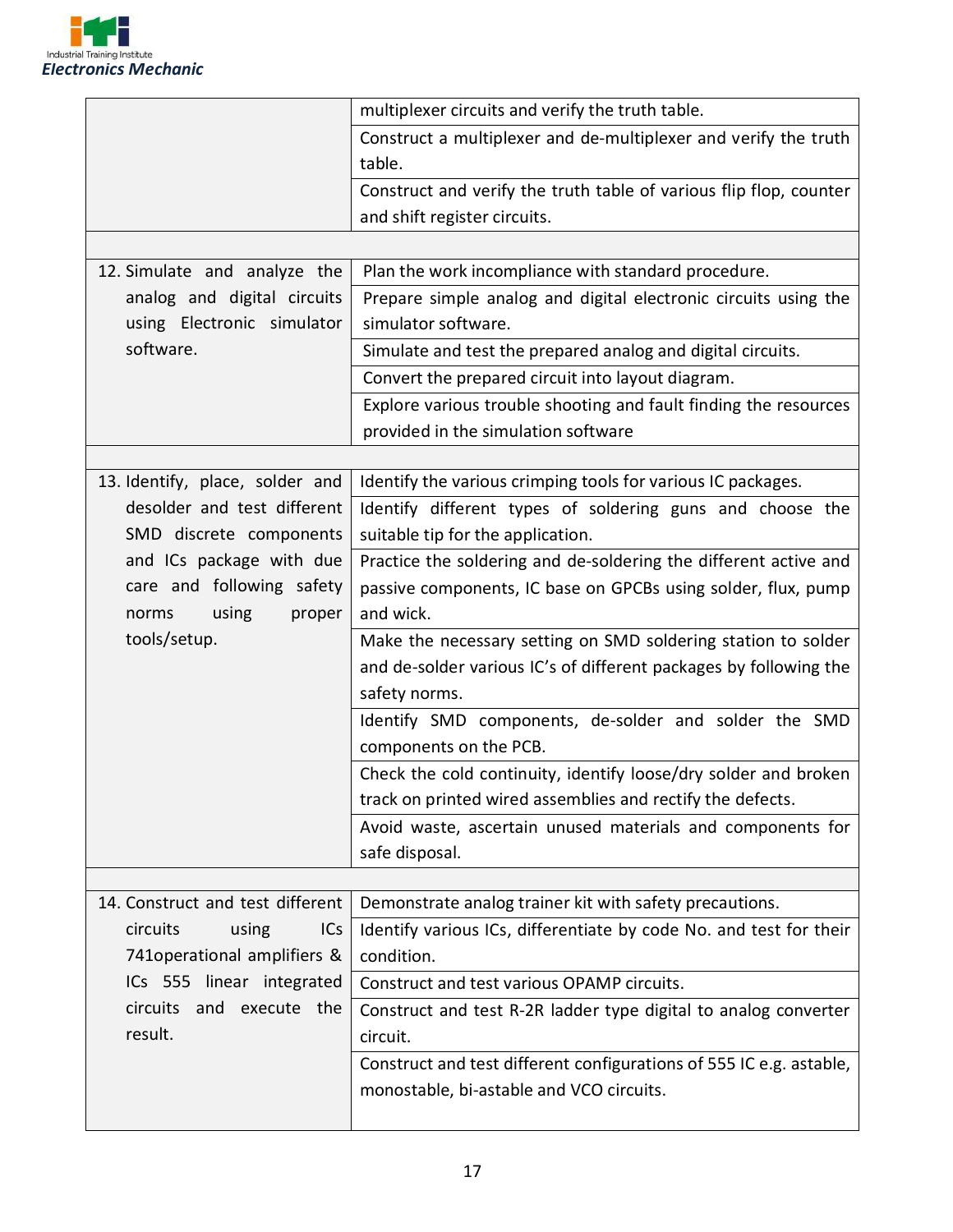| | |
|---|---|
| | multiplexer circuits and verify the truth table. |
| | Construct a multiplexer and de-multiplexer and verify the truth table. |
| | Construct and verify the truth table of various flip flop, counter and shift register circuits. |
| | |
| 12. Simulate and analyze the analog and digital circuits using Electronic simulator software. | Plan the work incompliance with standard procedure. |
| | Prepare simple analog and digital electronic circuits using the simulator software. |
| | Simulate and test the prepared analog and digital circuits. |
| | Convert the prepared circuit into layout diagram. |
| | Explore various trouble shooting and fault finding the resources provided in the simulation software |
| | |
| 13. Identify, place, solder and desolder and test different SMD discrete components and ICs package with due care and following safety norms using proper tools/setup. | Identify the various crimping tools for various IC packages. |
| | Identify different types of soldering guns and choose the suitable tip for the application. |
| | Practice the soldering and de-soldering the different active and passive components, IC base on GPCBs using solder, flux, pump and wick. |
| | Make the necessary setting on SMD soldering station to solder and de-solder various IC's of different packages by following the safety norms. |
| | Identify SMD components, de-solder and solder the SMD components on the PCB. |
| | Check the cold continuity, identify loose/dry solder and broken track on printed wired assemblies and rectify the defects. |
| | Avoid waste, ascertain unused materials and components for safe disposal. |
| | |
| 14. Construct and test different circuits using ICs 741operational amplifiers & ICs 555 linear integrated circuits and execute the result. | Demonstrate analog trainer kit with safety precautions. |
| | Identify various ICs, differentiate by code No. and test for their condition. |
| | Construct and test various OPAMP circuits. |
| | Construct and test R-2R ladder type digital to analog converter circuit. |
| | Construct and test different configurations of 555 IC e.g. astable, monostable, bi-astable and VCO circuits. |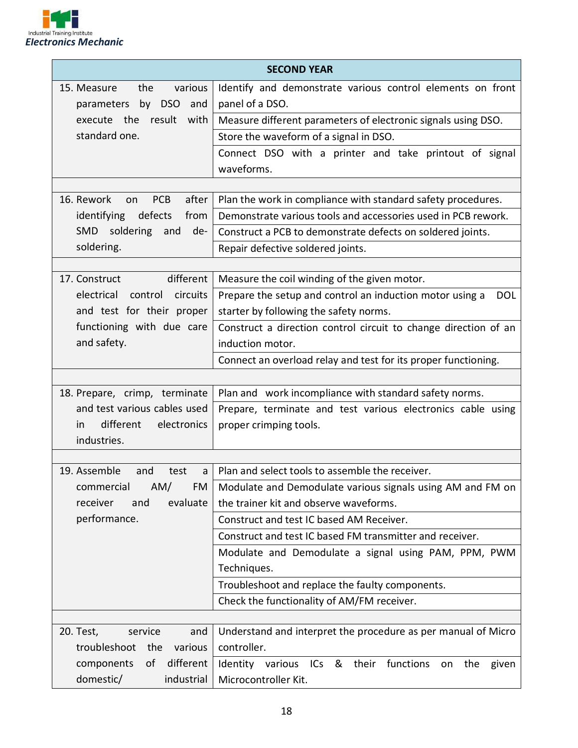| SECOND YEAR | |
|---|---|
| 15. Measure the various parameters by DSO and execute the result with standard one. | Identify and demonstrate various control elements on front panel of a DSO. |
| | Measure different parameters of electronic signals using DSO. |
| | Store the waveform of a signal in DSO. |
| | Connect DSO with a printer and take printout of signal waveforms. |
| | |
| 16. Rework on PCB after identifying defects from SMD soldering and de-soldering. | Plan the work in compliance with standard safety procedures. |
| | Demonstrate various tools and accessories used in PCB rework. |
| | Construct a PCB to demonstrate defects on soldered joints. |
| | Repair defective soldered joints. |
| | |
| 17. Construct different electrical control circuits and test for their proper functioning with due care and safety. | Measure the coil winding of the given motor. |
| | Prepare the setup and control an induction motor using a DOL starter by following the safety norms. |
| | Construct a direction control circuit to change direction of an induction motor. |
| | Connect an overload relay and test for its proper functioning. |
| | |
| 18. Prepare, crimp, terminate and test various cables used in different electronics industries. | Plan and work incompliance with standard safety norms. |
| | Prepare, terminate and test various electronics cable using proper crimping tools. |
| | |
| 19. Assemble and test a commercial AM/ FM receiver and evaluate performance. | Plan and select tools to assemble the receiver. |
| | Modulate and Demodulate various signals using AM and FM on the trainer kit and observe waveforms. |
| | Construct and test IC based AM Receiver. |
| | Construct and test IC based FM transmitter and receiver. |
| | Modulate and Demodulate a signal using PAM, PPM, PWM Techniques. |
| | Troubleshoot and replace the faulty components. |
| | Check the functionality of AM/FM receiver. |
| | |
| 20. Test, service and troubleshoot the various components of different domestic/ industrial | Understand and interpret the procedure as per manual of Micro controller. |
| | Identity various ICs & their functions on the given Microcontroller Kit. |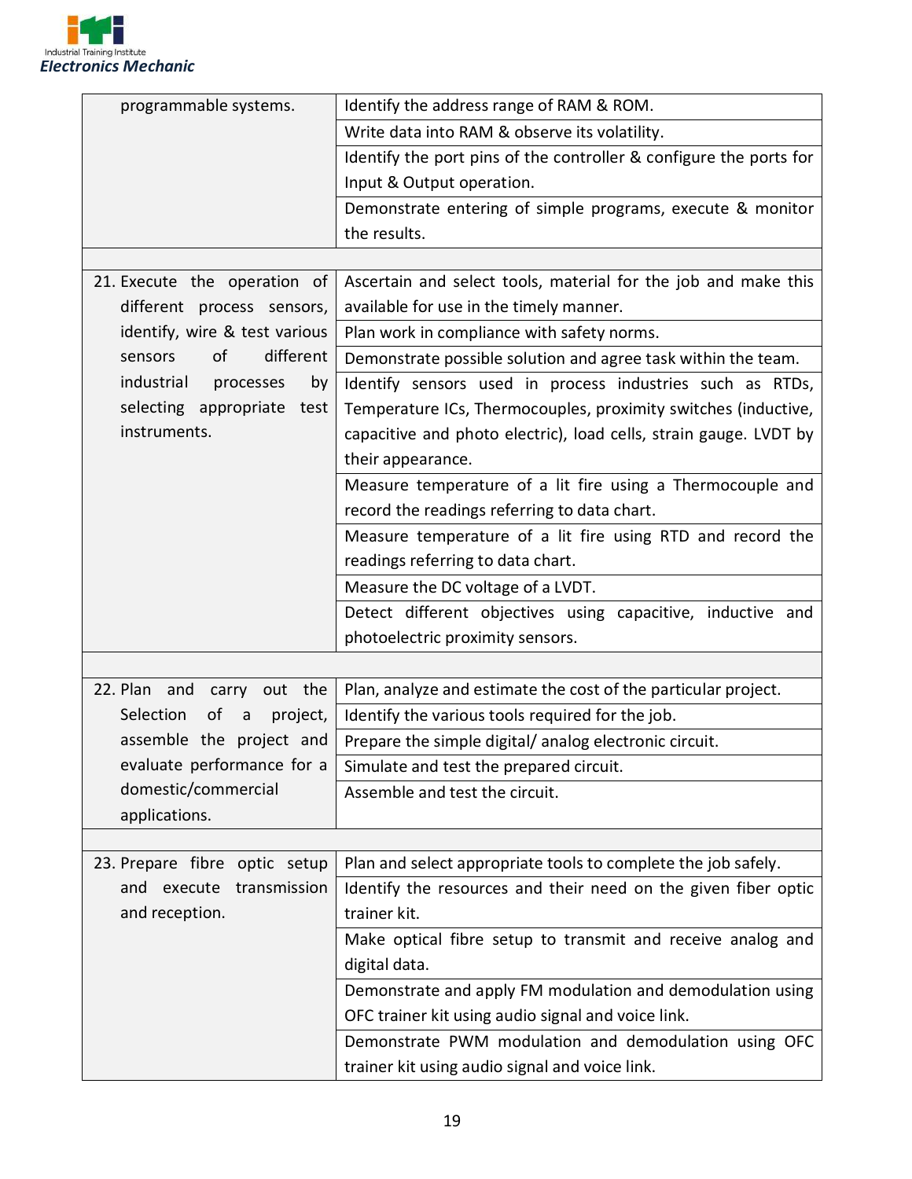| | |
|---|---|
| programmable systems. | Identify the address range of RAM & ROM. |
| | Write data into RAM & observe its volatility. |
| | Identify the port pins of the controller & configure the ports for Input & Output operation. |
| | Demonstrate entering of simple programs, execute & monitor the results. |
| | |
| 21. Execute the operation of different process sensors, identify, wire & test various sensors of different industrial processes by selecting appropriate test instruments. | Ascertain and select tools, material for the job and make this available for use in the timely manner. |
| | Plan work in compliance with safety norms. |
| | Demonstrate possible solution and agree task within the team. |
| | Identify sensors used in process industries such as RTDs, Temperature ICs, Thermocouples, proximity switches (inductive, capacitive and photo electric), load cells, strain gauge. LVDT by their appearance. |
| | Measure temperature of a lit fire using a Thermocouple and record the readings referring to data chart. |
| | Measure temperature of a lit fire using RTD and record the readings referring to data chart. |
| | Measure the DC voltage of a LVDT. |
| | Detect different objectives using capacitive, inductive and photoelectric proximity sensors. |
| | |
| 22. Plan and carry out the Selection of a project, assemble the project and evaluate performance for a domestic/commercial applications. | Plan, analyze and estimate the cost of the particular project. |
| | Identify the various tools required for the job. |
| | Prepare the simple digital/ analog electronic circuit. |
| | Simulate and test the prepared circuit. |
| | Assemble and test the circuit. |
| | |
| 23. Prepare fibre optic setup and execute transmission and reception. | Plan and select appropriate tools to complete the job safely. |
| | Identify the resources and their need on the given fiber optic trainer kit. |
| | Make optical fibre setup to transmit and receive analog and digital data. |
| | Demonstrate and apply FM modulation and demodulation using OFC trainer kit using audio signal and voice link. |
| | Demonstrate PWM modulation and demodulation using OFC trainer kit using audio signal and voice link. |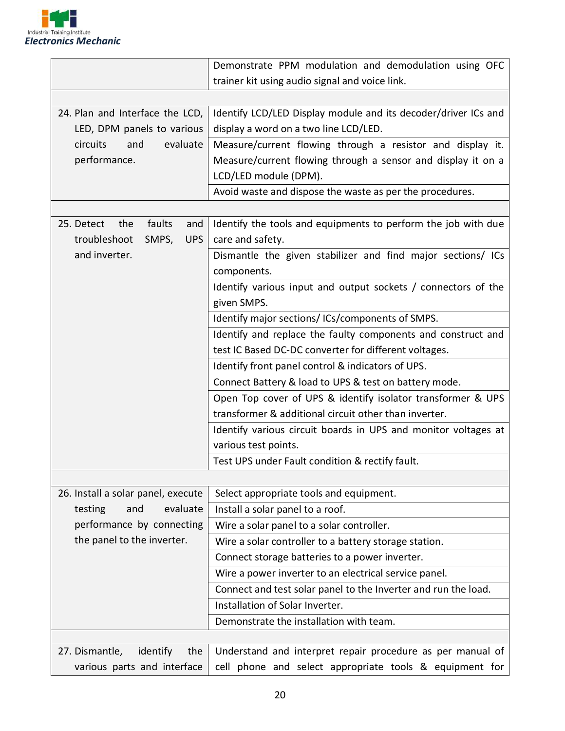| | |
|---|---|
| | Demonstrate PPM modulation and demodulation using OFC trainer kit using audio signal and voice link. |
| | |
| 24. Plan and Interface the LCD, LED, DPM panels to various circuits and evaluate performance. | Identify LCD/LED Display module and its decoder/driver ICs and display a word on a two line LCD/LED. |
| | Measure/current flowing through a resistor and display it. Measure/current flowing through a sensor and display it on a LCD/LED module (DPM). |
| | Avoid waste and dispose the waste as per the procedures. |
| | |
| 25. Detect the faults and troubleshoot SMPS, UPS and inverter. | Identify the tools and equipments to perform the job with due care and safety. |
| | Dismantle the given stabilizer and find major sections/ ICs components. |
| | Identify various input and output sockets / connectors of the given SMPS. |
| | Identify major sections/ ICs/components of SMPS. |
| | Identify and replace the faulty components and construct and test IC Based DC-DC converter for different voltages. |
| | Identify front panel control & indicators of UPS. |
| | Connect Battery & load to UPS & test on battery mode. |
| | Open Top cover of UPS & identify isolator transformer & UPS transformer & additional circuit other than inverter. |
| | Identify various circuit boards in UPS and monitor voltages at various test points. |
| | Test UPS under Fault condition & rectify fault. |
| | |
| 26. Install a solar panel, execute testing and evaluate performance by connecting the panel to the inverter. | Select appropriate tools and equipment. |
| | Install a solar panel to a roof. |
| | Wire a solar panel to a solar controller. |
| | Wire a solar controller to a battery storage station. |
| | Connect storage batteries to a power inverter. |
| | Wire a power inverter to an electrical service panel. |
| | Connect and test solar panel to the Inverter and run the load. |
| | Installation of Solar Inverter. |
| | Demonstrate the installation with team. |
| | |
| 27. Dismantle, identify the various parts and interface | Understand and interpret repair procedure as per manual of cell phone and select appropriate tools & equipment for |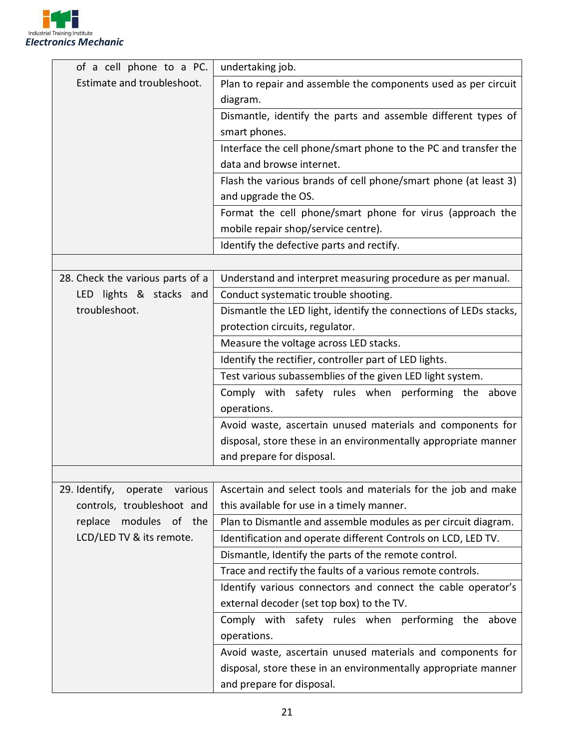| | |
|---|---|
| of a cell phone to a PC. Estimate and troubleshoot. | undertaking job. |
| | Plan to repair and assemble the components used as per circuit diagram. |
| | Dismantle, identify the parts and assemble different types of smart phones. |
| | Interface the cell phone/smart phone to the PC and transfer the data and browse internet. |
| | Flash the various brands of cell phone/smart phone (at least 3) and upgrade the OS. |
| | Format the cell phone/smart phone for virus (approach the mobile repair shop/service centre). |
| | Identify the defective parts and rectify. |
| | |
| 28. Check the various parts of a LED lights & stacks and troubleshoot. | Understand and interpret measuring procedure as per manual. |
| | Conduct systematic trouble shooting. |
| | Dismantle the LED light, identify the connections of LEDs stacks, protection circuits, regulator. |
| | Measure the voltage across LED stacks. |
| | Identify the rectifier, controller part of LED lights. |
| | Test various subassemblies of the given LED light system. |
| | Comply with safety rules when performing the above operations. |
| | Avoid waste, ascertain unused materials and components for disposal, store these in an environmentally appropriate manner and prepare for disposal. |
| | |
| 29. Identify, operate various controls, troubleshoot and replace modules of the LCD/LED TV & its remote. | Ascertain and select tools and materials for the job and make this available for use in a timely manner. |
| | Plan to Dismantle and assemble modules as per circuit diagram. |
| | Identification and operate different Controls on LCD, LED TV. |
| | Dismantle, Identify the parts of the remote control. |
| | Trace and rectify the faults of a various remote controls. |
| | Identify various connectors and connect the cable operator's external decoder (set top box) to the TV. |
| | Comply with safety rules when performing the above operations. |
| | Avoid waste, ascertain unused materials and components for disposal, store these in an environmentally appropriate manner and prepare for disposal. |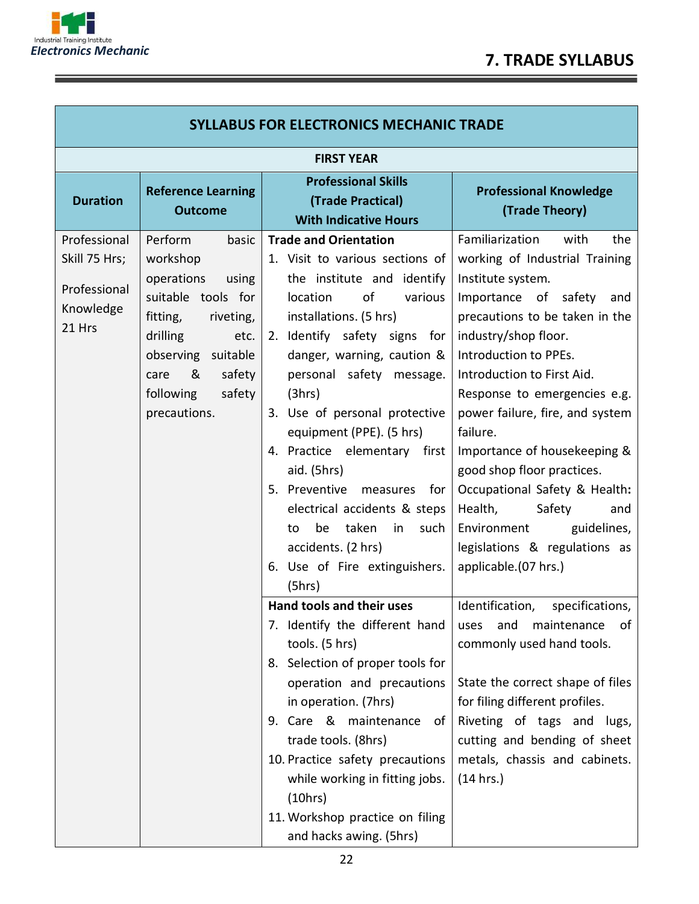# 7. TRADE SYLLABUS

| SYLLABUS FOR ELECTRONICS MECHANIC TRADE | | | |
|---|---|---|---|
| **FIRST YEAR** | | | |
| **Duration** | **Reference Learning Outcome** | **Professional Skills (Trade Practical) With Indicative Hours** | **Professional Knowledge (Trade Theory)** |
| Professional Skill 75 Hrs; <br><br> Professional Knowledge 21 Hrs | Perform basic workshop operations using suitable tools for fitting, riveting, drilling etc. observing suitable care & safety following safety precautions. | **Trade and Orientation** <br> 1. Visit to various sections of the institute and identify location of various installations. (5 hrs) <br> 2. Identify safety signs for danger, warning, caution & personal safety message. (3hrs) <br> 3. Use of personal protective equipment (PPE). (5 hrs) <br> 4. Practice elementary first aid. (5hrs) <br> 5. Preventive measures for electrical accidents & steps to be taken in such accidents. (2 hrs) <br> 6. Use of Fire extinguishers. (5hrs) | Familiarization with the working of Industrial Training Institute system. <br> Importance of safety and precautions to be taken in the industry/shop floor. <br> Introduction to PPEs. <br> Introduction to First Aid. <br> Response to emergencies e.g. power failure, fire, and system failure. <br> Importance of housekeeping & good shop floor practices. <br> Occupational Safety & Health**:** Health, Safety and Environment guidelines, legislations & regulations as applicable.(07 hrs.) |
| | | **Hand tools and their uses** <br> 7. Identify the different hand tools. (5 hrs) <br> 8. Selection of proper tools for operation and precautions in operation. (7hrs) <br> 9. Care & maintenance of trade tools. (8hrs) <br> 10. Practice safety precautions while working in fitting jobs. (10hrs) <br> 11. Workshop practice on filing and hacks awing. (5hrs) | Identification, specifications, uses and maintenance of commonly used hand tools. <br><br> State the correct shape of files for filing different profiles. <br> Riveting of tags and lugs, cutting and bending of sheet metals, chassis and cabinets. (14 hrs.) |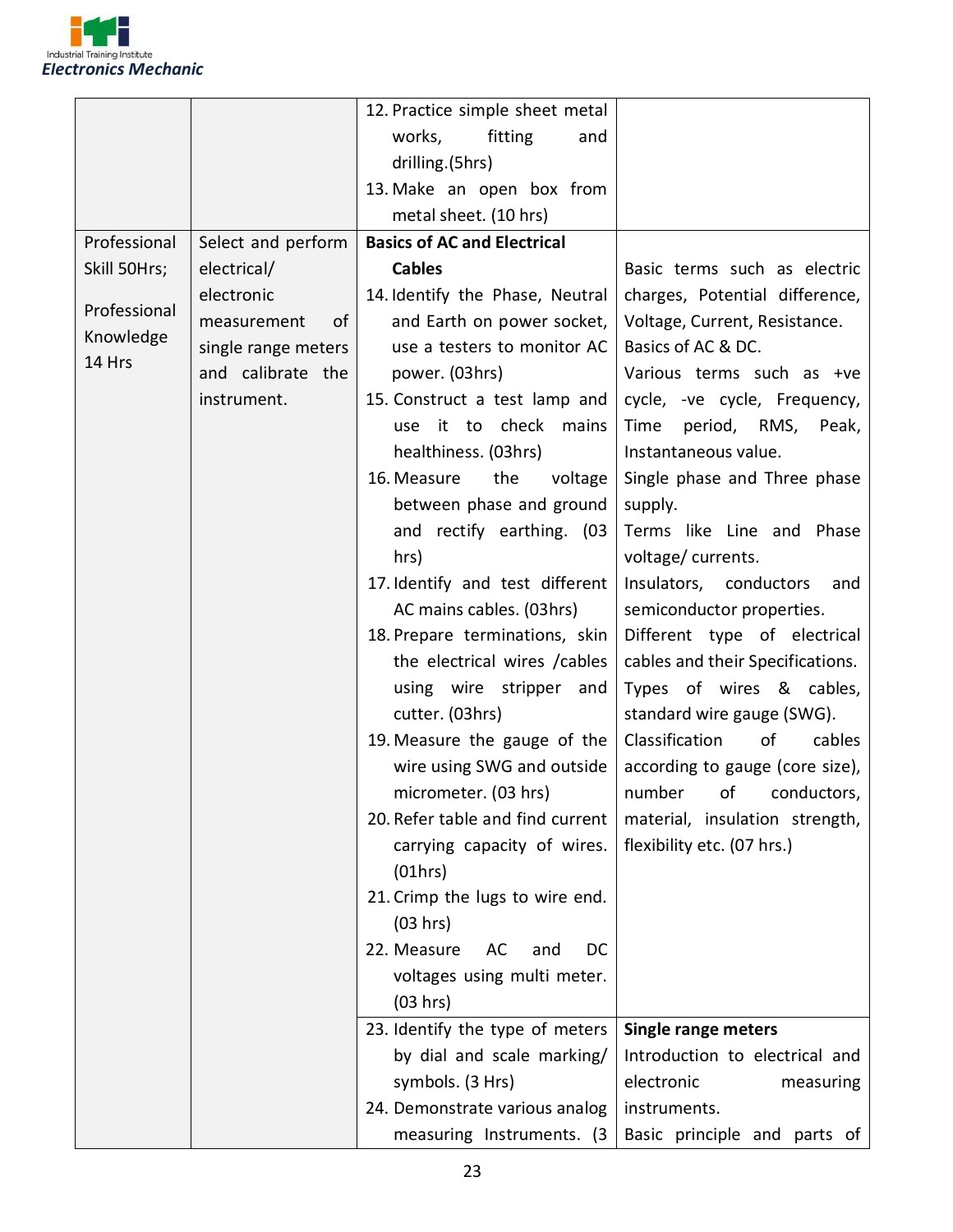| | | | |
|---|---|---|---|
| | | 12. Practice simple sheet metal works, fitting and drilling.(5hrs)<br>13. Make an open box from metal sheet. (10 hrs) | |
| Professional Skill 50Hrs;<br><br>Professional Knowledge 14 Hrs | Select and perform electrical/ electronic measurement of single range meters and calibrate the instrument. | **Basics of AC and Electrical Cables**<br>14. Identify the Phase, Neutral and Earth on power socket, use a testers to monitor AC power. (03hrs)<br>15. Construct a test lamp and use it to check mains healthiness. (03hrs)<br>16. Measure the voltage between phase and ground and rectify earthing. (03 hrs)<br>17. Identify and test different AC mains cables. (03hrs)<br>18. Prepare terminations, skin the electrical wires /cables using wire stripper and cutter. (03hrs)<br>19. Measure the gauge of the wire using SWG and outside micrometer. (03 hrs)<br>20. Refer table and find current carrying capacity of wires. (01hrs)<br>21. Crimp the lugs to wire end. (03 hrs)<br>22. Measure AC and DC voltages using multi meter. (03 hrs) | Basic terms such as electric charges, Potential difference, Voltage, Current, Resistance.<br>Basics of AC & DC.<br>Various terms such as +ve cycle, -ve cycle, Frequency, Time period, RMS, Peak, Instantaneous value.<br>Single phase and Three phase supply.<br>Terms like Line and Phase voltage/ currents.<br>Insulators, conductors and semiconductor properties.<br>Different type of electrical cables and their Specifications.<br>Types of wires & cables, standard wire gauge (SWG).<br>Classification of cables according to gauge (core size), number of conductors, material, insulation strength, flexibility etc. (07 hrs.) |
| | | 23. Identify the type of meters by dial and scale marking/ symbols. (3 Hrs)<br>24. Demonstrate various analog measuring Instruments. (3 | **Single range meters**<br>Introduction to electrical and electronic measuring instruments.<br>Basic principle and parts of |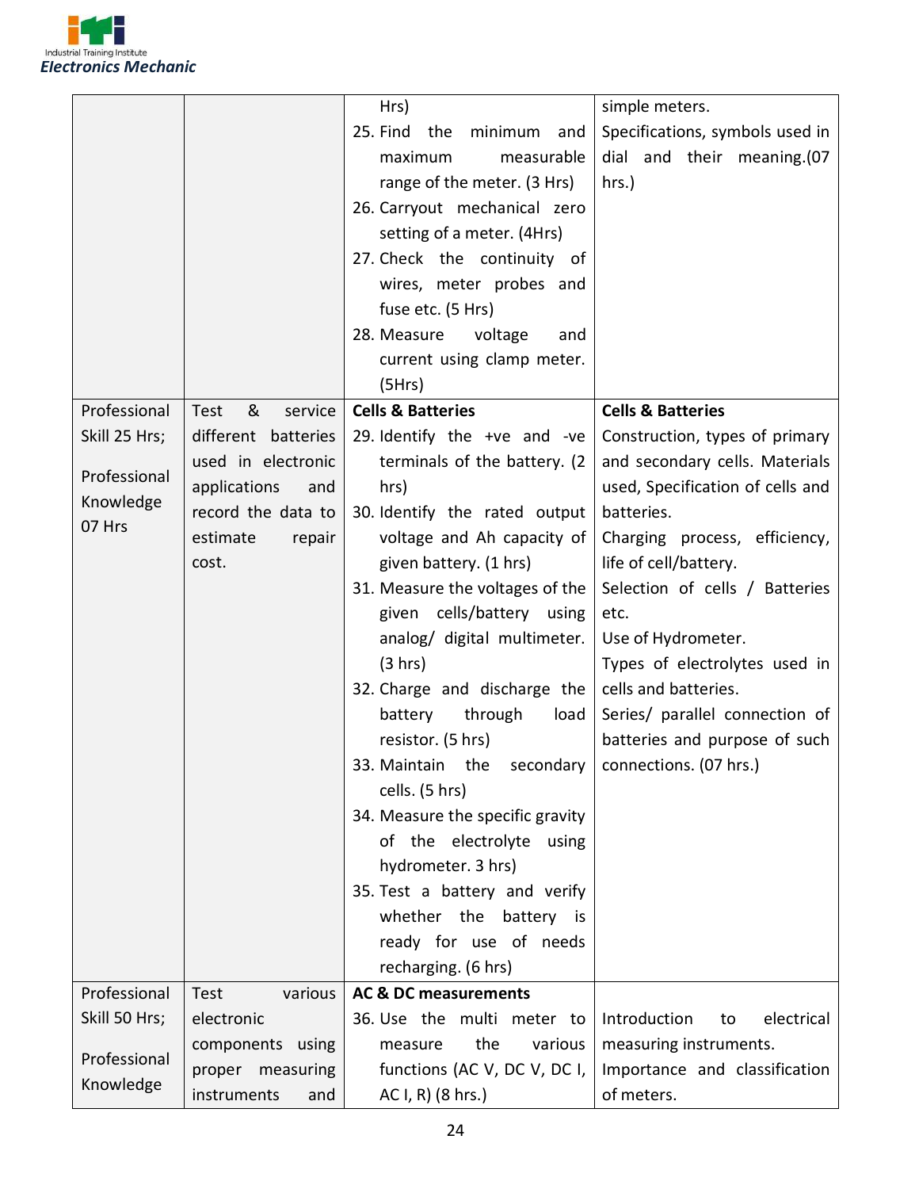| | | | |
|---|---|---|---|
| | | Hrs)<br>25. Find the minimum and maximum measurable range of the meter. (3 Hrs)<br>26. Carryout mechanical zero setting of a meter. (4Hrs)<br>27. Check the continuity of wires, meter probes and fuse etc. (5 Hrs)<br>28. Measure voltage and current using clamp meter. (5Hrs) | simple meters.<br>Specifications, symbols used in dial and their meaning.(07 hrs.) |
| Professional Skill 25 Hrs;<br><br>Professional Knowledge 07 Hrs | Test & service different batteries used in electronic applications and record the data to estimate repair cost. | **Cells & Batteries**<br>29. Identify the +ve and -ve terminals of the battery. (2 hrs)<br>30. Identify the rated output voltage and Ah capacity of given battery. (1 hrs)<br>31. Measure the voltages of the given cells/battery using analog/ digital multimeter. (3 hrs)<br>32. Charge and discharge the battery through load resistor. (5 hrs)<br>33. Maintain the secondary cells. (5 hrs)<br>34. Measure the specific gravity of the electrolyte using hydrometer. 3 hrs)<br>35. Test a battery and verify whether the battery is ready for use of needs recharging. (6 hrs) | **Cells & Batteries**<br>Construction, types of primary and secondary cells. Materials used, Specification of cells and batteries.<br>Charging process, efficiency, life of cell/battery.<br>Selection of cells / Batteries etc.<br>Use of Hydrometer.<br>Types of electrolytes used in cells and batteries.<br>Series/ parallel connection of batteries and purpose of such connections. (07 hrs.) |
| Professional Skill 50 Hrs;<br><br>Professional Knowledge | Test various electronic components using proper measuring instruments and | **AC & DC measurements**<br>36. Use the multi meter to measure the various functions (AC V, DC V, DC I, AC I, R) (8 hrs.) | Introduction to electrical measuring instruments.<br>Importance and classification of meters. |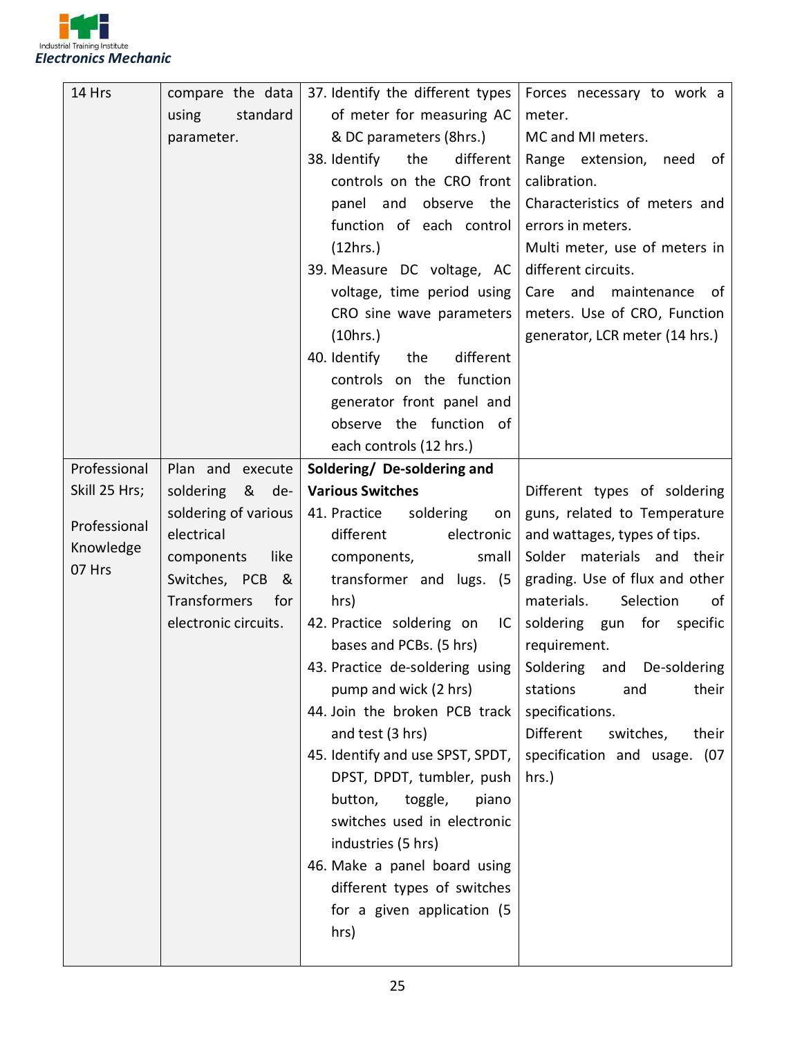| 14 Hrs | compare the data using standard parameter. | 37. Identify the different types of meter for measuring AC & DC parameters (8hrs.)<br>38. Identify the different controls on the CRO front panel and observe the function of each control (12hrs.)<br>39. Measure DC voltage, AC voltage, time period using CRO sine wave parameters (10hrs.)<br>40. Identify the different controls on the function generator front panel and observe the function of each controls (12 hrs.) | Forces necessary to work a meter.<br>MC and MI meters.<br>Range extension, need of calibration.<br>Characteristics of meters and errors in meters.<br>Multi meter, use of meters in different circuits.<br>Care and maintenance of meters. Use of CRO, Function generator, LCR meter (14 hrs.) |
|---|---|---|---|
| Professional Skill 25 Hrs;<br><br>Professional Knowledge 07 Hrs | Plan and execute soldering & de-soldering of various electrical components like Switches, PCB & Transformers for electronic circuits. | **Soldering/ De-soldering and Various Switches**<br>41. Practice soldering on different electronic components, small transformer and lugs. (5 hrs)<br>42. Practice soldering on IC bases and PCBs. (5 hrs)<br>43. Practice de-soldering using pump and wick (2 hrs)<br>44. Join the broken PCB track and test (3 hrs)<br>45. Identify and use SPST, SPDT, DPST, DPDT, tumbler, push button, toggle, piano switches used in electronic industries (5 hrs)<br>46. Make a panel board using different types of switches for a given application (5 hrs) | Different types of soldering guns, related to Temperature and wattages, types of tips.<br>Solder materials and their grading. Use of flux and other materials. Selection of soldering gun for specific requirement.<br>Soldering and De-soldering stations and their specifications.<br>Different switches, their specification and usage. (07 hrs.) |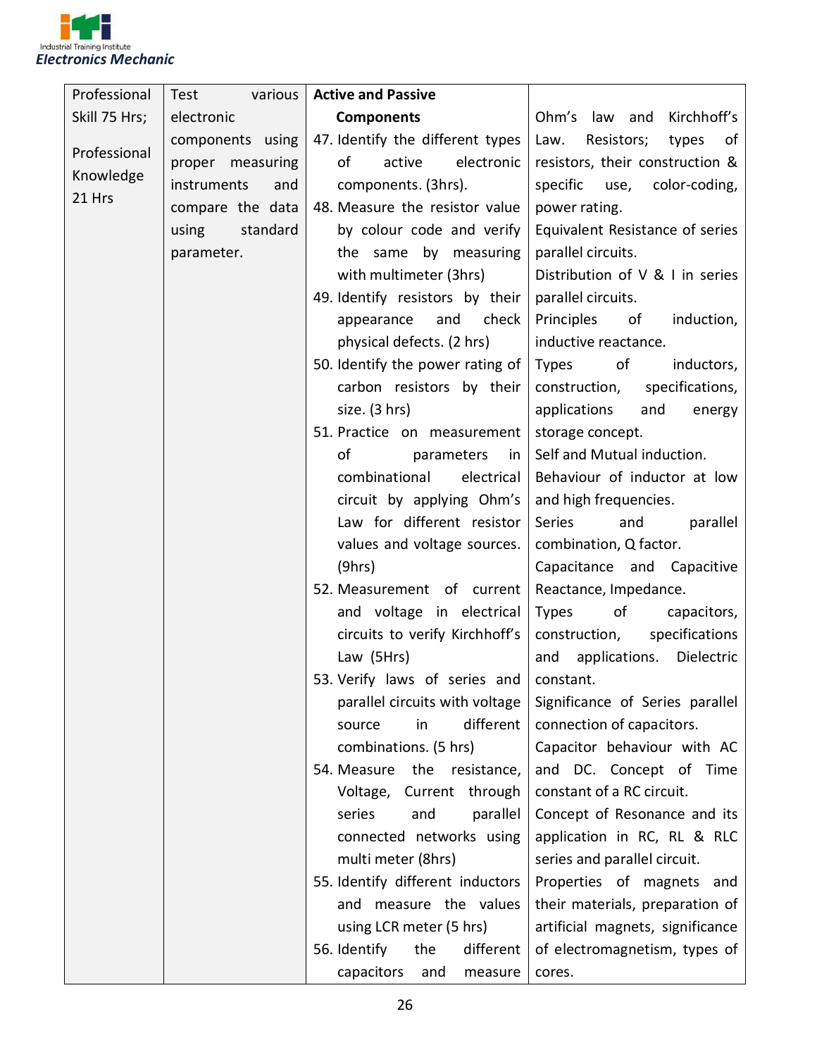| Professional Skill 75 Hrs; Professional Knowledge 21 Hrs | Test various electronic components using proper measuring instruments and compare the data using standard parameter. | **Active and Passive Components**<br>47. Identify the different types of active electronic components. (3hrs).<br>48. Measure the resistor value by colour code and verify the same by measuring with multimeter (3hrs)<br>49. Identify resistors by their appearance and check physical defects. (2 hrs)<br>50. Identify the power rating of carbon resistors by their size. (3 hrs)<br>51. Practice on measurement of parameters in combinational electrical circuit by applying Ohm's Law for different resistor values and voltage sources. (9hrs)<br>52. Measurement of current and voltage in electrical circuits to verify Kirchhoff's Law (5Hrs)<br>53. Verify laws of series and parallel circuits with voltage source in different combinations. (5 hrs)<br>54. Measure the resistance, Voltage, Current through series and parallel connected networks using multi meter (8hrs)<br>55. Identify different inductors and measure the values using LCR meter (5 hrs)<br>56. Identify the different capacitors and measure | Ohm's law and Kirchhoff's Law. Resistors; types of resistors, their construction & specific use, color-coding, power rating.<br>Equivalent Resistance of series parallel circuits.<br>Distribution of V & I in series parallel circuits.<br>Principles of induction, inductive reactance.<br>Types of inductors, construction, specifications, applications and energy storage concept.<br>Self and Mutual induction.<br>Behaviour of inductor at low and high frequencies.<br>Series and parallel combination, Q factor.<br>Capacitance and Capacitive Reactance, Impedance.<br>Types of capacitors, construction, specifications and applications. Dielectric constant.<br>Significance of Series parallel connection of capacitors.<br>Capacitor behaviour with AC and DC. Concept of Time constant of a RC circuit.<br>Concept of Resonance and its application in RC, RL & RLC series and parallel circuit.<br>Properties of magnets and their materials, preparation of artificial magnets, significance of electromagnetism, types of cores. |
|---|---|---|---|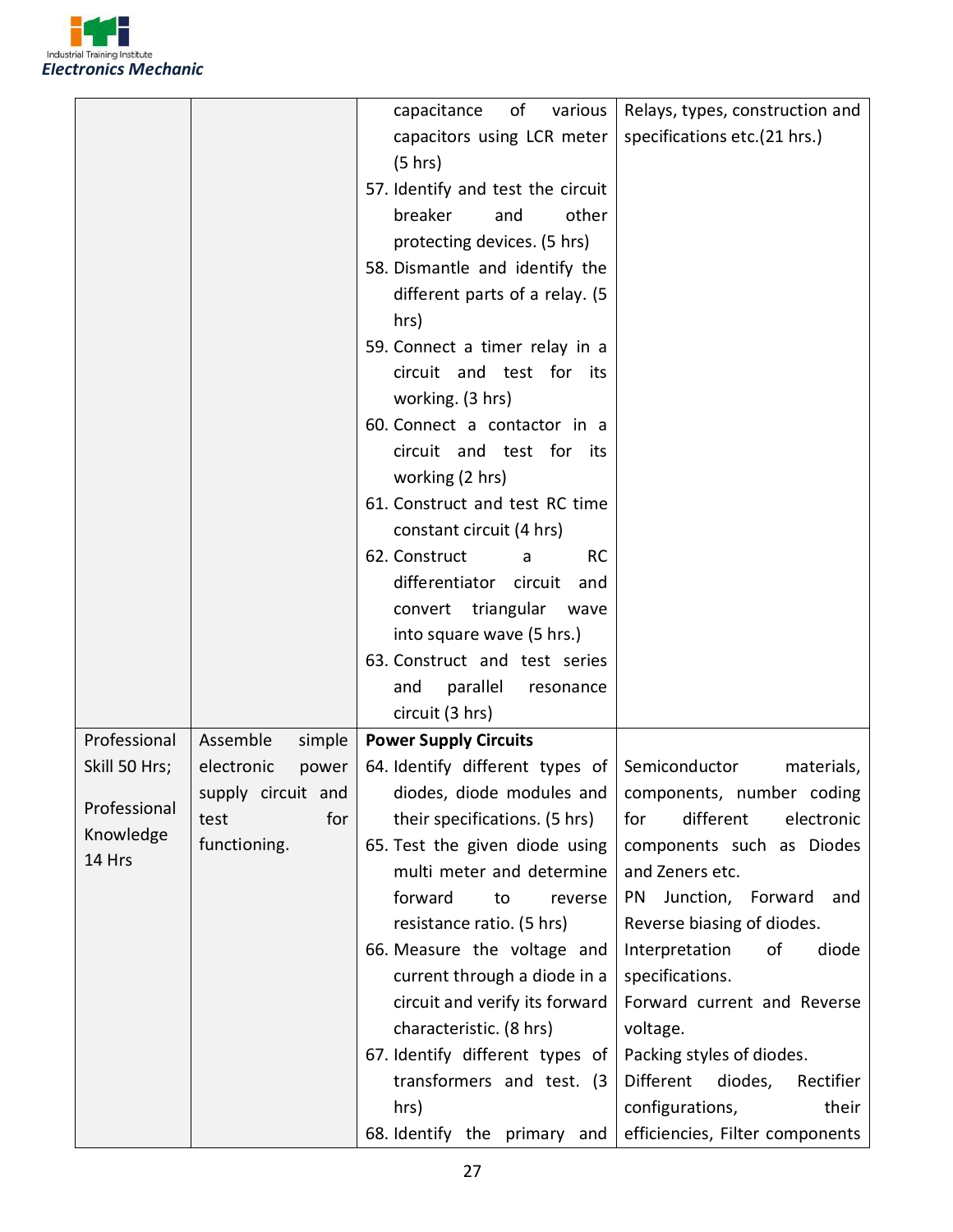| | | | |
|---|---|---|---|
| | | capacitance of various capacitors using LCR meter (5 hrs)<br>57. Identify and test the circuit breaker and other protecting devices. (5 hrs)<br>58. Dismantle and identify the different parts of a relay. (5 hrs)<br>59. Connect a timer relay in a circuit and test for its working. (3 hrs)<br>60. Connect a contactor in a circuit and test for its working (2 hrs)<br>61. Construct and test RC time constant circuit (4 hrs)<br>62. Construct a RC differentiator circuit and convert triangular wave into square wave (5 hrs.)<br>63. Construct and test series and parallel resonance circuit (3 hrs) | Relays, types, construction and specifications etc.(21 hrs.) |
| Professional Skill 50 Hrs;<br><br>Professional Knowledge 14 Hrs | Assemble simple electronic power supply circuit and test for functioning. | **Power Supply Circuits**<br>64. Identify different types of diodes, diode modules and their specifications. (5 hrs)<br>65. Test the given diode using multi meter and determine forward to reverse resistance ratio. (5 hrs)<br>66. Measure the voltage and current through a diode in a circuit and verify its forward characteristic. (8 hrs)<br>67. Identify different types of transformers and test. (3 hrs)<br>68. Identify the primary and | Semiconductor materials, components, number coding for different electronic components such as Diodes and Zeners etc.<br>PN Junction, Forward and Reverse biasing of diodes.<br>Interpretation of diode specifications.<br>Forward current and Reverse voltage.<br>Packing styles of diodes.<br>Different diodes, Rectifier configurations, their efficiencies, Filter components |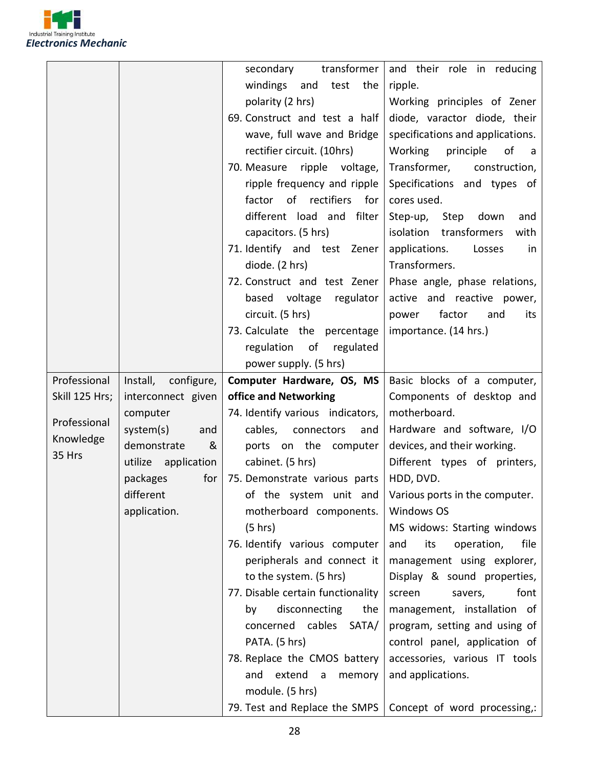| | | | |
|---|---|---|---|
| | | secondary transformer windings and test the polarity (2 hrs)<br>69. Construct and test a half wave, full wave and Bridge rectifier circuit. (10hrs)<br>70. Measure ripple voltage, ripple frequency and ripple factor of rectifiers for different load and filter capacitors. (5 hrs)<br>71. Identify and test Zener diode. (2 hrs)<br>72. Construct and test Zener based voltage regulator circuit. (5 hrs)<br>73. Calculate the percentage regulation of regulated power supply. (5 hrs) | and their role in reducing ripple.<br>Working principles of Zener diode, varactor diode, their specifications and applications.<br>Working principle of a Transformer, construction, Specifications and types of cores used.<br>Step-up, Step down and isolation transformers with applications. Losses in Transformers.<br>Phase angle, phase relations, active and reactive power, power factor and its importance. (14 hrs.) |
| Professional Skill 125 Hrs;<br><br>Professional Knowledge 35 Hrs | Install, configure, interconnect given computer system(s) and demonstrate & utilize application packages for different application. | **Computer Hardware, OS, MS office and Networking**<br>74. Identify various indicators, cables, connectors and ports on the computer cabinet. (5 hrs)<br>75. Demonstrate various parts of the system unit and motherboard components. (5 hrs)<br>76. Identify various computer peripherals and connect it to the system. (5 hrs)<br>77. Disable certain functionality by disconnecting the concerned cables SATA/ PATA. (5 hrs)<br>78. Replace the CMOS battery and extend a memory module. (5 hrs)<br>79. Test and Replace the SMPS | Basic blocks of a computer, Components of desktop and motherboard.<br>Hardware and software, I/O devices, and their working.<br>Different types of printers, HDD, DVD.<br>Various ports in the computer.<br>Windows OS<br>MS widows: Starting windows and its operation, file management using explorer, Display & sound properties, screen savers, font management, installation of program, setting and using of control panel, application of accessories, various IT tools and applications.<br><br>Concept of word processing,: |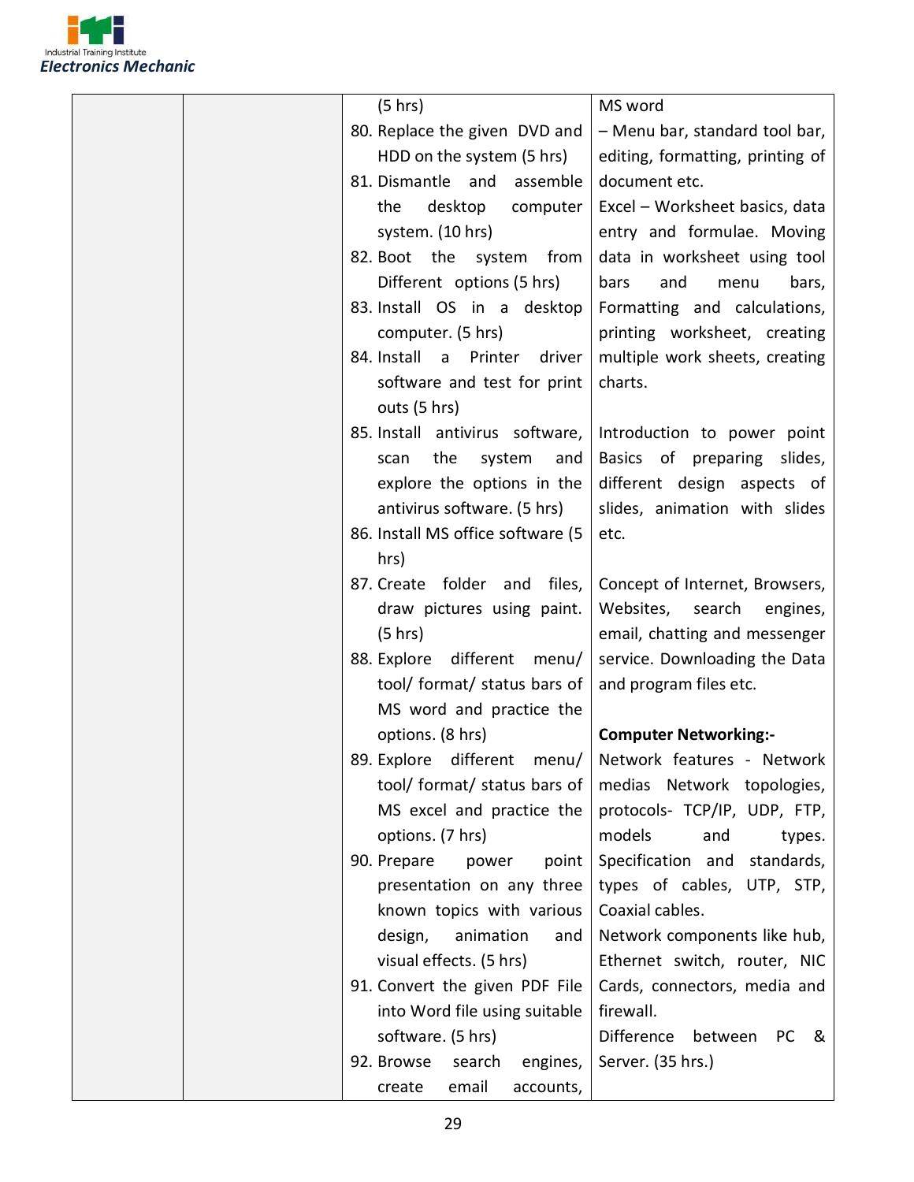| | | | |
|---|---|---|---|
| | | (5 hrs)<br>80. Replace the given DVD and HDD on the system (5 hrs)<br>81. Dismantle and assemble the desktop computer system. (10 hrs)<br>82. Boot the system from Different options (5 hrs)<br>83. Install OS in a desktop computer. (5 hrs)<br>84. Install a Printer driver software and test for print outs (5 hrs)<br>85. Install antivirus software, scan the system and explore the options in the antivirus software. (5 hrs)<br>86. Install MS office software (5 hrs)<br>87. Create folder and files, draw pictures using paint. (5 hrs)<br>88. Explore different menu/ tool/ format/ status bars of MS word and practice the options. (8 hrs)<br>89. Explore different menu/ tool/ format/ status bars of MS excel and practice the options. (7 hrs)<br>90. Prepare power point presentation on any three known topics with various design, animation and visual effects. (5 hrs)<br>91. Convert the given PDF File into Word file using suitable software. (5 hrs)<br>92. Browse search engines, create email accounts, | MS word<br>– Menu bar, standard tool bar, editing, formatting, printing of document etc.<br>Excel – Worksheet basics, data entry and formulae. Moving data in worksheet using tool bars and menu bars, Formatting and calculations, printing worksheet, creating multiple work sheets, creating charts.<br><br>Introduction to power point Basics of preparing slides, different design aspects of slides, animation with slides etc.<br><br>Concept of Internet, Browsers, Websites, search engines, email, chatting and messenger service. Downloading the Data and program files etc.<br><br>**Computer Networking:-**<br>Network features - Network medias Network topologies, protocols- TCP/IP, UDP, FTP, models and types. Specification and standards, types of cables, UTP, STP, Coaxial cables.<br>Network components like hub, Ethernet switch, router, NIC Cards, connectors, media and firewall.<br>Difference between PC & Server. (35 hrs.) |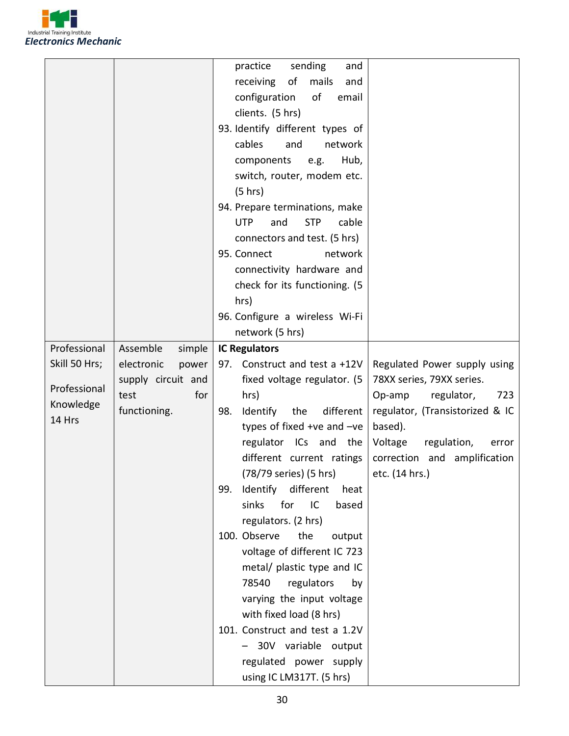| | | | |
|---|---|---|---|
| | | practice sending and receiving of mails and configuration of email clients. (5 hrs)<br>93. Identify different types of cables and network components e.g. Hub, switch, router, modem etc. (5 hrs)<br>94. Prepare terminations, make UTP and STP cable connectors and test. (5 hrs)<br>95. Connect network connectivity hardware and check for its functioning. (5 hrs)<br>96. Configure a wireless Wi-Fi network (5 hrs) | |
| Professional Skill 50 Hrs;<br><br>Professional Knowledge 14 Hrs | Assemble simple electronic power supply circuit and test for functioning. | **IC Regulators**<br>97. Construct and test a +12V fixed voltage regulator. (5 hrs)<br>98. Identify the different types of fixed +ve and –ve regulator ICs and the different current ratings (78/79 series) (5 hrs)<br>99. Identify different heat sinks for IC based regulators. (2 hrs)<br>100. Observe the output voltage of different IC 723 metal/ plastic type and IC 78540 regulators by varying the input voltage with fixed load (8 hrs)<br>101. Construct and test a 1.2V – 30V variable output regulated power supply using IC LM317T. (5 hrs) | Regulated Power supply using 78XX series, 79XX series.<br>Op-amp regulator, 723 regulator, (Transistorized & IC based).<br>Voltage regulation, error correction and amplification etc. (14 hrs.) |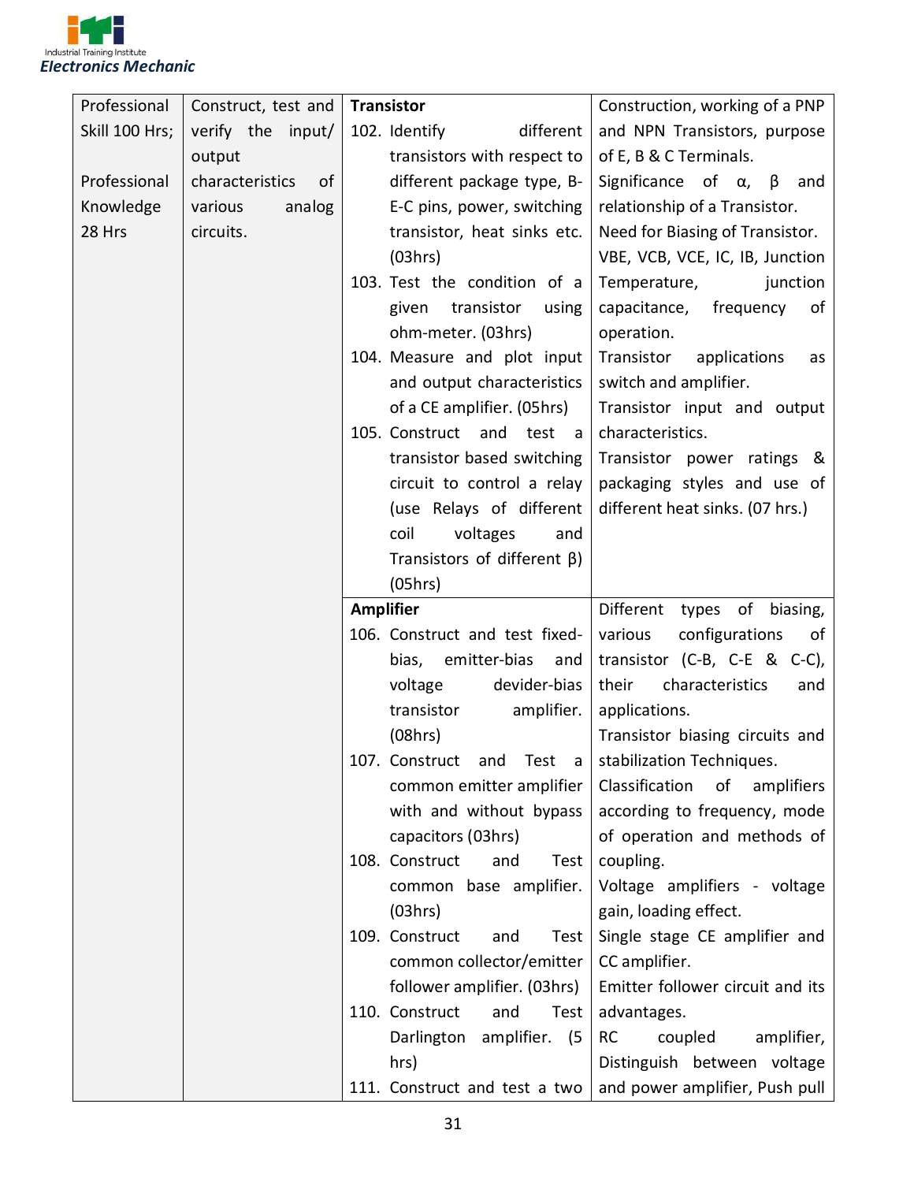| | | | |
|---|---|---|---|
| Professional Skill 100 Hrs;<br><br>Professional Knowledge 28 Hrs | Construct, test and verify the input/ output characteristics of various analog circuits. | **Transistor**<br>102. Identify different transistors with respect to different package type, B-E-C pins, power, switching transistor, heat sinks etc. (03hrs)<br>103. Test the condition of a given transistor using ohm-meter. (03hrs)<br>104. Measure and plot input and output characteristics of a CE amplifier. (05hrs)<br>105. Construct and test a transistor based switching circuit to control a relay (use Relays of different coil voltages and Transistors of different β) (05hrs) | Construction, working of a PNP and NPN Transistors, purpose of E, B & C Terminals.<br>Significance of α, β and relationship of a Transistor.<br>Need for Biasing of Transistor.<br>VBE, VCB, VCE, IC, IB, Junction Temperature, junction capacitance, frequency of operation.<br>Transistor applications as switch and amplifier.<br>Transistor input and output characteristics.<br>Transistor power ratings & packaging styles and use of different heat sinks. (07 hrs.) |
| | | **Amplifier**<br>106. Construct and test fixed-bias, emitter-bias and voltage devider-bias transistor amplifier. (08hrs)<br>107. Construct and Test a common emitter amplifier with and without bypass capacitors (03hrs)<br>108. Construct and Test common base amplifier. (03hrs)<br>109. Construct and Test common collector/emitter follower amplifier. (03hrs)<br>110. Construct and Test Darlington amplifier. (5 hrs)<br>111. Construct and test a two | Different types of biasing, various configurations of transistor (C-B, C-E & C-C), their characteristics and applications.<br>Transistor biasing circuits and stabilization Techniques.<br>Classification of amplifiers according to frequency, mode of operation and methods of coupling.<br>Voltage amplifiers - voltage gain, loading effect.<br>Single stage CE amplifier and CC amplifier.<br>Emitter follower circuit and its advantages.<br>RC coupled amplifier, Distinguish between voltage and power amplifier, Push pull |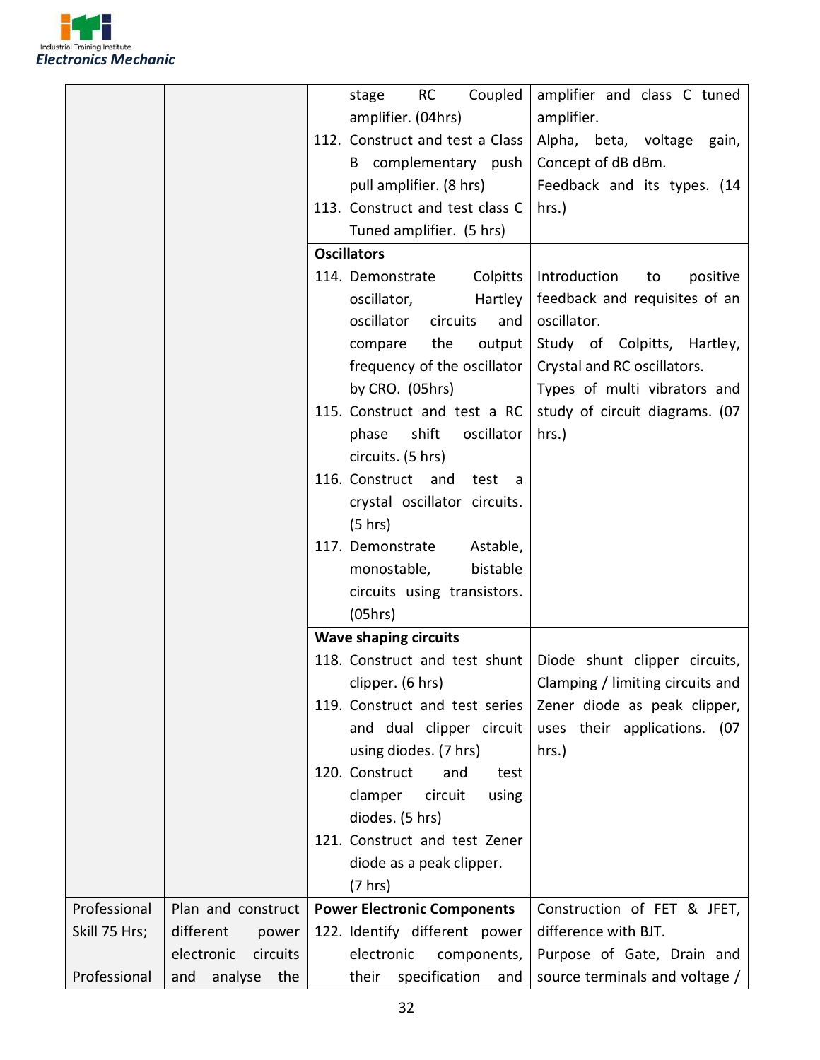| | | | |
|---|---|---|---|
| | | stage RC Coupled amplifier. (04hrs)<br>112. Construct and test a Class B complementary push pull amplifier. (8 hrs)<br>113. Construct and test class C Tuned amplifier. (5 hrs) | amplifier and class C tuned amplifier.<br>Alpha, beta, voltage gain, Concept of dB dBm.<br>Feedback and its types. (14 hrs.) |
| | | **Oscillators**<br>114. Demonstrate Colpitts oscillator, Hartley oscillator circuits and compare the output frequency of the oscillator by CRO. (05hrs)<br>115. Construct and test a RC phase shift oscillator circuits. (5 hrs)<br>116. Construct and test a crystal oscillator circuits. (5 hrs)<br>117. Demonstrate Astable, monostable, bistable circuits using transistors. (05hrs) | Introduction to positive feedback and requisites of an oscillator.<br>Study of Colpitts, Hartley, Crystal and RC oscillators.<br>Types of multi vibrators and study of circuit diagrams. (07 hrs.) |
| | | **Wave shaping circuits**<br>118. Construct and test shunt clipper. (6 hrs)<br>119. Construct and test series and dual clipper circuit using diodes. (7 hrs)<br>120. Construct and test clamper circuit using diodes. (5 hrs)<br>121. Construct and test Zener diode as a peak clipper. (7 hrs) | Diode shunt clipper circuits, Clamping / limiting circuits and Zener diode as peak clipper, uses their applications. (07 hrs.) |
| Professional Skill 75 Hrs;<br><br>Professional | Plan and construct different power electronic circuits and analyse the | **Power Electronic Components**<br>122. Identify different power electronic components, their specification and | Construction of FET & JFET, difference with BJT.<br>Purpose of Gate, Drain and source terminals and voltage / |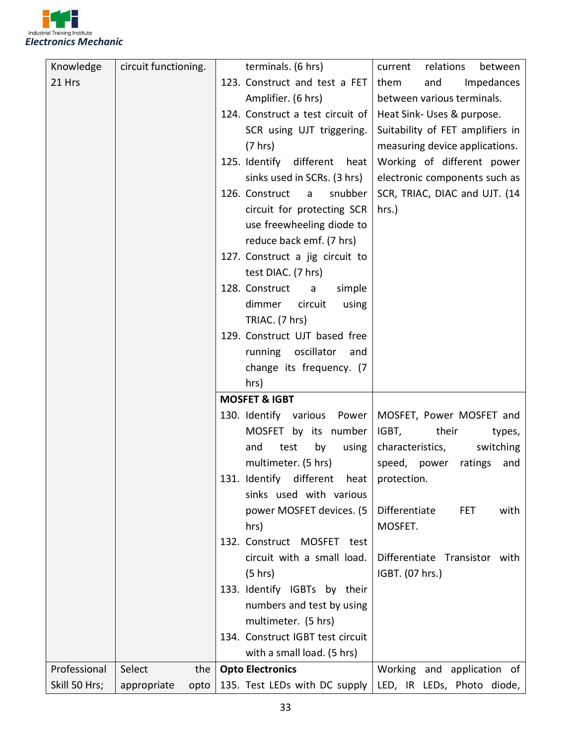| Knowledge 21 Hrs | circuit functioning. | terminals. (6 hrs)<br>123. Construct and test a FET Amplifier. (6 hrs)<br>124. Construct a test circuit of SCR using UJT triggering. (7 hrs)<br>125. Identify different heat sinks used in SCRs. (3 hrs)<br>126. Construct a snubber circuit for protecting SCR use freewheeling diode to reduce back emf. (7 hrs)<br>127. Construct a jig circuit to test DIAC. (7 hrs)<br>128. Construct a simple dimmer circuit using TRIAC. (7 hrs)<br>129. Construct UJT based free running oscillator and change its frequency. (7 hrs) | current relations between them and Impedances between various terminals.<br>Heat Sink- Uses & purpose.<br>Suitability of FET amplifiers in measuring device applications.<br>Working of different power electronic components such as SCR, TRIAC, DIAC and UJT. (14 hrs.) |
|---|---|---|---|
| | | **MOSFET & IGBT**<br>130. Identify various Power MOSFET by its number and test by using multimeter. (5 hrs)<br>131. Identify different heat sinks used with various power MOSFET devices. (5 hrs)<br>132. Construct MOSFET test circuit with a small load. (5 hrs)<br>133. Identify IGBTs by their numbers and test by using multimeter. (5 hrs)<br>134. Construct IGBT test circuit with a small load. (5 hrs) | MOSFET, Power MOSFET and IGBT, their types, characteristics, switching speed, power ratings and protection.<br><br>Differentiate FET with MOSFET.<br><br>Differentiate Transistor with IGBT. (07 hrs.) |
| Professional Skill 50 Hrs; | Select the appropriate opto | **Opto Electronics**<br>135. Test LEDs with DC supply | Working and application of LED, IR LEDs, Photo diode, |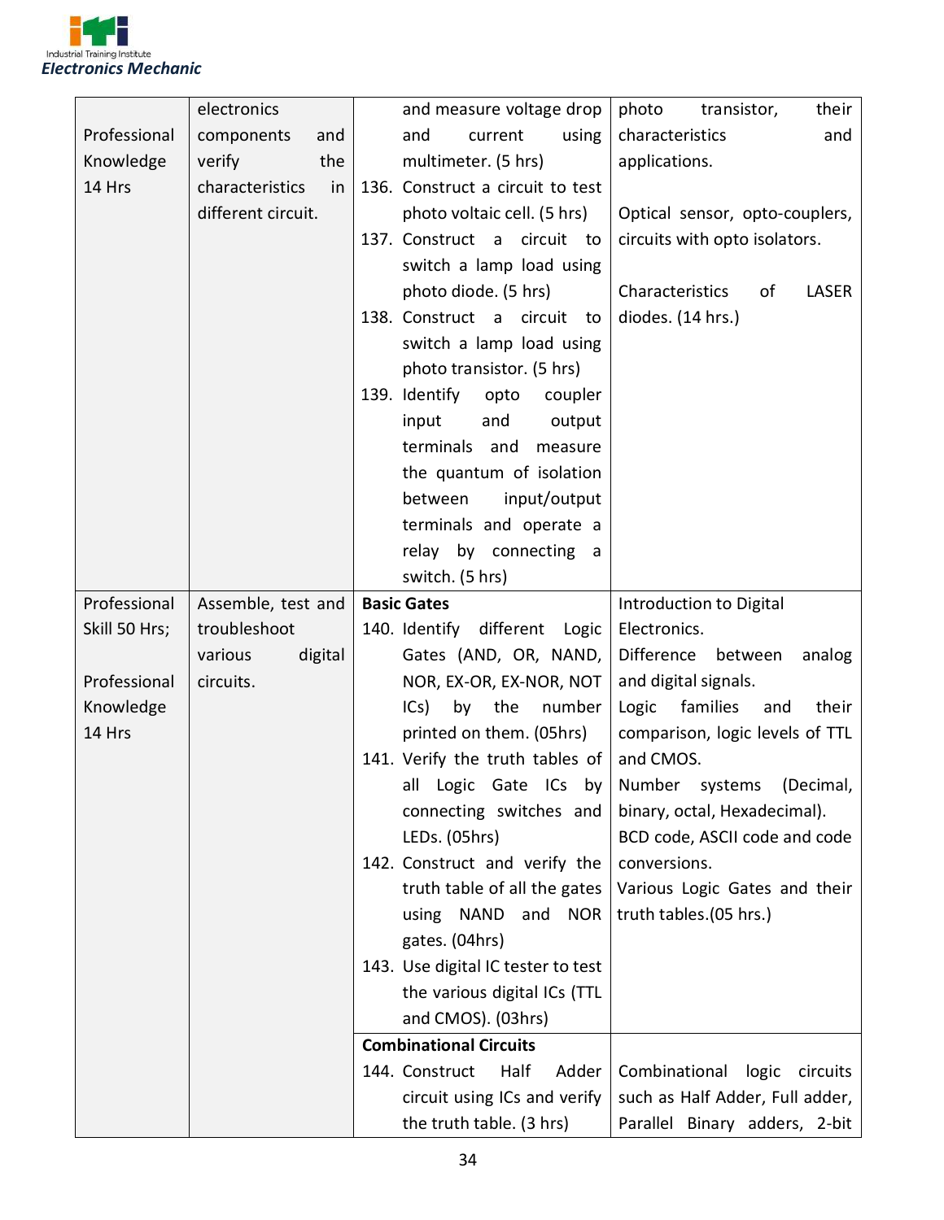| | | | |
|---|---|---|---|
| Professional Knowledge 14 Hrs | electronics components and verify the characteristics in different circuit. | and measure voltage drop and current using multimeter. (5 hrs)<br>136. Construct a circuit to test photo voltaic cell. (5 hrs)<br>137. Construct a circuit to switch a lamp load using photo diode. (5 hrs)<br>138. Construct a circuit to switch a lamp load using photo transistor. (5 hrs)<br>139. Identify opto coupler input and output terminals and measure the quantum of isolation between input/output terminals and operate a relay by connecting a switch. (5 hrs) | photo transistor, their characteristics and applications.<br><br>Optical sensor, opto-couplers, circuits with opto isolators.<br><br>Characteristics of LASER diodes. (14 hrs.) |
| Professional Skill 50 Hrs;<br><br>Professional Knowledge 14 Hrs | Assemble, test and troubleshoot various digital circuits. | **Basic Gates**<br>140. Identify different Logic Gates (AND, OR, NAND, NOR, EX-OR, EX-NOR, NOT ICs) by the number printed on them. (05hrs)<br>141. Verify the truth tables of all Logic Gate ICs by connecting switches and LEDs. (05hrs)<br>142. Construct and verify the truth table of all the gates using NAND and NOR gates. (04hrs)<br>143. Use digital IC tester to test the various digital ICs (TTL and CMOS). (03hrs) | Introduction to Digital Electronics.<br>Difference between analog and digital signals.<br>Logic families and their comparison, logic levels of TTL and CMOS.<br>Number systems (Decimal, binary, octal, Hexadecimal).<br>BCD code, ASCII code and code conversions.<br>Various Logic Gates and their truth tables.(05 hrs.) |
| | | **Combinational Circuits**<br>144. Construct Half Adder circuit using ICs and verify the truth table. (3 hrs) | Combinational logic circuits such as Half Adder, Full adder, Parallel Binary adders, 2-bit |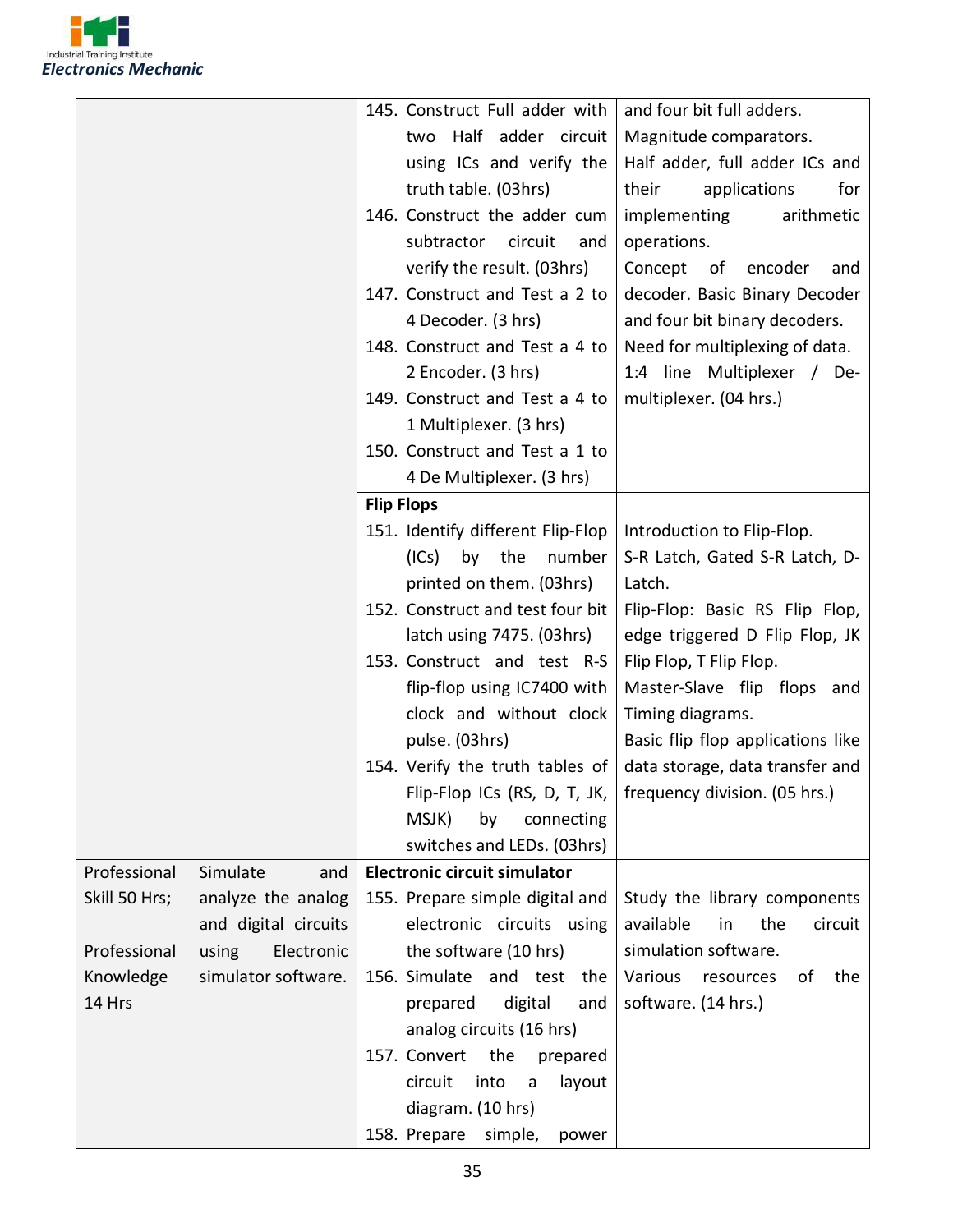| | | | |
|---|---|---|---|
| | | 145. Construct Full adder with two Half adder circuit using ICs and verify the truth table. (03hrs)<br>146. Construct the adder cum subtractor circuit and verify the result. (03hrs)<br>147. Construct and Test a 2 to 4 Decoder. (3 hrs)<br>148. Construct and Test a 4 to 2 Encoder. (3 hrs)<br>149. Construct and Test a 4 to 1 Multiplexer. (3 hrs)<br>150. Construct and Test a 1 to 4 De Multiplexer. (3 hrs) | and four bit full adders.<br>Magnitude comparators.<br>Half adder, full adder ICs and their applications for implementing arithmetic operations.<br>Concept of encoder and decoder. Basic Binary Decoder and four bit binary decoders.<br>Need for multiplexing of data.<br>1:4 line Multiplexer / De-multiplexer. (04 hrs.) |
| | | **Flip Flops**<br>151. Identify different Flip-Flop (ICs) by the number printed on them. (03hrs)<br>152. Construct and test four bit latch using 7475. (03hrs)<br>153. Construct and test R-S flip-flop using IC7400 with clock and without clock pulse. (03hrs)<br>154. Verify the truth tables of Flip-Flop ICs (RS, D, T, JK, MSJK) by connecting switches and LEDs. (03hrs) | Introduction to Flip-Flop.<br>S-R Latch, Gated S-R Latch, D-Latch.<br>Flip-Flop: Basic RS Flip Flop, edge triggered D Flip Flop, JK Flip Flop, T Flip Flop.<br>Master-Slave flip flops and Timing diagrams.<br>Basic flip flop applications like data storage, data transfer and frequency division. (05 hrs.) |
| Professional Skill 50 Hrs;<br><br>Professional Knowledge 14 Hrs | Simulate and analyze the analog and digital circuits using Electronic simulator software. | **Electronic circuit simulator**<br>155. Prepare simple digital and electronic circuits using the software (10 hrs)<br>156. Simulate and test the prepared digital and analog circuits (16 hrs)<br>157. Convert the prepared circuit into a layout diagram. (10 hrs)<br>158. Prepare simple, power | Study the library components available in the circuit simulation software.<br>Various resources of the software. (14 hrs.) |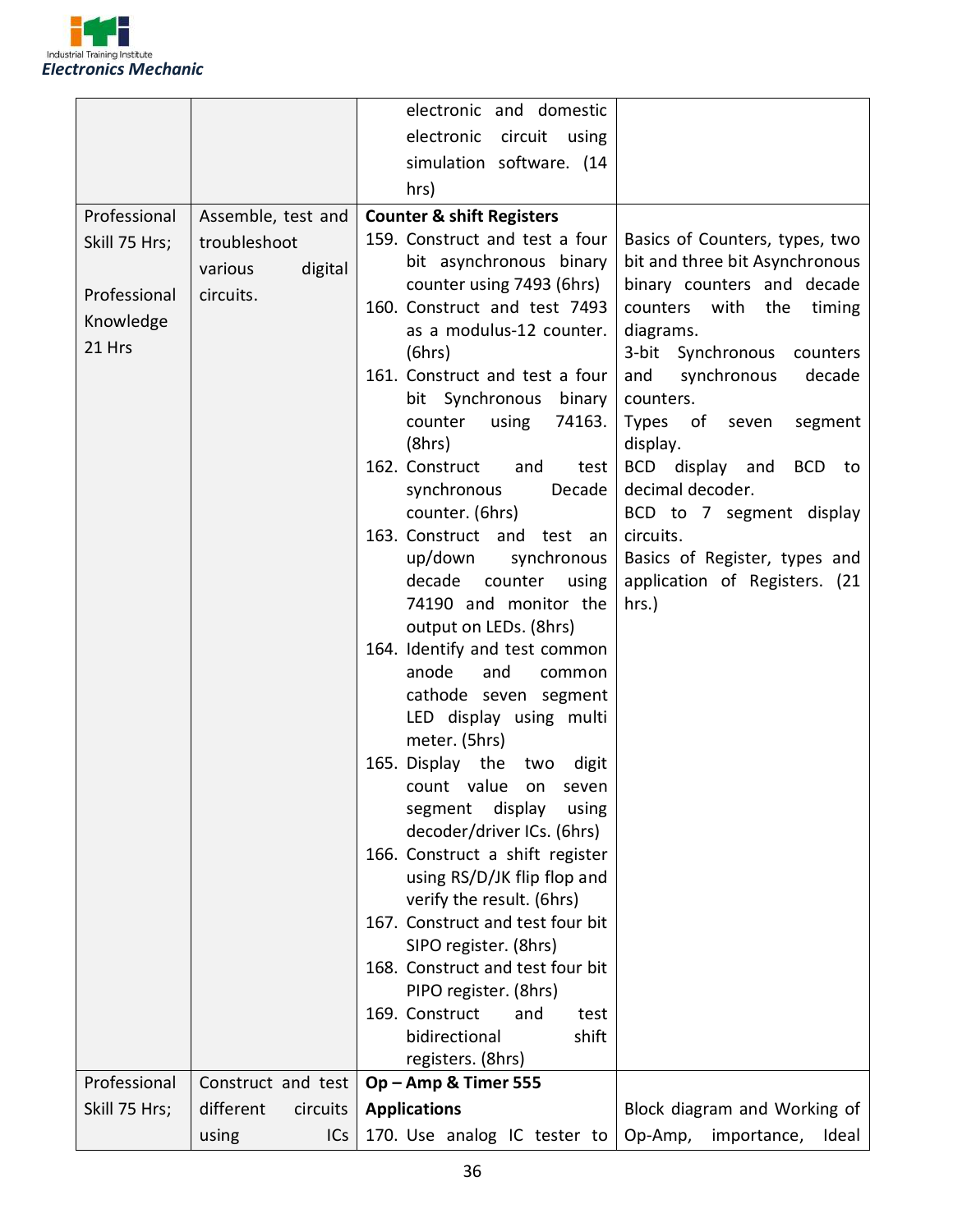| | | | |
|---|---|---|---|
| | | electronic and domestic electronic circuit using simulation software. (14 hrs) | |
| Professional Skill 75 Hrs;<br><br>Professional Knowledge 21 Hrs | Assemble, test and troubleshoot various digital circuits. | **Counter & shift Registers**<br>159. Construct and test a four bit asynchronous binary counter using 7493 (6hrs)<br>160. Construct and test 7493 as a modulus-12 counter. (6hrs)<br>161. Construct and test a four bit Synchronous binary counter using 74163. (8hrs)<br>162. Construct and test synchronous Decade counter. (6hrs)<br>163. Construct and test an up/down synchronous decade counter using 74190 and monitor the output on LEDs. (8hrs)<br>164. Identify and test common anode and common cathode seven segment LED display using multi meter. (5hrs)<br>165. Display the two digit count value on seven segment display using decoder/driver ICs. (6hrs)<br>166. Construct a shift register using RS/D/JK flip flop and verify the result. (6hrs)<br>167. Construct and test four bit SIPO register. (8hrs)<br>168. Construct and test four bit PIPO register. (8hrs)<br>169. Construct and test bidirectional shift registers. (8hrs) | Basics of Counters, types, two bit and three bit Asynchronous binary counters and decade counters with the timing diagrams.<br>3-bit Synchronous counters and synchronous decade counters.<br>Types of seven segment display.<br>BCD display and BCD to decimal decoder.<br>BCD to 7 segment display circuits.<br>Basics of Register, types and application of Registers. (21 hrs.) |
| Professional Skill 75 Hrs; | Construct and test different circuits using ICs | **Op – Amp & Timer 555 Applications**<br>170. Use analog IC tester to | Block diagram and Working of Op-Amp, importance, Ideal |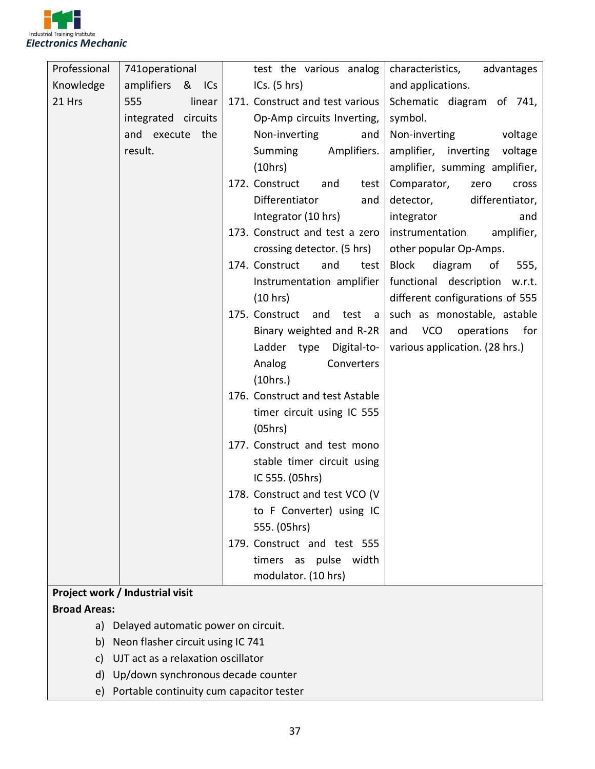| | | | |
|---|---|---|---|
| Professional Knowledge 21 Hrs | 741operational amplifiers & ICs 555 linear integrated circuits and execute the result. | test the various analog ICs. (5 hrs)<br>171. Construct and test various Op-Amp circuits Inverting, Non-inverting and Summing Amplifiers. (10hrs)<br>172. Construct and test Differentiator and Integrator (10 hrs)<br>173. Construct and test a zero crossing detector. (5 hrs)<br>174. Construct and test Instrumentation amplifier (10 hrs)<br>175. Construct and test a Binary weighted and R-2R Ladder type Digital-to-Analog Converters (10hrs.)<br>176. Construct and test Astable timer circuit using IC 555 (05hrs)<br>177. Construct and test mono stable timer circuit using IC 555. (05hrs)<br>178. Construct and test VCO (V to F Converter) using IC 555. (05hrs)<br>179. Construct and test 555 timers as pulse width modulator. (10 hrs) | characteristics, advantages and applications.<br>Schematic diagram of 741, symbol.<br>Non-inverting voltage amplifier, inverting voltage amplifier, summing amplifier, Comparator, zero cross detector, differentiator, integrator and instrumentation amplifier, other popular Op-Amps.<br>Block diagram of 555, functional description w.r.t. different configurations of 555 such as monostable, astable and VCO operations for various application. (28 hrs.) |

**Project work / Industrial visit**

**Broad Areas:**

a) Delayed automatic power on circuit.
b) Neon flasher circuit using IC 741
c) UJT act as a relaxation oscillator
d) Up/down synchronous decade counter
e) Portable continuity cum capacitor tester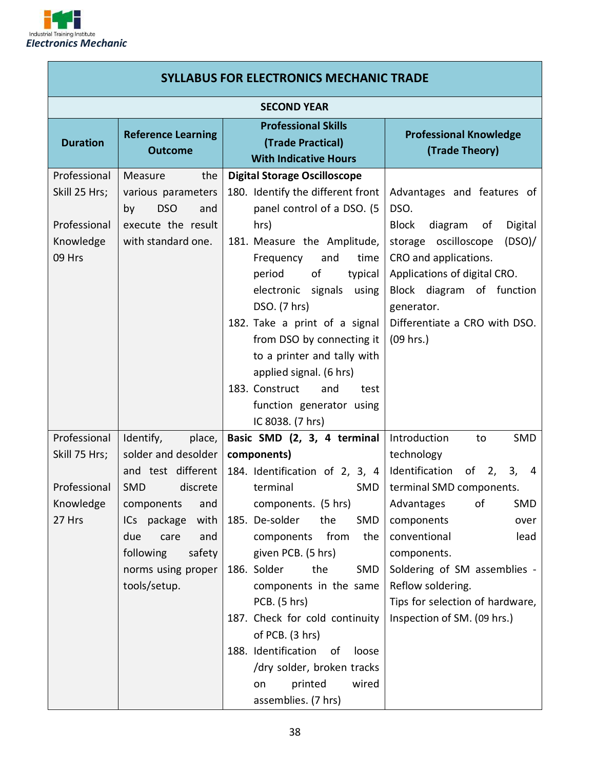| SYLLABUS FOR ELECTRONICS MECHANIC TRADE | | | |
|---|---|---|---|
| SECOND YEAR | | | |
| **Duration** | **Reference Learning Outcome** | **Professional Skills (Trade Practical) With Indicative Hours** | **Professional Knowledge (Trade Theory)** |
| Professional Skill 25 Hrs; <br><br> Professional Knowledge 09 Hrs | Measure the various parameters by DSO and execute the result with standard one. | **Digital Storage Oscilloscope** <br> 180. Identify the different front panel control of a DSO. (5 hrs) <br> 181. Measure the Amplitude, Frequency and time period of typical electronic signals using DSO. (7 hrs) <br> 182. Take a print of a signal from DSO by connecting it to a printer and tally with applied signal. (6 hrs) <br> 183. Construct and test function generator using IC 8038. (7 hrs) | Advantages and features of DSO. <br> Block diagram of Digital storage oscilloscope (DSO)/ CRO and applications. <br> Applications of digital CRO. <br> Block diagram of function generator. <br> Differentiate a CRO with DSO. (09 hrs.) |
| Professional Skill 75 Hrs; <br><br> Professional Knowledge 27 Hrs | Identify, place, solder and desolder and test different SMD discrete components and ICs package with due care and following safety norms using proper tools/setup. | **Basic SMD (2, 3, 4 terminal components)** <br> 184. Identification of 2, 3, 4 terminal SMD components. (5 hrs) <br> 185. De-solder the SMD components from the given PCB. (5 hrs) <br> 186. Solder the SMD components in the same PCB. (5 hrs) <br> 187. Check for cold continuity of PCB. (3 hrs) <br> 188. Identification of loose /dry solder, broken tracks on printed wired assemblies. (7 hrs) | Introduction to SMD technology <br> Identification of 2, 3, 4 terminal SMD components. <br> Advantages of SMD components over conventional lead components. <br> Soldering of SM assemblies - Reflow soldering. <br> Tips for selection of hardware, Inspection of SM. (09 hrs.) |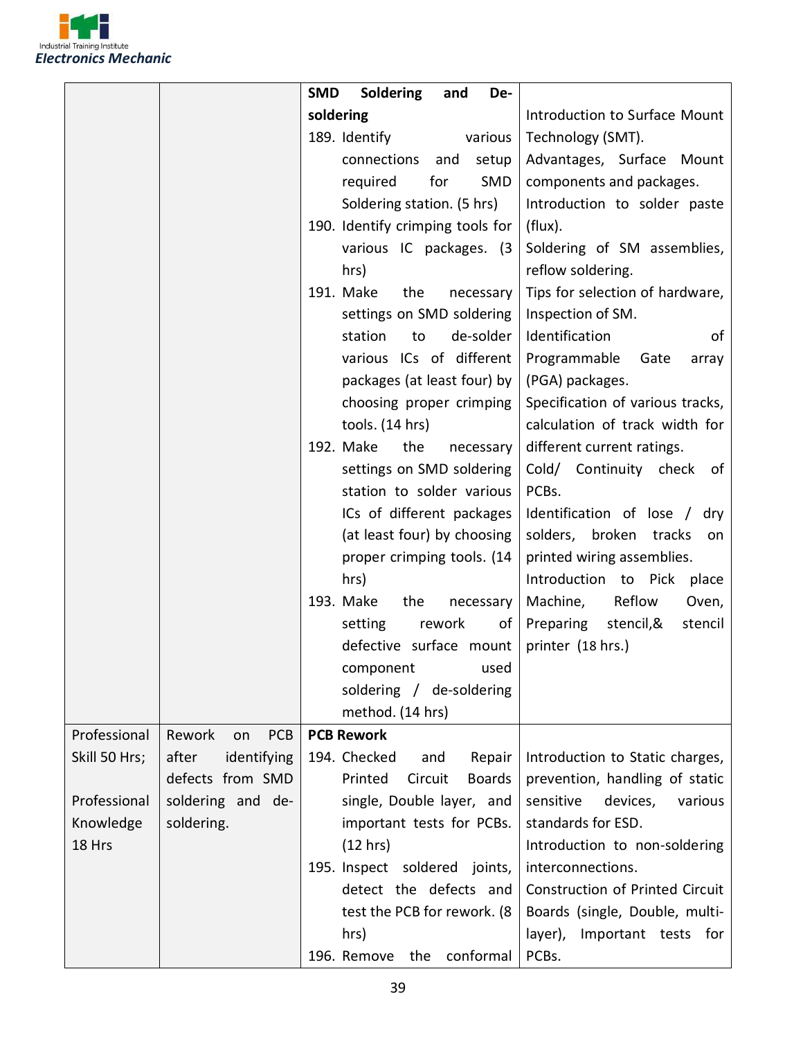| | | | |
|---|---|---|---|
| | | **SMD Soldering and De-soldering**<br>189. Identify various connections and setup required for SMD Soldering station. (5 hrs)<br>190. Identify crimping tools for various IC packages. (3 hrs)<br>191. Make the necessary settings on SMD soldering station to de-solder various ICs of different packages (at least four) by choosing proper crimping tools. (14 hrs)<br>192. Make the necessary settings on SMD soldering station to solder various ICs of different packages (at least four) by choosing proper crimping tools. (14 hrs)<br>193. Make the necessary setting rework of defective surface mount component used soldering / de-soldering method. (14 hrs) | Introduction to Surface Mount Technology (SMT).<br>Advantages, Surface Mount components and packages.<br>Introduction to solder paste (flux).<br>Soldering of SM assemblies, reflow soldering.<br>Tips for selection of hardware, Inspection of SM.<br>Identification of Programmable Gate array (PGA) packages.<br>Specification of various tracks, calculation of track width for different current ratings.<br>Cold/ Continuity check of PCBs.<br>Identification of lose / dry solders, broken tracks on printed wiring assemblies.<br>Introduction to Pick place Machine, Reflow Oven, Preparing stencil,& stencil printer (18 hrs.) |
| Professional Skill 50 Hrs;<br><br>Professional Knowledge 18 Hrs | Rework on PCB after identifying defects from SMD soldering and de-soldering. | **PCB Rework**<br>194. Checked and Repair Printed Circuit Boards single, Double layer, and important tests for PCBs. (12 hrs)<br>195. Inspect soldered joints, detect the defects and test the PCB for rework. (8 hrs)<br>196. Remove the conformal | Introduction to Static charges, prevention, handling of static sensitive devices, various standards for ESD.<br>Introduction to non-soldering interconnections.<br>Construction of Printed Circuit Boards (single, Double, multi-layer), Important tests for PCBs. |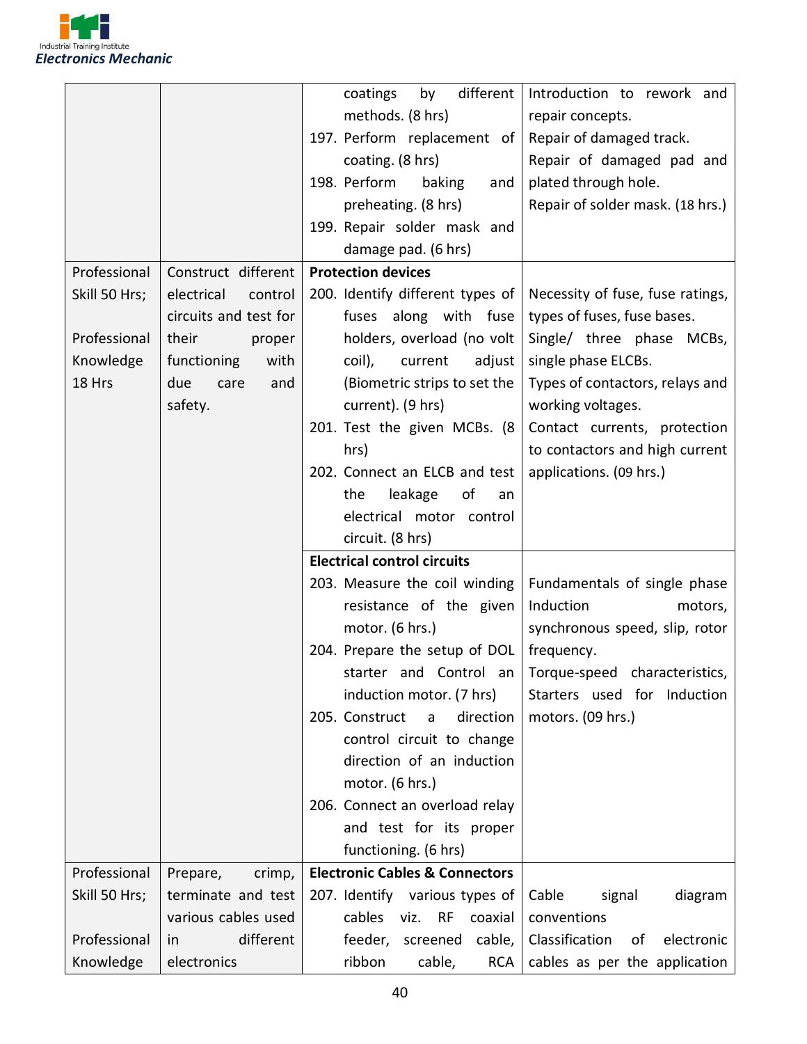| | | | |
|---|---|---|---|
| | | coatings by different methods. (8 hrs)<br>197. Perform replacement of coating. (8 hrs)<br>198. Perform baking and preheating. (8 hrs)<br>199. Repair solder mask and damage pad. (6 hrs) | Introduction to rework and repair concepts.<br>Repair of damaged track.<br>Repair of damaged pad and plated through hole.<br>Repair of solder mask. (18 hrs.) |
| Professional Skill 50 Hrs;<br><br>Professional Knowledge 18 Hrs | Construct different electrical control circuits and test for their proper functioning with due care and safety. | **Protection devices**<br>200. Identify different types of fuses along with fuse holders, overload (no volt coil), current adjust (Biometric strips to set the current). (9 hrs)<br>201. Test the given MCBs. (8 hrs)<br>202. Connect an ELCB and test the leakage of an electrical motor control circuit. (8 hrs) | Necessity of fuse, fuse ratings, types of fuses, fuse bases.<br>Single/ three phase MCBs, single phase ELCBs.<br>Types of contactors, relays and working voltages.<br>Contact currents, protection to contactors and high current applications. (09 hrs.) |
| | | **Electrical control circuits**<br>203. Measure the coil winding resistance of the given motor. (6 hrs.)<br>204. Prepare the setup of DOL starter and Control an induction motor. (7 hrs)<br>205. Construct a direction control circuit to change direction of an induction motor. (6 hrs.)<br>206. Connect an overload relay and test for its proper functioning. (6 hrs) | Fundamentals of single phase Induction motors, synchronous speed, slip, rotor frequency.<br>Torque-speed characteristics, Starters used for Induction motors. (09 hrs.) |
| Professional Skill 50 Hrs;<br><br>Professional Knowledge | Prepare, crimp, terminate and test various cables used in different electronics | **Electronic Cables & Connectors**<br>207. Identify various types of cables viz. RF coaxial feeder, screened cable, ribbon cable, RCA | Cable signal diagram conventions<br>Classification of electronic cables as per the application |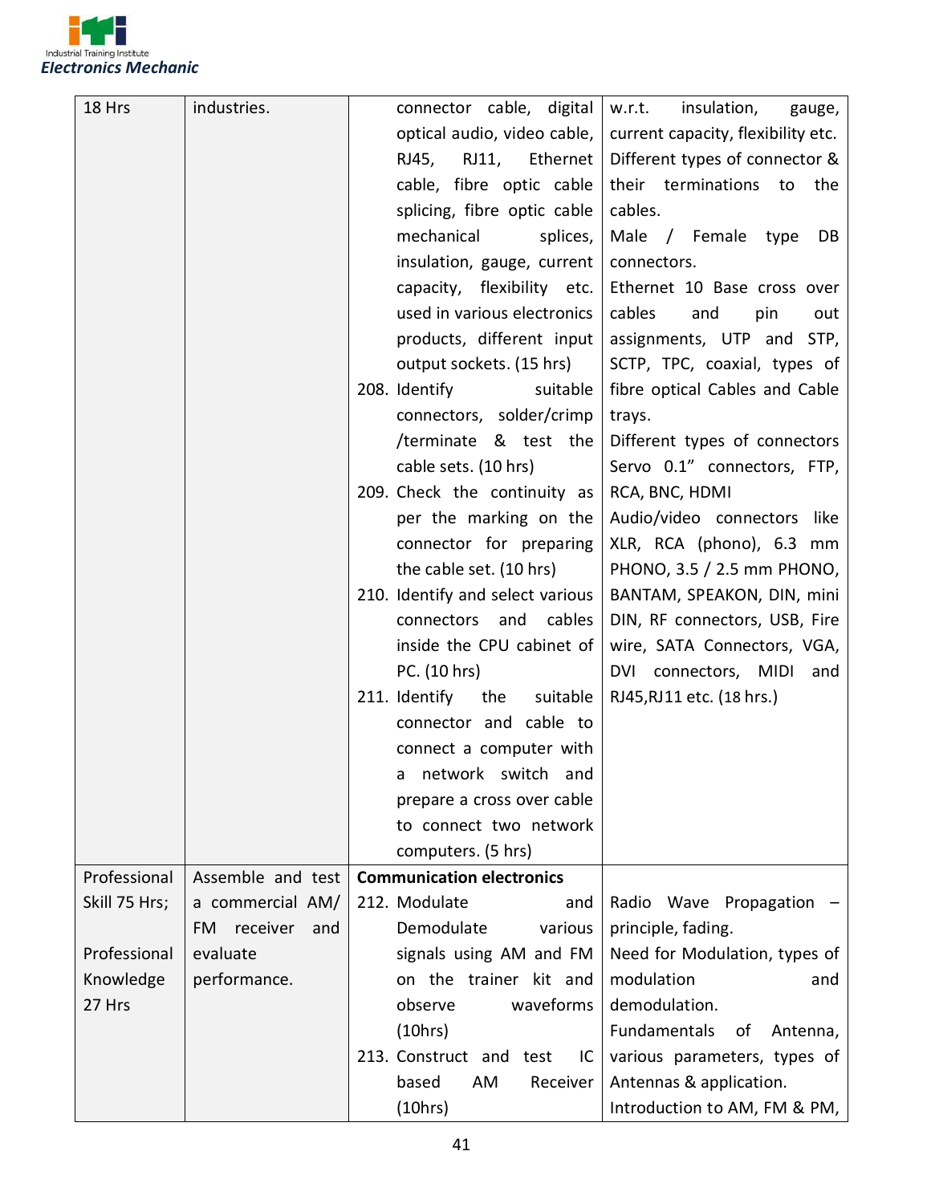| 18 Hrs | industries. | connector cable, digital optical audio, video cable, RJ45, RJ11, Ethernet cable, fibre optic cable splicing, fibre optic cable mechanical splices, insulation, gauge, current capacity, flexibility etc. used in various electronics products, different input output sockets. (15 hrs)<br>208. Identify suitable connectors, solder/crimp /terminate & test the cable sets. (10 hrs)<br>209. Check the continuity as per the marking on the connector for preparing the cable set. (10 hrs)<br>210. Identify and select various connectors and cables inside the CPU cabinet of PC. (10 hrs)<br>211. Identify the suitable connector and cable to connect a computer with a network switch and prepare a cross over cable to connect two network computers. (5 hrs) | w.r.t. insulation, gauge, current capacity, flexibility etc.<br>Different types of connector & their terminations to the cables.<br>Male / Female type DB connectors.<br>Ethernet 10 Base cross over cables and pin out assignments, UTP and STP, SCTP, TPC, coaxial, types of fibre optical Cables and Cable trays.<br>Different types of connectors Servo 0.1" connectors, FTP, RCA, BNC, HDMI<br>Audio/video connectors like XLR, RCA (phono), 6.3 mm PHONO, 3.5 / 2.5 mm PHONO, BANTAM, SPEAKON, DIN, mini DIN, RF connectors, USB, Fire wire, SATA Connectors, VGA, DVI connectors, MIDI and RJ45,RJ11 etc. (18 hrs.) |
|---|---|---|---|
| Professional Skill 75 Hrs;<br><br>Professional Knowledge 27 Hrs | Assemble and test a commercial AM/ FM receiver and evaluate performance. | **Communication electronics**<br>212. Modulate and Demodulate various signals using AM and FM on the trainer kit and observe waveforms (10hrs)<br>213. Construct and test IC based AM Receiver (10hrs) | Radio Wave Propagation – principle, fading.<br>Need for Modulation, types of modulation and demodulation.<br>Fundamentals of Antenna, various parameters, types of Antennas & application.<br>Introduction to AM, FM & PM, |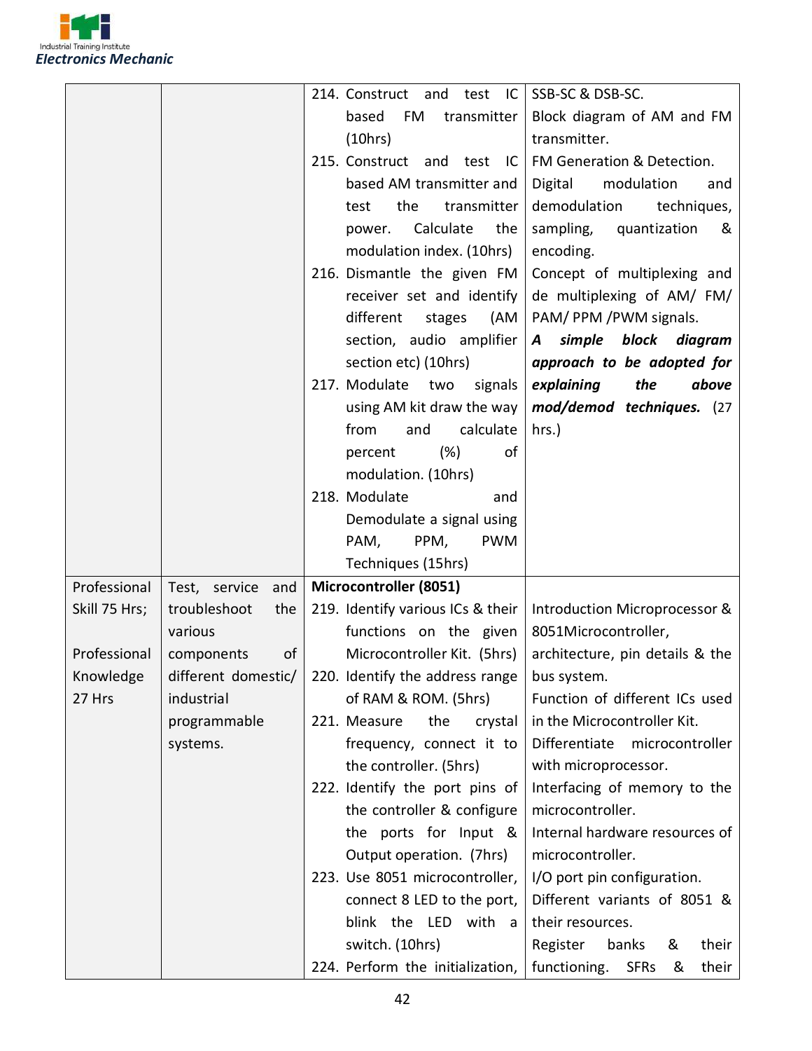| | | | |
|---|---|---|---|
| | | 214. Construct and test IC based FM transmitter (10hrs)<br>215. Construct and test IC based AM transmitter and test the transmitter power. Calculate the modulation index. (10hrs)<br>216. Dismantle the given FM receiver set and identify different stages (AM section, audio amplifier section etc) (10hrs)<br>217. Modulate two signals using AM kit draw the way from and calculate percent (%) of modulation. (10hrs)<br>218. Modulate and Demodulate a signal using PAM, PPM, PWM Techniques (15hrs) | SSB-SC & DSB-SC.<br>Block diagram of AM and FM transmitter.<br>FM Generation & Detection.<br>Digital modulation and demodulation techniques, sampling, quantization & encoding.<br>Concept of multiplexing and de multiplexing of AM/ FM/ PAM/ PPM /PWM signals.<br>***A simple block diagram approach to be adopted for explaining the above mod/demod techniques.*** (27 hrs.) |
| Professional Skill 75 Hrs;<br><br>Professional Knowledge 27 Hrs | Test, service and troubleshoot the various components of different domestic/ industrial programmable systems. | **Microcontroller (8051)**<br>219. Identify various ICs & their functions on the given Microcontroller Kit. (5hrs)<br>220. Identify the address range of RAM & ROM. (5hrs)<br>221. Measure the crystal frequency, connect it to the controller. (5hrs)<br>222. Identify the port pins of the controller & configure the ports for Input & Output operation. (7hrs)<br>223. Use 8051 microcontroller, connect 8 LED to the port, blink the LED with a switch. (10hrs)<br>224. Perform the initialization, | Introduction Microprocessor & 8051Microcontroller, architecture, pin details & the bus system.<br>Function of different ICs used in the Microcontroller Kit.<br>Differentiate microcontroller with microprocessor.<br>Interfacing of memory to the microcontroller.<br>Internal hardware resources of microcontroller.<br>I/O port pin configuration.<br>Different variants of 8051 & their resources.<br>Register banks & their functioning. SFRs & their |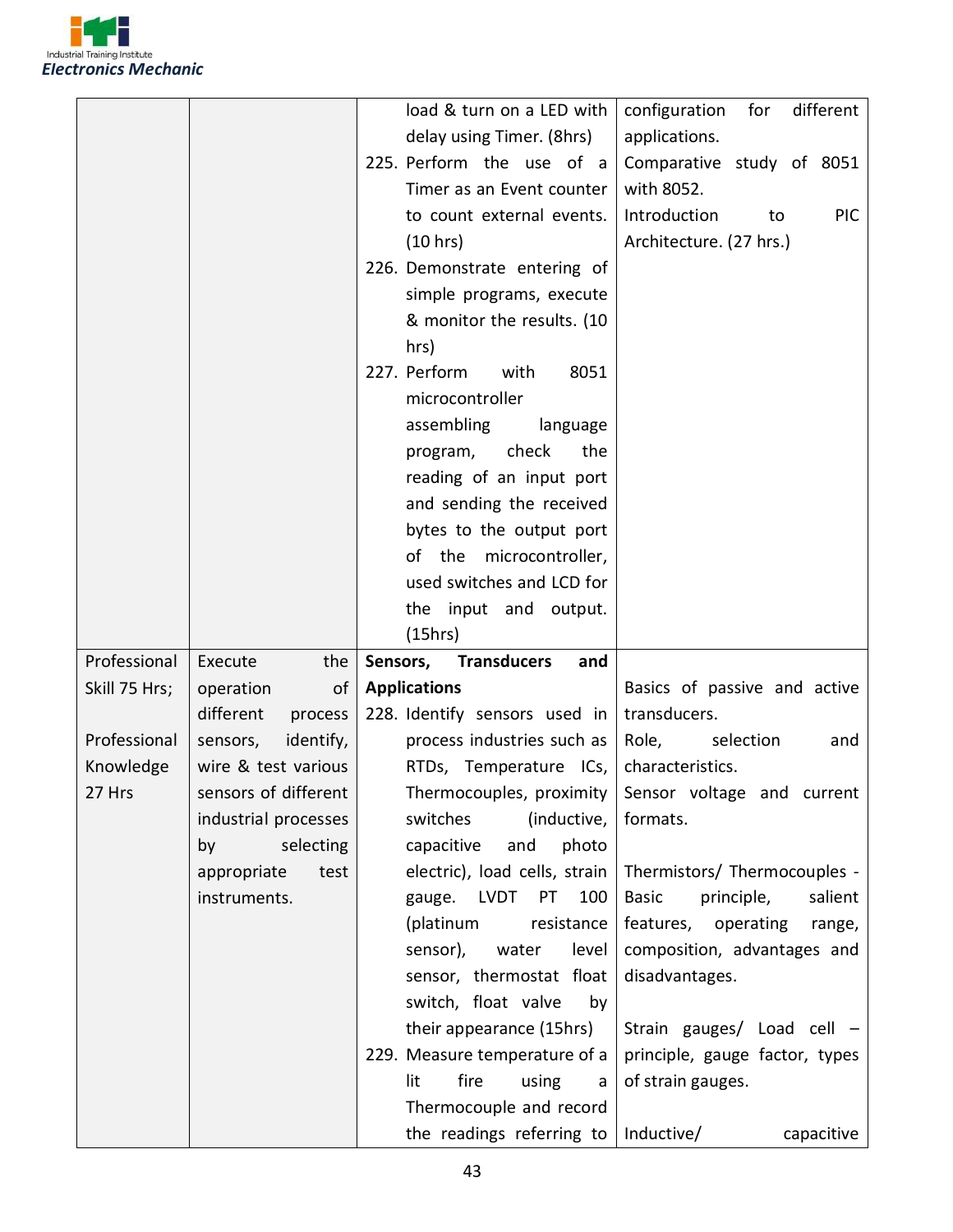| | | | |
|---|---|---|---|
| | | load & turn on a LED with delay using Timer. (8hrs)<br>225. Perform the use of a Timer as an Event counter to count external events. (10 hrs)<br>226. Demonstrate entering of simple programs, execute & monitor the results. (10 hrs)<br>227. Perform with 8051 microcontroller assembling language program, check the reading of an input port and sending the received bytes to the output port of the microcontroller, used switches and LCD for the input and output. (15hrs) | configuration for different applications.<br>Comparative study of 8051 with 8052.<br>Introduction to PIC Architecture. (27 hrs.) |
| Professional Skill 75 Hrs;<br><br>Professional Knowledge 27 Hrs | Execute the operation of different process sensors, identify, wire & test various sensors of different industrial processes by selecting appropriate test instruments. | **Sensors, Transducers and Applications**<br>228. Identify sensors used in process industries such as RTDs, Temperature ICs, Thermocouples, proximity switches (inductive, capacitive and photo electric), load cells, strain gauge. LVDT PT 100 (platinum resistance sensor), water level sensor, thermostat float switch, float valve by their appearance (15hrs)<br>229. Measure temperature of a lit fire using a Thermocouple and record the readings referring to | Basics of passive and active transducers.<br>Role, selection and characteristics.<br>Sensor voltage and current formats.<br><br>Thermistors/ Thermocouples - Basic principle, salient features, operating range, composition, advantages and disadvantages.<br><br>Strain gauges/ Load cell – principle, gauge factor, types of strain gauges.<br><br>Inductive/ capacitive |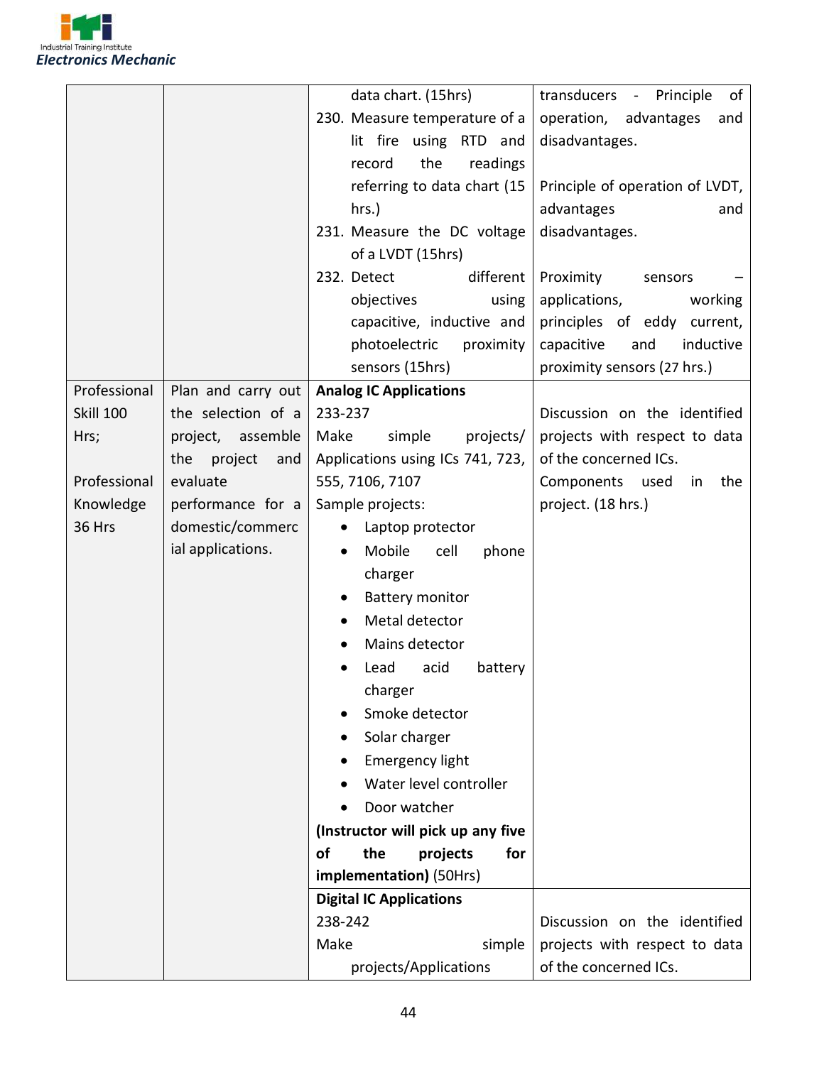| | | | |
|---|---|---|---|
| | | data chart. (15hrs)<br>230. Measure temperature of a lit fire using RTD and record the readings referring to data chart (15 hrs.)<br>231. Measure the DC voltage of a LVDT (15hrs)<br>232. Detect different objectives using capacitive, inductive and photoelectric proximity sensors (15hrs) | transducers - Principle of operation, advantages and disadvantages.<br><br>Principle of operation of LVDT, advantages and disadvantages.<br><br>Proximity sensors – applications, working principles of eddy current, capacitive and inductive proximity sensors (27 hrs.) |
| Professional Skill 100 Hrs;<br><br>Professional Knowledge 36 Hrs | Plan and carry out the selection of a project, assemble the project and evaluate performance for a domestic/commercial applications. | **Analog IC Applications**<br>233-237<br>Make simple projects/ Applications using ICs 741, 723, 555, 7106, 7107<br>Sample projects:<br>• Laptop protector<br>• Mobile cell phone charger<br>• Battery monitor<br>• Metal detector<br>• Mains detector<br>• Lead acid battery charger<br>• Smoke detector<br>• Solar charger<br>• Emergency light<br>• Water level controller<br>• Door watcher<br>**(Instructor will pick up any five of the projects for implementation)** (50Hrs) | Discussion on the identified projects with respect to data of the concerned ICs.<br>Components used in the project. (18 hrs.) |
| | | **Digital IC Applications**<br>238-242<br>Make simple projects/Applications | Discussion on the identified projects with respect to data of the concerned ICs. |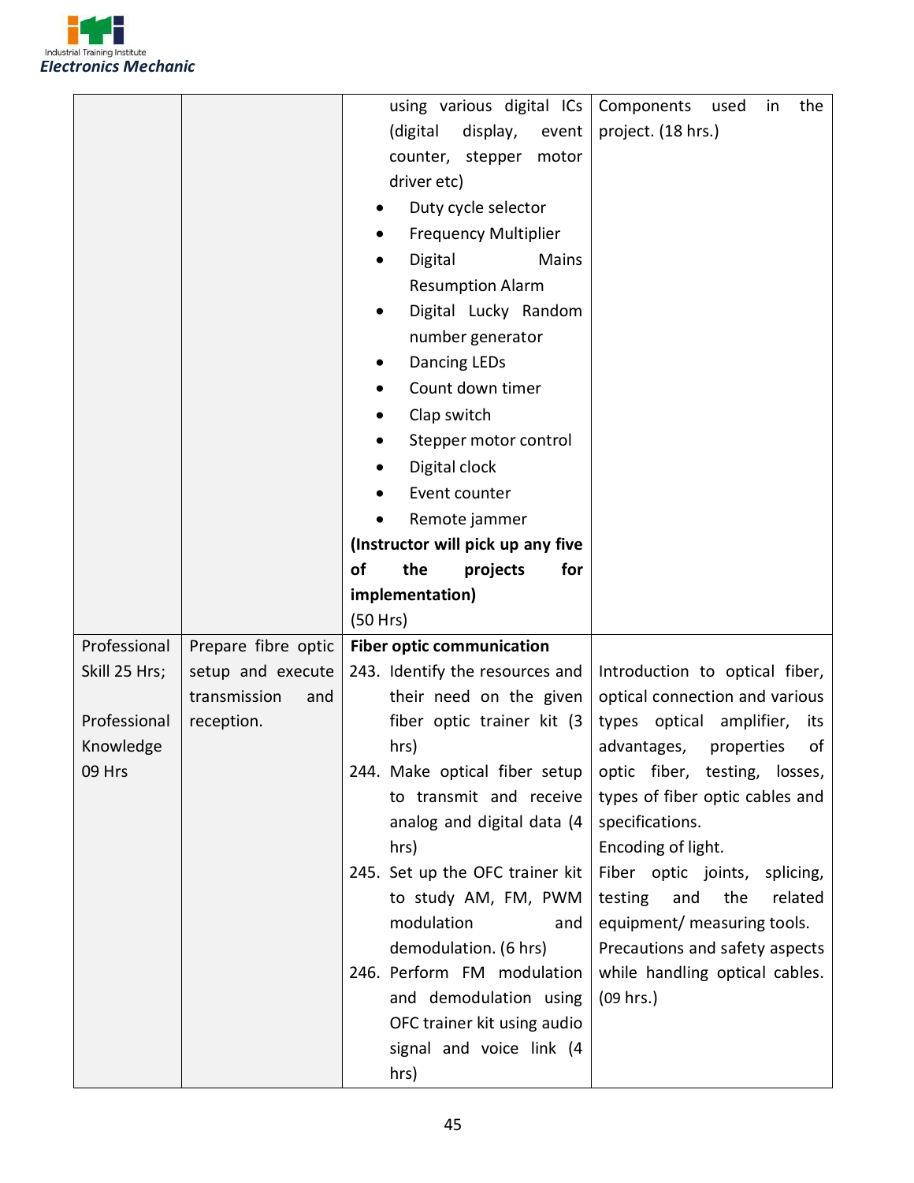| | | | |
|---|---|---|---|
| | | using various digital ICs (digital display, event counter, stepper motor driver etc)<br>• Duty cycle selector<br>• Frequency Multiplier<br>• Digital Mains Resumption Alarm<br>• Digital Lucky Random number generator<br>• Dancing LEDs<br>• Count down timer<br>• Clap switch<br>• Stepper motor control<br>• Digital clock<br>• Event counter<br>• Remote jammer<br>**(Instructor will pick up any five of the projects for implementation)**<br>(50 Hrs) | Components used in the project. (18 hrs.) |
| Professional Skill 25 Hrs;<br><br>Professional Knowledge 09 Hrs | Prepare fibre optic setup and execute transmission and reception. | **Fiber optic communication**<br>243. Identify the resources and their need on the given fiber optic trainer kit (3 hrs)<br>244. Make optical fiber setup to transmit and receive analog and digital data (4 hrs)<br>245. Set up the OFC trainer kit to study AM, FM, PWM modulation and demodulation. (6 hrs)<br>246. Perform FM modulation and demodulation using OFC trainer kit using audio signal and voice link (4 hrs) | Introduction to optical fiber, optical connection and various types optical amplifier, its advantages, properties of optic fiber, testing, losses, types of fiber optic cables and specifications.<br>Encoding of light.<br>Fiber optic joints, splicing, testing and the related equipment/ measuring tools.<br>Precautions and safety aspects while handling optical cables. (09 hrs.) |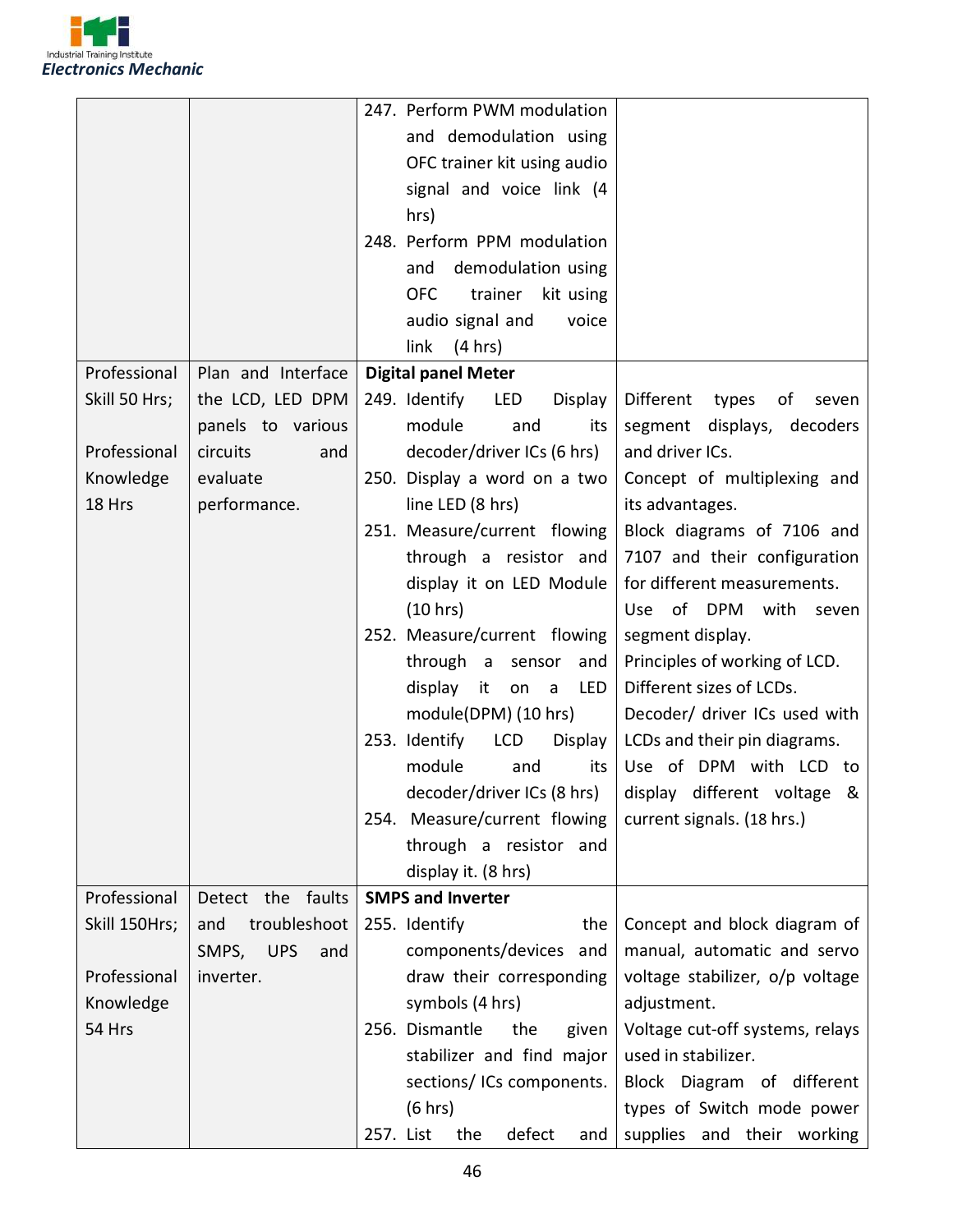| | | | |
|---|---|---|---|
| | | 247. Perform PWM modulation and demodulation using OFC trainer kit using audio signal and voice link (4 hrs)<br>248. Perform PPM modulation and demodulation using OFC trainer kit using audio signal and voice link (4 hrs) | |
| Professional Skill 50 Hrs;<br><br>Professional Knowledge 18 Hrs | Plan and Interface the LCD, LED DPM panels to various circuits and evaluate performance. | **Digital panel Meter**<br>249. Identify LED Display module and its decoder/driver ICs (6 hrs)<br>250. Display a word on a two line LED (8 hrs)<br>251. Measure/current flowing through a resistor and display it on LED Module (10 hrs)<br>252. Measure/current flowing through a sensor and display it on a LED module(DPM) (10 hrs)<br>253. Identify LCD Display module and its decoder/driver ICs (8 hrs)<br>254. Measure/current flowing through a resistor and display it. (8 hrs) | Different types of seven segment displays, decoders and driver ICs.<br>Concept of multiplexing and its advantages.<br>Block diagrams of 7106 and 7107 and their configuration for different measurements.<br>Use of DPM with seven segment display.<br>Principles of working of LCD.<br>Different sizes of LCDs.<br>Decoder/ driver ICs used with LCDs and their pin diagrams.<br>Use of DPM with LCD to display different voltage & current signals. (18 hrs.) |
| Professional Skill 150Hrs;<br><br>Professional Knowledge 54 Hrs | Detect the faults and troubleshoot SMPS, UPS and inverter. | **SMPS and Inverter**<br>255. Identify the components/devices and draw their corresponding symbols (4 hrs)<br>256. Dismantle the given stabilizer and find major sections/ ICs components. (6 hrs)<br>257. List the defect and | Concept and block diagram of manual, automatic and servo voltage stabilizer, o/p voltage adjustment.<br>Voltage cut-off systems, relays used in stabilizer.<br>Block Diagram of different types of Switch mode power supplies and their working |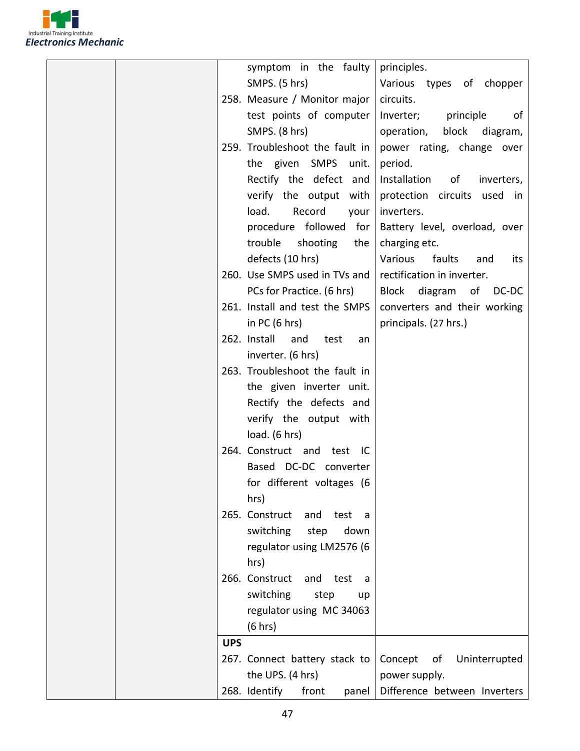| | | | |
|---|---|---|---|
| | | symptom in the faulty SMPS. (5 hrs)<br>258. Measure / Monitor major test points of computer SMPS. (8 hrs)<br>259. Troubleshoot the fault in the given SMPS unit. Rectify the defect and verify the output with load. Record your procedure followed for trouble shooting the defects (10 hrs)<br>260. Use SMPS used in TVs and PCs for Practice. (6 hrs)<br>261. Install and test the SMPS in PC (6 hrs)<br>262. Install and test an inverter. (6 hrs)<br>263. Troubleshoot the fault in the given inverter unit. Rectify the defects and verify the output with load. (6 hrs)<br>264. Construct and test IC Based DC-DC converter for different voltages (6 hrs)<br>265. Construct and test a switching step down regulator using LM2576 (6 hrs)<br>266. Construct and test a switching step up regulator using MC 34063 (6 hrs) | principles.<br>Various types of chopper circuits.<br>Inverter; principle of operation, block diagram, power rating, change over period.<br>Installation of inverters, protection circuits used in inverters.<br>Battery level, overload, over charging etc.<br>Various faults and its rectification in inverter.<br>Block diagram of DC-DC converters and their working principals. (27 hrs.) |
| | | **UPS**<br>267. Connect battery stack to the UPS. (4 hrs)<br>268. Identify front panel | Concept of Uninterrupted power supply.<br>Difference between Inverters |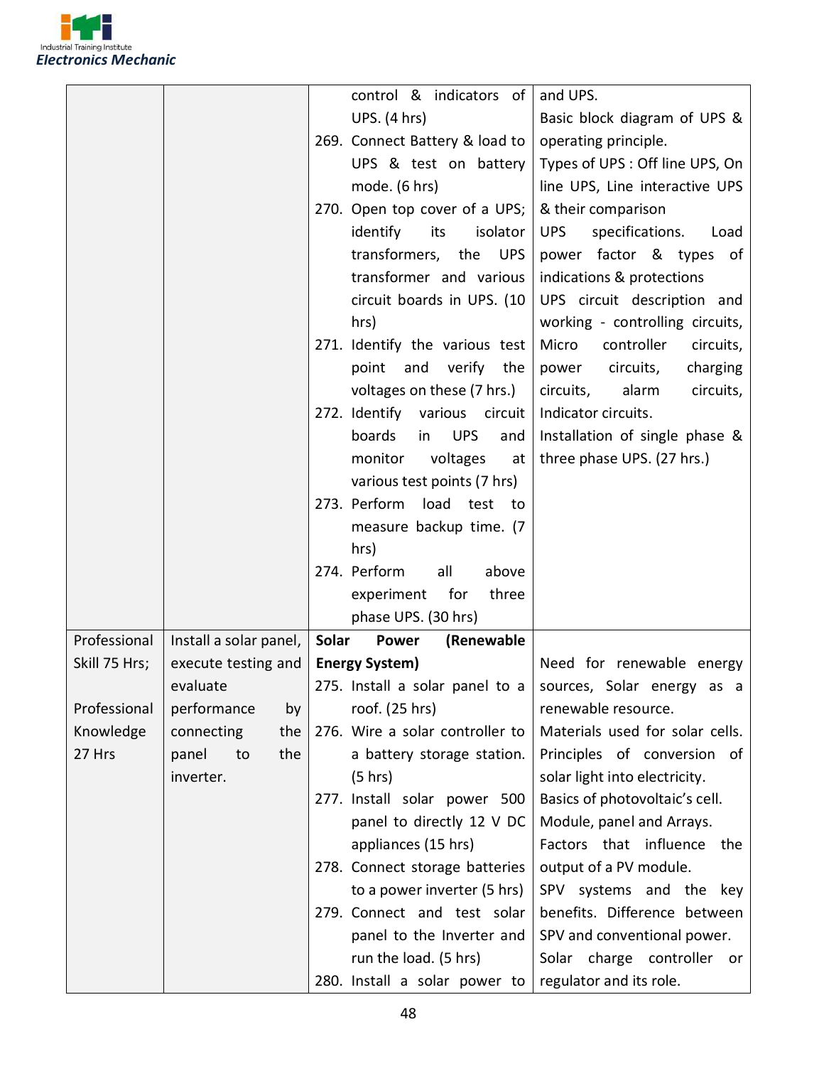| | | | |
|---|---|---|---|
| | | control & indicators of UPS. (4 hrs)<br>269. Connect Battery & load to UPS & test on battery mode. (6 hrs)<br>270. Open top cover of a UPS; identify its isolator transformers, the UPS transformer and various circuit boards in UPS. (10 hrs)<br>271. Identify the various test point and verify the voltages on these (7 hrs.)<br>272. Identify various circuit boards in UPS and monitor voltages at various test points (7 hrs)<br>273. Perform load test to measure backup time. (7 hrs)<br>274. Perform all above experiment for three phase UPS. (30 hrs) | and UPS.<br>Basic block diagram of UPS & operating principle.<br>Types of UPS : Off line UPS, On line UPS, Line interactive UPS & their comparison<br>UPS specifications. Load power factor & types of indications & protections<br>UPS circuit description and working - controlling circuits, Micro controller circuits, power circuits, charging circuits, alarm circuits, Indicator circuits.<br>Installation of single phase & three phase UPS. (27 hrs.) |
| Professional Skill 75 Hrs;<br><br>Professional Knowledge 27 Hrs | Install a solar panel, execute testing and evaluate performance by connecting the panel to the inverter. | **Solar Power (Renewable Energy System)**<br>275. Install a solar panel to a roof. (25 hrs)<br>276. Wire a solar controller to a battery storage station. (5 hrs)<br>277. Install solar power 500 panel to directly 12 V DC appliances (15 hrs)<br>278. Connect storage batteries to a power inverter (5 hrs)<br>279. Connect and test solar panel to the Inverter and run the load. (5 hrs)<br>280. Install a solar power to | Need for renewable energy sources, Solar energy as a renewable resource.<br>Materials used for solar cells.<br>Principles of conversion of solar light into electricity.<br>Basics of photovoltaic's cell.<br>Module, panel and Arrays.<br>Factors that influence the output of a PV module.<br>SPV systems and the key benefits. Difference between SPV and conventional power.<br>Solar charge controller or regulator and its role. |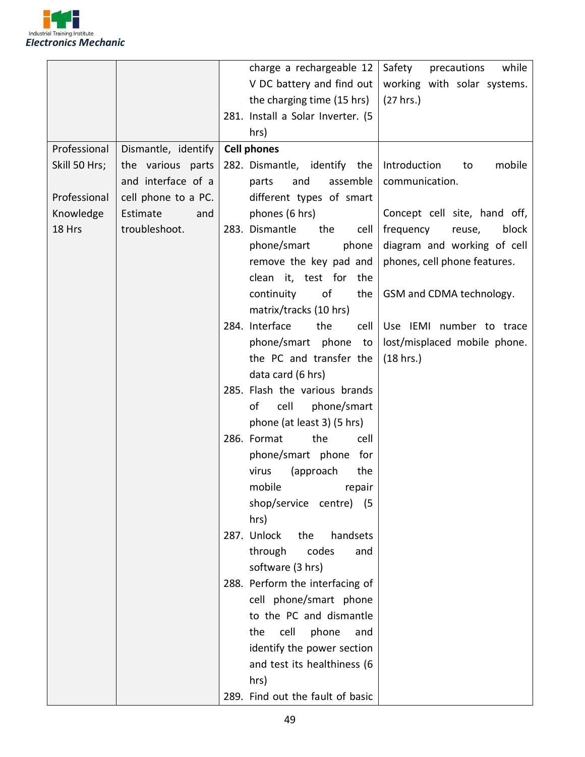| | | charge a rechargeable 12 V DC battery and find out the charging time (15 hrs)<br>281. Install a Solar Inverter. (5 hrs) | Safety precautions while working with solar systems. (27 hrs.) |
|---|---|---|---|
| Professional Skill 50 Hrs;<br><br>Professional Knowledge 18 Hrs | Dismantle, identify the various parts and interface of a cell phone to a PC. Estimate and troubleshoot. | **Cell phones**<br>282. Dismantle, identify the parts and assemble different types of smart phones (6 hrs)<br>283. Dismantle the cell phone/smart phone remove the key pad and clean it, test for the continuity of the matrix/tracks (10 hrs)<br>284. Interface the cell phone/smart phone to the PC and transfer the data card (6 hrs)<br>285. Flash the various brands of cell phone/smart phone (at least 3) (5 hrs)<br>286. Format the cell phone/smart phone for virus (approach the mobile repair shop/service centre) (5 hrs)<br>287. Unlock the handsets through codes and software (3 hrs)<br>288. Perform the interfacing of cell phone/smart phone to the PC and dismantle the cell phone and identify the power section and test its healthiness (6 hrs)<br>289. Find out the fault of basic | Introduction to mobile communication.<br><br>Concept cell site, hand off, frequency reuse, block diagram and working of cell phones, cell phone features.<br><br>GSM and CDMA technology.<br><br>Use IEMI number to trace lost/misplaced mobile phone. (18 hrs.) |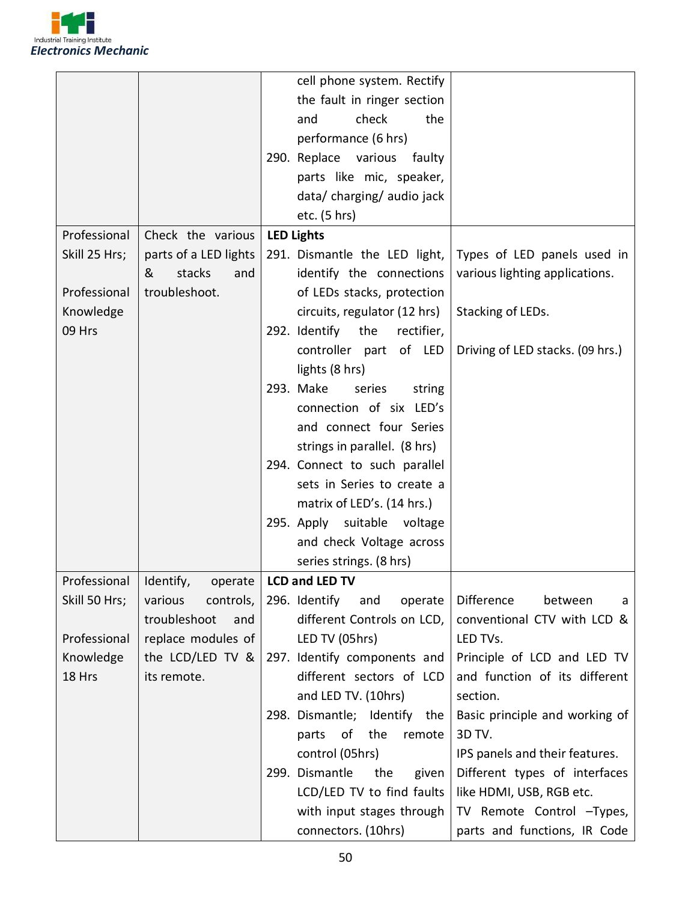| | | | |
|---|---|---|---|
| | | cell phone system. Rectify the fault in ringer section and check the performance (6 hrs)<br>290. Replace various faulty parts like mic, speaker, data/ charging/ audio jack etc. (5 hrs) | |
| Professional Skill 25 Hrs;<br><br>Professional Knowledge 09 Hrs | Check the various parts of a LED lights & stacks and troubleshoot. | **LED Lights**<br>291. Dismantle the LED light, identify the connections of LEDs stacks, protection circuits, regulator (12 hrs)<br>292. Identify the rectifier, controller part of LED lights (8 hrs)<br>293. Make series string connection of six LED's and connect four Series strings in parallel. (8 hrs)<br>294. Connect to such parallel sets in Series to create a matrix of LED's. (14 hrs.)<br>295. Apply suitable voltage and check Voltage across series strings. (8 hrs) | Types of LED panels used in various lighting applications.<br><br>Stacking of LEDs.<br><br>Driving of LED stacks. (09 hrs.) |
| Professional Skill 50 Hrs;<br><br>Professional Knowledge 18 Hrs | Identify, operate various controls, troubleshoot and replace modules of the LCD/LED TV & its remote. | **LCD and LED TV**<br>296. Identify and operate different Controls on LCD, LED TV (05hrs)<br>297. Identify components and different sectors of LCD and LED TV. (10hrs)<br>298. Dismantle; Identify the parts of the remote control (05hrs)<br>299. Dismantle the given LCD/LED TV to find faults with input stages through connectors. (10hrs) | Difference between a conventional CTV with LCD & LED TVs.<br>Principle of LCD and LED TV and function of its different section.<br>Basic principle and working of 3D TV.<br>IPS panels and their features.<br>Different types of interfaces like HDMI, USB, RGB etc.<br>TV Remote Control –Types, parts and functions, IR Code |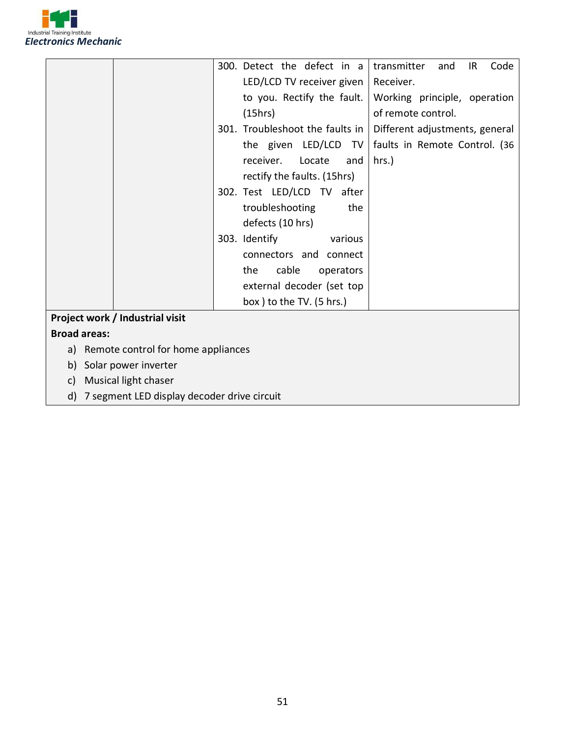| | | | |
|---|---|---|---|
| | | 300. Detect the defect in a LED/LCD TV receiver given to you. Rectify the fault. (15hrs)<br>301. Troubleshoot the faults in the given LED/LCD TV receiver. Locate and rectify the faults. (15hrs)<br>302. Test LED/LCD TV after troubleshooting the defects (10 hrs)<br>303. Identify various connectors and connect the cable operators external decoder (set top box ) to the TV. (5 hrs.) | transmitter and IR Code Receiver.<br>Working principle, operation of remote control.<br>Different adjustments, general faults in Remote Control. (36 hrs.) |

**Project work / Industrial visit**

**Broad areas:**

a) Remote control for home appliances
b) Solar power inverter
c) Musical light chaser
d) 7 segment LED display decoder drive circuit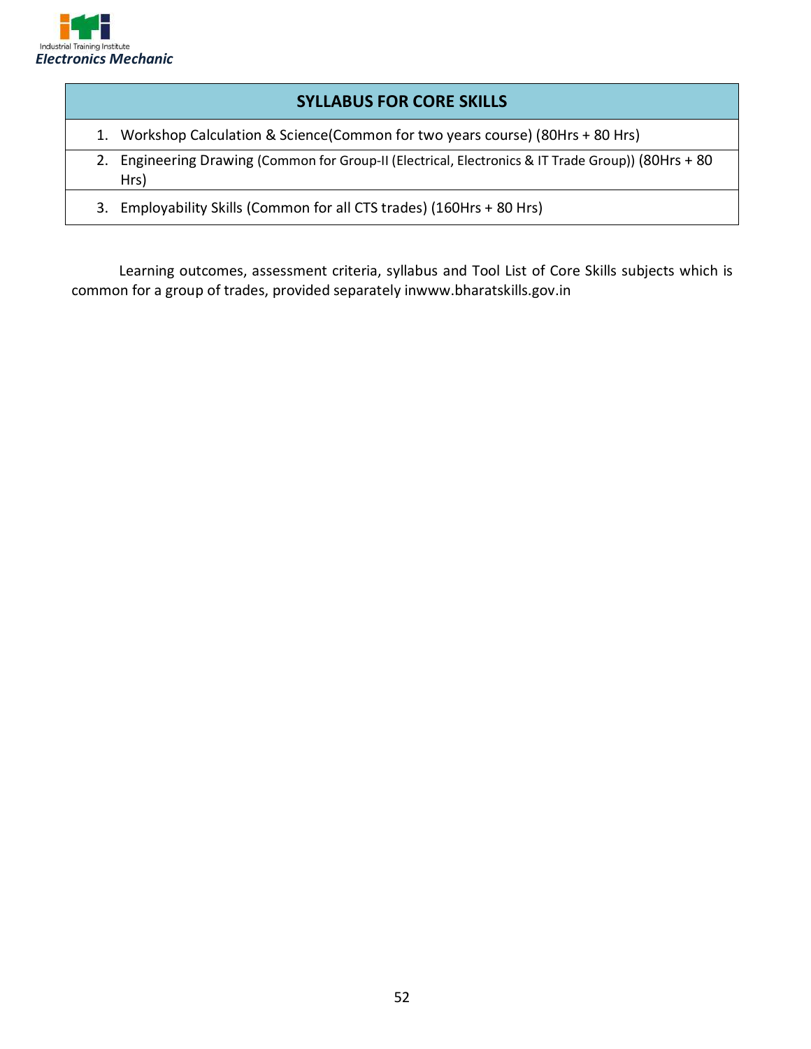## SYLLABUS FOR CORE SKILLS

1. Workshop Calculation & Science(Common for two years course) (80Hrs + 80 Hrs)
2. Engineering Drawing (Common for Group-II (Electrical, Electronics & IT Trade Group)) (80Hrs + 80 Hrs)
3. Employability Skills (Common for all CTS trades) (160Hrs + 80 Hrs)

Learning outcomes, assessment criteria, syllabus and Tool List of Core Skills subjects which is common for a group of trades, provided separately inwww.bharatskills.gov.in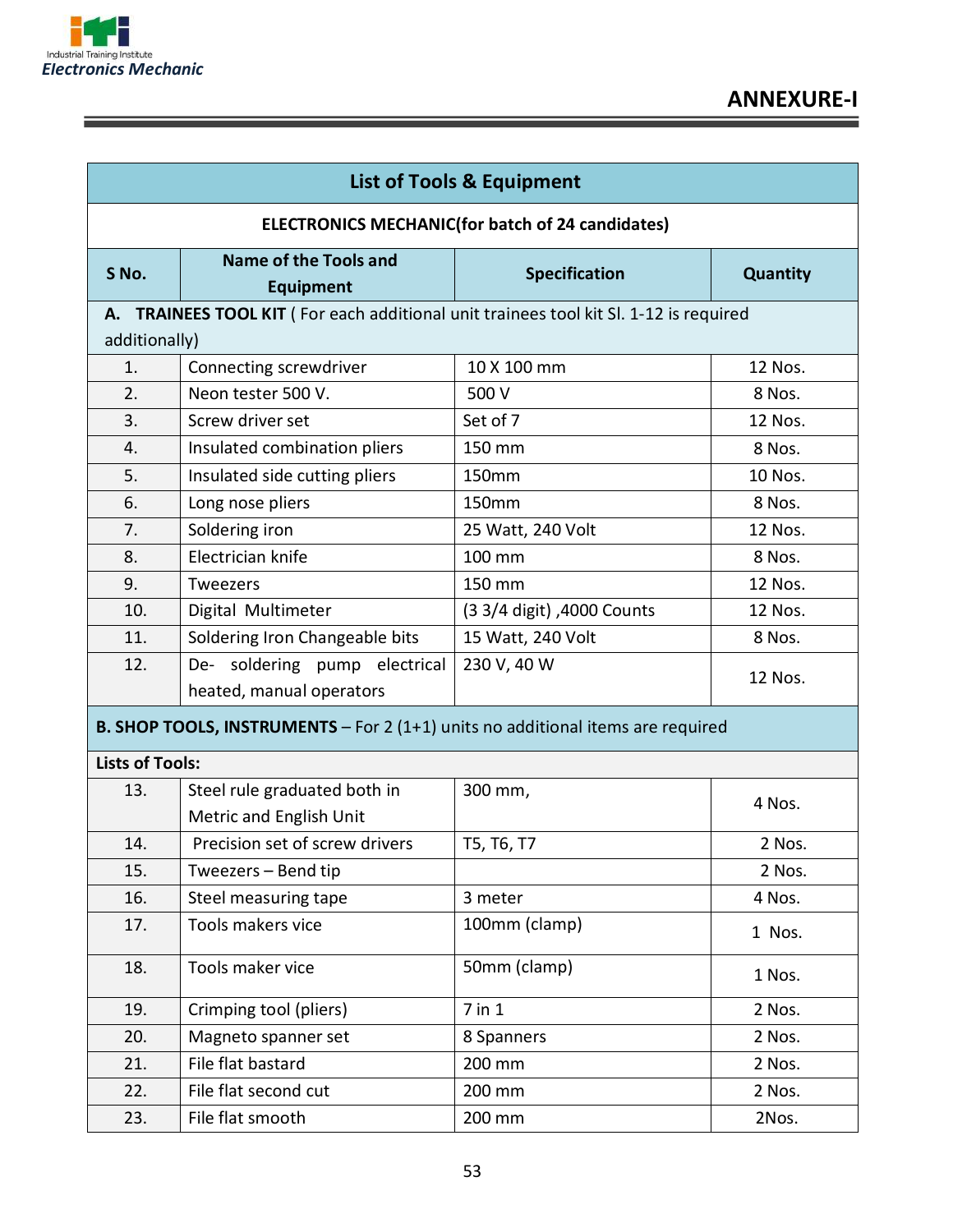## ANNEXURE-I

| List of Tools & Equipment | | | |
|---|---|---|---|
| **ELECTRONICS MECHANIC(for batch of 24 candidates)** | | | |
| **S No.** | **Name of the Tools and Equipment** | **Specification** | **Quantity** |
| **A. TRAINEES TOOL KIT** ( For each additional unit trainees tool kit Sl. 1-12 is required additionally) | | | |
| 1. | Connecting screwdriver | 10 X 100 mm | 12 Nos. |
| 2. | Neon tester 500 V. | 500 V | 8 Nos. |
| 3. | Screw driver set | Set of 7 | 12 Nos. |
| 4. | Insulated combination pliers | 150 mm | 8 Nos. |
| 5. | Insulated side cutting pliers | 150mm | 10 Nos. |
| 6. | Long nose pliers | 150mm | 8 Nos. |
| 7. | Soldering iron | 25 Watt, 240 Volt | 12 Nos. |
| 8. | Electrician knife | 100 mm | 8 Nos. |
| 9. | Tweezers | 150 mm | 12 Nos. |
| 10. | Digital Multimeter | (3 3/4 digit) ,4000 Counts | 12 Nos. |
| 11. | Soldering Iron Changeable bits | 15 Watt, 240 Volt | 8 Nos. |
| 12. | De- soldering pump electrical heated, manual operators | 230 V, 40 W | 12 Nos. |
| **B. SHOP TOOLS, INSTRUMENTS** – For 2 (1+1) units no additional items are required | | | |
| **Lists of Tools:** | | | |
| 13. | Steel rule graduated both in Metric and English Unit | 300 mm, | 4 Nos. |
| 14. | Precision set of screw drivers | T5, T6, T7 | 2 Nos. |
| 15. | Tweezers – Bend tip | | 2 Nos. |
| 16. | Steel measuring tape | 3 meter | 4 Nos. |
| 17. | Tools makers vice | 100mm (clamp) | 1 Nos. |
| 18. | Tools maker vice | 50mm (clamp) | 1 Nos. |
| 19. | Crimping tool (pliers) | 7 in 1 | 2 Nos. |
| 20. | Magneto spanner set | 8 Spanners | 2 Nos. |
| 21. | File flat bastard | 200 mm | 2 Nos. |
| 22. | File flat second cut | 200 mm | 2 Nos. |
| 23. | File flat smooth | 200 mm | 2Nos. |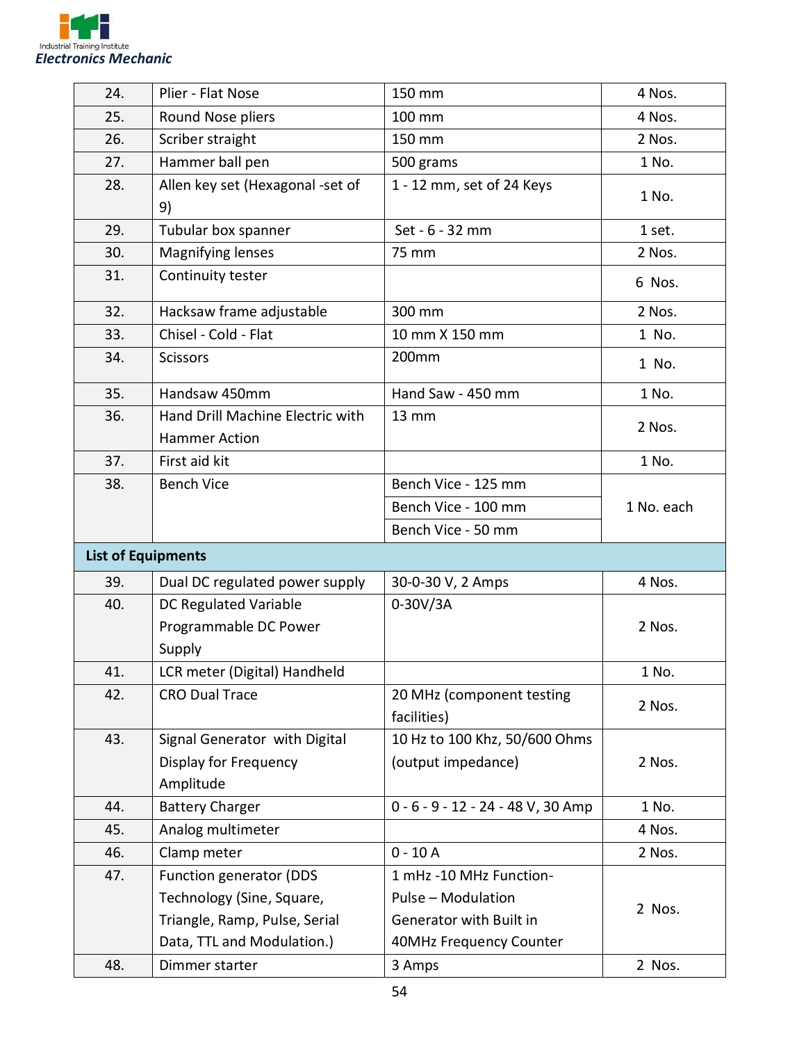| 24. | Plier - Flat Nose | 150 mm | 4 Nos. |
|---|---|---|---|
| 25. | Round Nose pliers | 100 mm | 4 Nos. |
| 26. | Scriber straight | 150 mm | 2 Nos. |
| 27. | Hammer ball pen | 500 grams | 1 No. |
| 28. | Allen key set (Hexagonal -set of 9) | 1 - 12 mm, set of 24 Keys | 1 No. |
| 29. | Tubular box spanner | Set - 6 - 32 mm | 1 set. |
| 30. | Magnifying lenses | 75 mm | 2 Nos. |
| 31. | Continuity tester | | 6 Nos. |
| 32. | Hacksaw frame adjustable | 300 mm | 2 Nos. |
| 33. | Chisel - Cold - Flat | 10 mm X 150 mm | 1 No. |
| 34. | Scissors | 200mm | 1 No. |
| 35. | Handsaw 450mm | Hand Saw - 450 mm | 1 No. |
| 36. | Hand Drill Machine Electric with Hammer Action | 13 mm | 2 Nos. |
| 37. | First aid kit | | 1 No. |
| 38. | Bench Vice | Bench Vice - 125 mm | 1 No. each |
| | | Bench Vice - 100 mm | |
| | | Bench Vice - 50 mm | |
| **List of Equipments** | | | |
| 39. | Dual DC regulated power supply | 30-0-30 V, 2 Amps | 4 Nos. |
| 40. | DC Regulated Variable Programmable DC Power Supply | 0-30V/3A | 2 Nos. |
| 41. | LCR meter (Digital) Handheld | | 1 No. |
| 42. | CRO Dual Trace | 20 MHz (component testing facilities) | 2 Nos. |
| 43. | Signal Generator with Digital Display for Frequency Amplitude | 10 Hz to 100 Khz, 50/600 Ohms (output impedance) | 2 Nos. |
| 44. | Battery Charger | 0 - 6 - 9 - 12 - 24 - 48 V, 30 Amp | 1 No. |
| 45. | Analog multimeter | | 4 Nos. |
| 46. | Clamp meter | 0 - 10 A | 2 Nos. |
| 47. | Function generator (DDS Technology (Sine, Square, Triangle, Ramp, Pulse, Serial Data, TTL and Modulation.) | 1 mHz -10 MHz Function-Pulse – Modulation Generator with Built in 40MHz Frequency Counter | 2 Nos. |
| 48. | Dimmer starter | 3 Amps | 2 Nos. |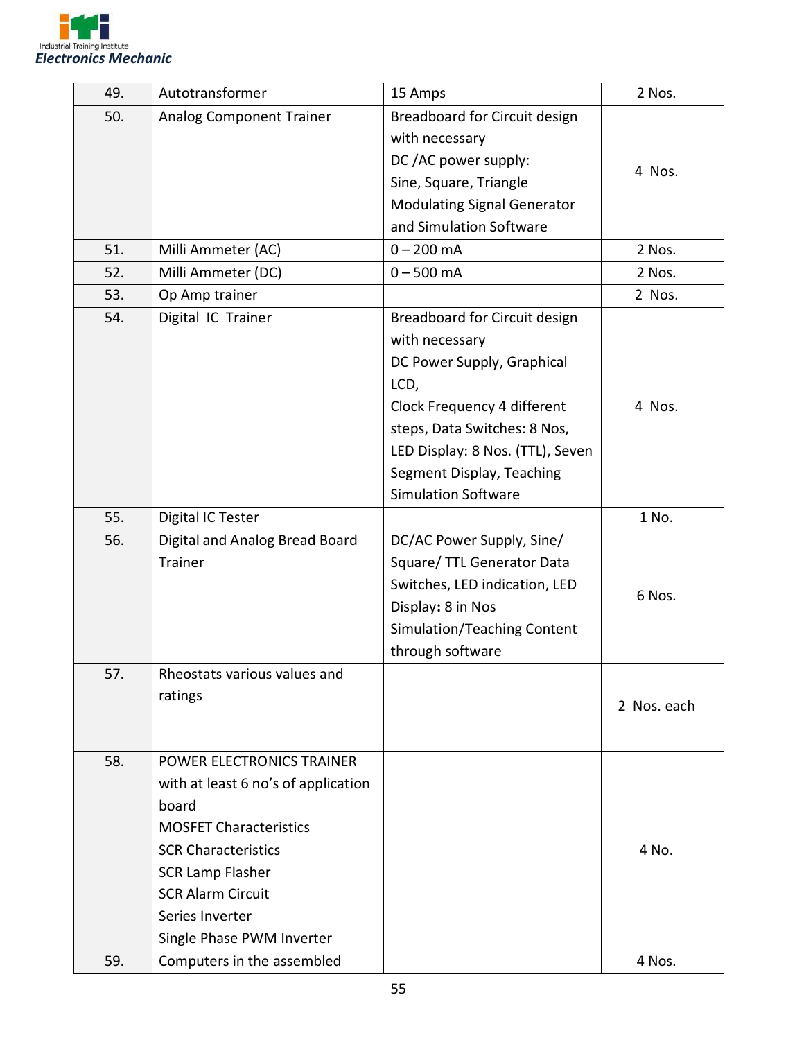| 49. | Autotransformer | 15 Amps | 2 Nos. |
|---|---|---|---|
| 50. | Analog Component Trainer | Breadboard for Circuit design with necessary DC /AC power supply: Sine, Square, Triangle Modulating Signal Generator and Simulation Software | 4 Nos. |
| 51. | Milli Ammeter (AC) | 0 – 200 mA | 2 Nos. |
| 52. | Milli Ammeter (DC) | 0 – 500 mA | 2 Nos. |
| 53. | Op Amp trainer | | 2 Nos. |
| 54. | Digital IC Trainer | Breadboard for Circuit design with necessary DC Power Supply, Graphical LCD, Clock Frequency 4 different steps, Data Switches: 8 Nos, LED Display: 8 Nos. (TTL), Seven Segment Display, Teaching Simulation Software | 4 Nos. |
| 55. | Digital IC Tester | | 1 No. |
| 56. | Digital and Analog Bread Board Trainer | DC/AC Power Supply, Sine/ Square/ TTL Generator Data Switches, LED indication, LED Display: 8 in Nos Simulation/Teaching Content through software | 6 Nos. |
| 57. | Rheostats various values and ratings | | 2 Nos. each |
| 58. | POWER ELECTRONICS TRAINER with at least 6 no's of application board<br>MOSFET Characteristics<br>SCR Characteristics<br>SCR Lamp Flasher<br>SCR Alarm Circuit<br>Series Inverter<br>Single Phase PWM Inverter | | 4 No. |
| 59. | Computers in the assembled | | 4 Nos. |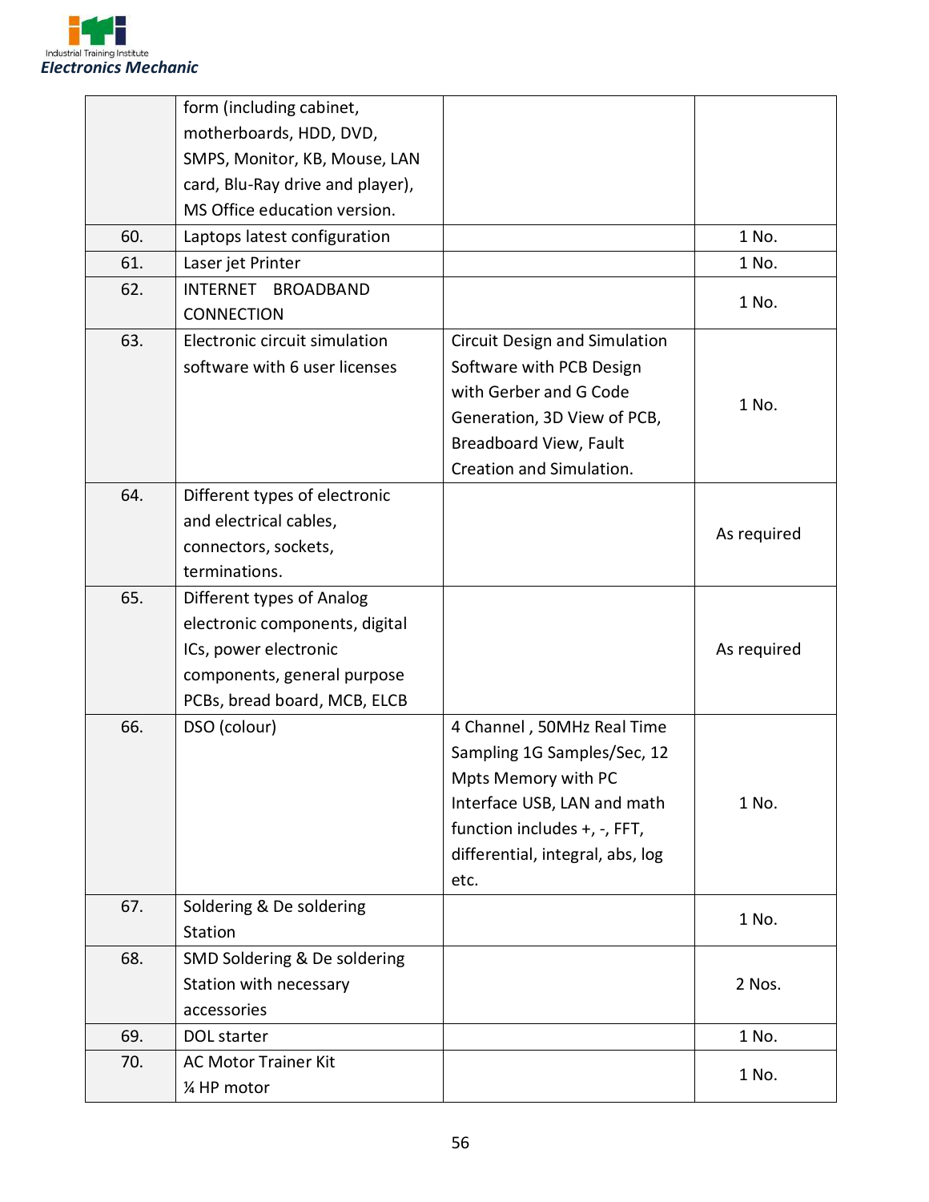|  |  |  |  |
|---|---|---|---|
|  | form (including cabinet, motherboards, HDD, DVD, SMPS, Monitor, KB, Mouse, LAN card, Blu-Ray drive and player), MS Office education version. |  |  |
| 60. | Laptops latest configuration |  | 1 No. |
| 61. | Laser jet Printer |  | 1 No. |
| 62. | INTERNET BROADBAND CONNECTION |  | 1 No. |
| 63. | Electronic circuit simulation software with 6 user licenses | Circuit Design and Simulation Software with PCB Design with Gerber and G Code Generation, 3D View of PCB, Breadboard View, Fault Creation and Simulation. | 1 No. |
| 64. | Different types of electronic and electrical cables, connectors, sockets, terminations. |  | As required |
| 65. | Different types of Analog electronic components, digital ICs, power electronic components, general purpose PCBs, bread board, MCB, ELCB |  | As required |
| 66. | DSO (colour) | 4 Channel , 50MHz Real Time Sampling 1G Samples/Sec, 12 Mpts Memory with PC Interface USB, LAN and math function includes +, -, FFT, differential, integral, abs, log etc. | 1 No. |
| 67. | Soldering & De soldering Station |  | 1 No. |
| 68. | SMD Soldering & De soldering Station with necessary accessories |  | 2 Nos. |
| 69. | DOL starter |  | 1 No. |
| 70. | AC Motor Trainer Kit ¼ HP motor |  | 1 No. |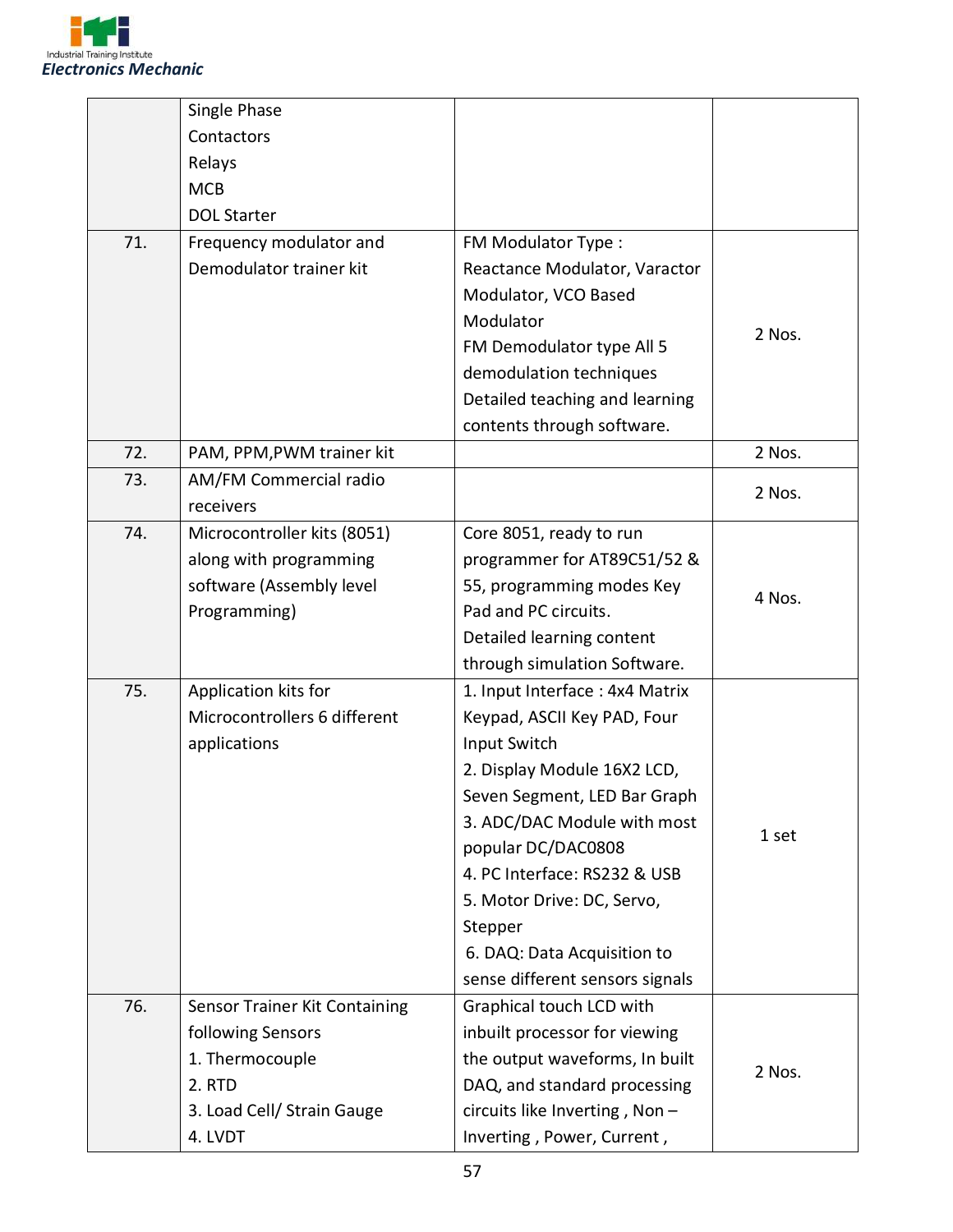| | | | |
|---|---|---|---|
| | Single Phase<br>Contactors<br>Relays<br>MCB<br>DOL Starter | | |
| 71. | Frequency modulator and Demodulator trainer kit | FM Modulator Type : Reactance Modulator, Varactor Modulator, VCO Based Modulator<br>FM Demodulator type All 5 demodulation techniques<br>Detailed teaching and learning contents through software. | 2 Nos. |
| 72. | PAM, PPM,PWM trainer kit | | 2 Nos. |
| 73. | AM/FM Commercial radio receivers | | 2 Nos. |
| 74. | Microcontroller kits (8051) along with programming software (Assembly level Programming) | Core 8051, ready to run programmer for AT89C51/52 & 55, programming modes Key Pad and PC circuits.<br>Detailed learning content through simulation Software. | 4 Nos. |
| 75. | Application kits for Microcontrollers 6 different applications | 1. Input Interface : 4x4 Matrix Keypad, ASCII Key PAD, Four Input Switch<br>2. Display Module 16X2 LCD, Seven Segment, LED Bar Graph<br>3. ADC/DAC Module with most popular DC/DAC0808<br>4. PC Interface: RS232 & USB<br>5. Motor Drive: DC, Servo, Stepper<br>6. DAQ: Data Acquisition to sense different sensors signals | 1 set |
| 76. | Sensor Trainer Kit Containing following Sensors<br>1. Thermocouple<br>2. RTD<br>3. Load Cell/ Strain Gauge<br>4. LVDT | Graphical touch LCD with inbuilt processor for viewing the output waveforms, In built DAQ, and standard processing circuits like Inverting , Non – Inverting , Power, Current , | 2 Nos. |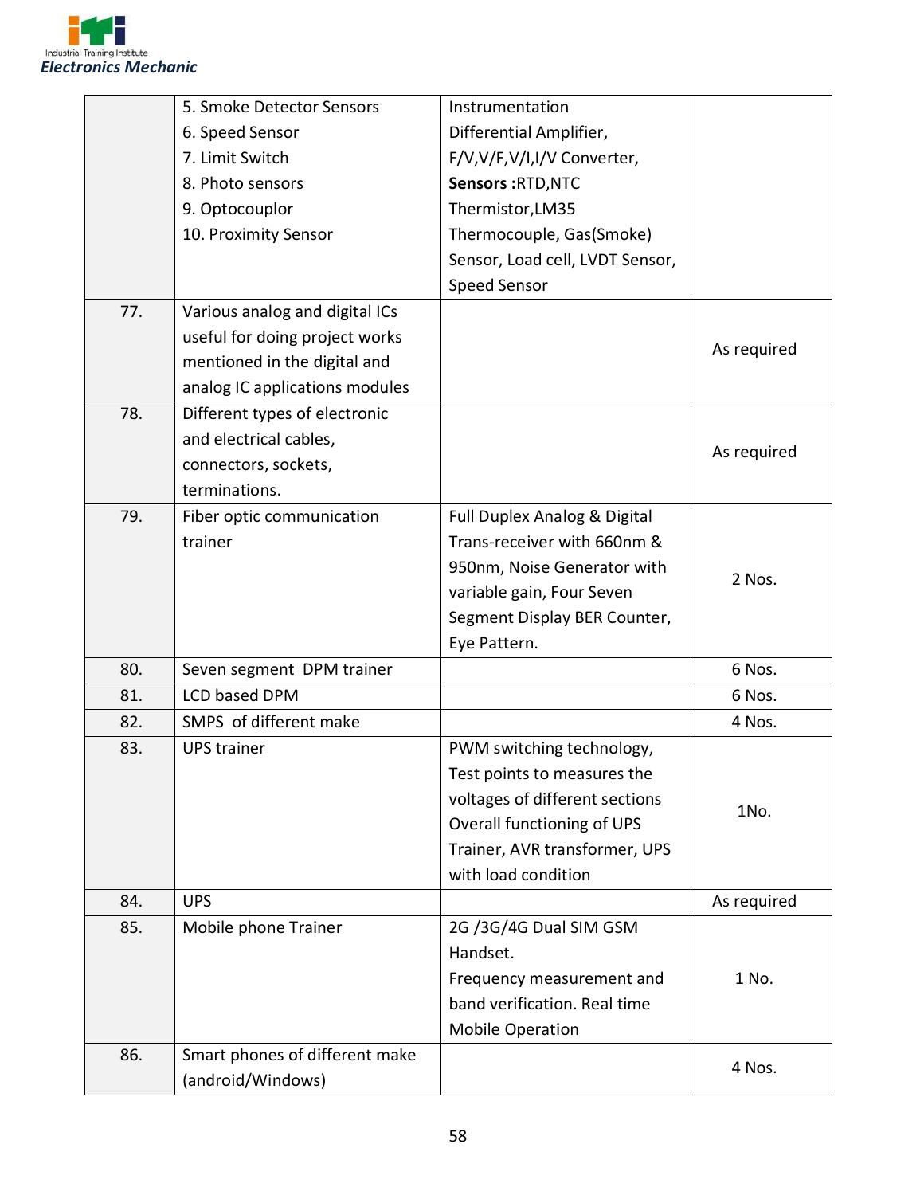| | | | |
|---|---|---|---|
| | 5. Smoke Detector Sensors<br>6. Speed Sensor<br>7. Limit Switch<br>8. Photo sensors<br>9. Optocouplor<br>10. Proximity Sensor | Instrumentation Differential Amplifier, F/V,V/F,V/I,I/V Converter, **Sensors :**RTD,NTC Thermistor,LM35 Thermocouple, Gas(Smoke) Sensor, Load cell, LVDT Sensor, Speed Sensor | |
| 77. | Various analog and digital ICs useful for doing project works mentioned in the digital and analog IC applications modules | | As required |
| 78. | Different types of electronic and electrical cables, connectors, sockets, terminations. | | As required |
| 79. | Fiber optic communication trainer | Full Duplex Analog & Digital Trans-receiver with 660nm & 950nm, Noise Generator with variable gain, Four Seven Segment Display BER Counter, Eye Pattern. | 2 Nos. |
| 80. | Seven segment DPM trainer | | 6 Nos. |
| 81. | LCD based DPM | | 6 Nos. |
| 82. | SMPS of different make | | 4 Nos. |
| 83. | UPS trainer | PWM switching technology, Test points to measures the voltages of different sections Overall functioning of UPS Trainer, AVR transformer, UPS with load condition | 1No. |
| 84. | UPS | | As required |
| 85. | Mobile phone Trainer | 2G /3G/4G Dual SIM GSM Handset.<br>Frequency measurement and band verification. Real time Mobile Operation | 1 No. |
| 86. | Smart phones of different make (android/Windows) | | 4 Nos. |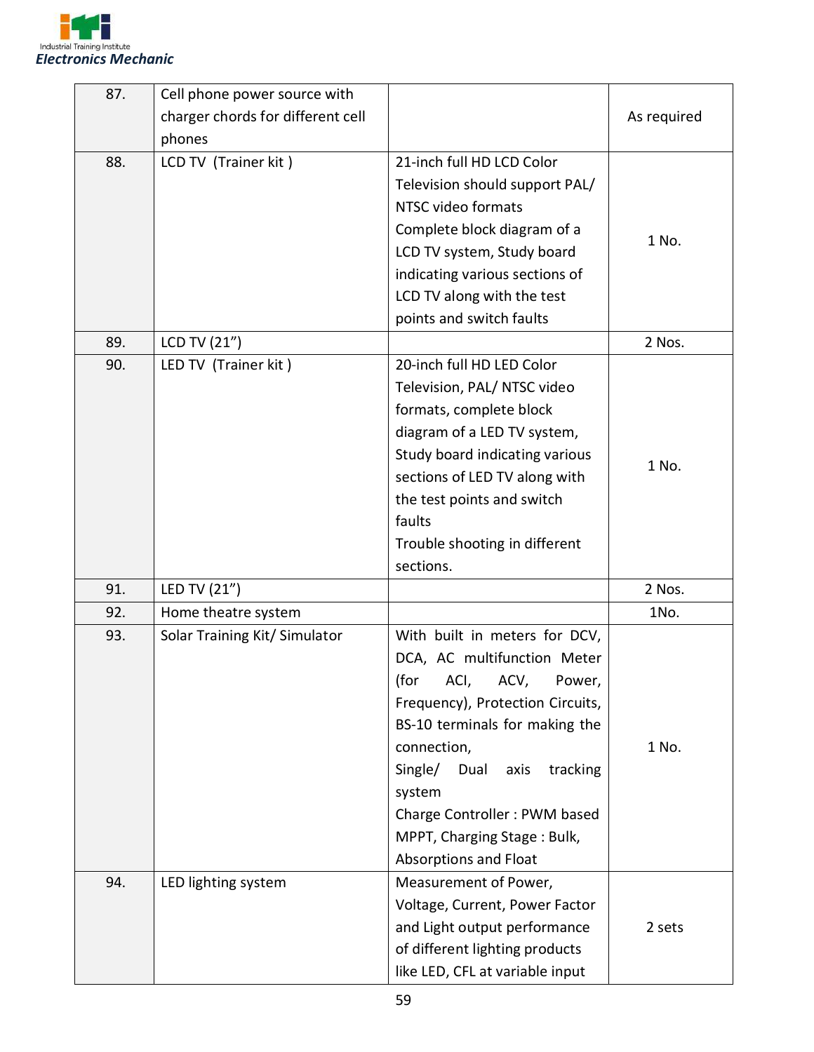| 87. | Cell phone power source with charger chords for different cell phones | | As required |
|---|---|---|---|
| 88. | LCD TV (Trainer kit ) | 21-inch full HD LCD Color Television should support PAL/ NTSC video formats<br>Complete block diagram of a LCD TV system, Study board indicating various sections of LCD TV along with the test points and switch faults | 1 No. |
| 89. | LCD TV (21") | | 2 Nos. |
| 90. | LED TV (Trainer kit ) | 20-inch full HD LED Color Television, PAL/ NTSC video formats, complete block diagram of a LED TV system, Study board indicating various sections of LED TV along with the test points and switch faults<br>Trouble shooting in different sections. | 1 No. |
| 91. | LED TV (21") | | 2 Nos. |
| 92. | Home theatre system | | 1No. |
| 93. | Solar Training Kit/ Simulator | With built in meters for DCV, DCA, AC multifunction Meter (for ACI, ACV, Power, Frequency), Protection Circuits, BS-10 terminals for making the connection,<br>Single/ Dual axis tracking system<br>Charge Controller : PWM based MPPT, Charging Stage : Bulk, Absorptions and Float | 1 No. |
| 94. | LED lighting system | Measurement of Power, Voltage, Current, Power Factor and Light output performance of different lighting products like LED, CFL at variable input | 2 sets |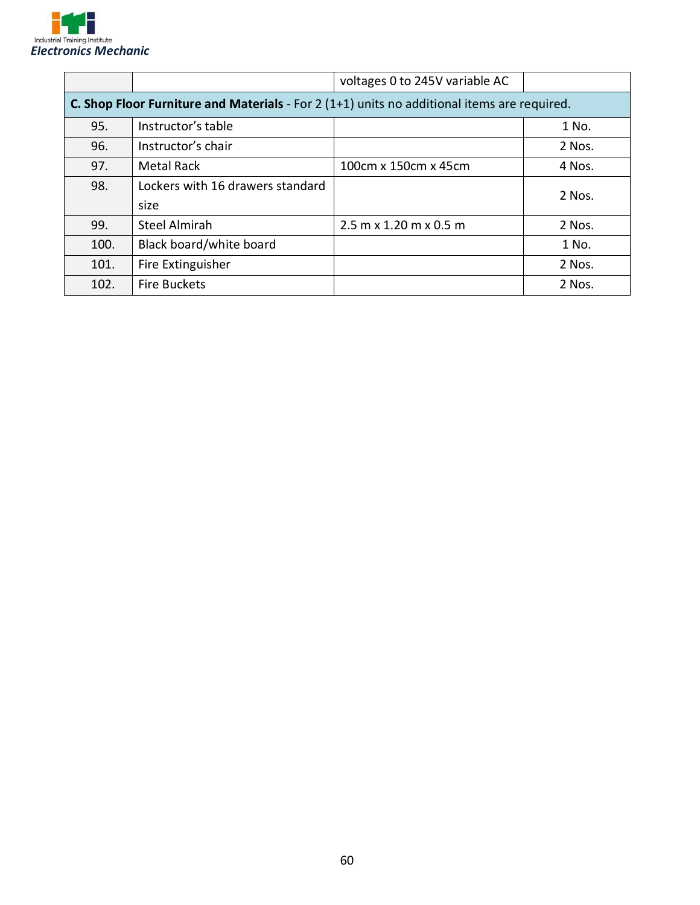| | | voltages 0 to 245V variable AC | |
|---|---|---|---|
| **C. Shop Floor Furniture and Materials** - For 2 (1+1) units no additional items are required. | | | |
| 95. | Instructor's table | | 1 No. |
| 96. | Instructor's chair | | 2 Nos. |
| 97. | Metal Rack | 100cm x 150cm x 45cm | 4 Nos. |
| 98. | Lockers with 16 drawers standard size | | 2 Nos. |
| 99. | Steel Almirah | 2.5 m x 1.20 m x 0.5 m | 2 Nos. |
| 100. | Black board/white board | | 1 No. |
| 101. | Fire Extinguisher | | 2 Nos. |
| 102. | Fire Buckets | | 2 Nos. |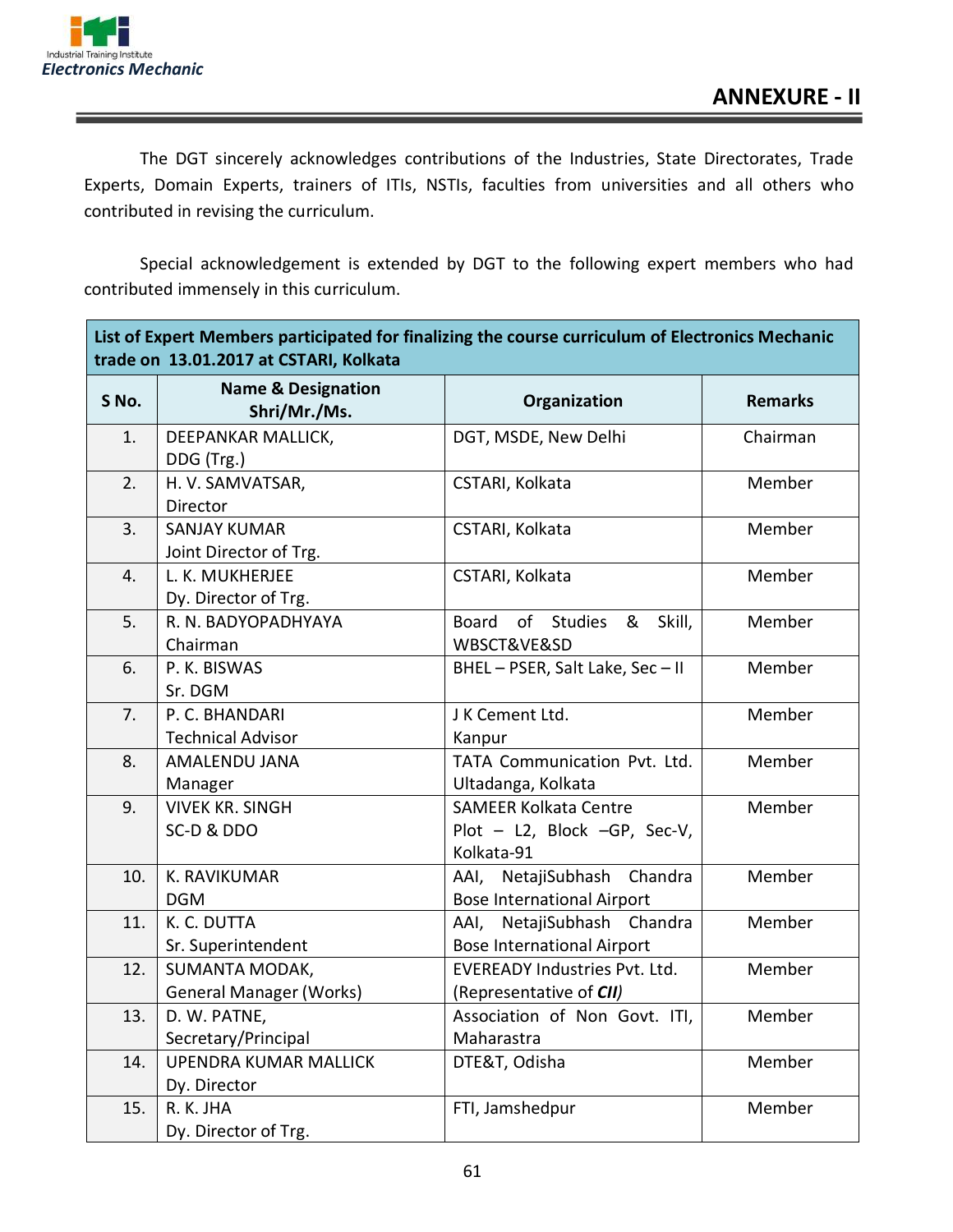## ANNEXURE - II

The DGT sincerely acknowledges contributions of the Industries, State Directorates, Trade Experts, Domain Experts, trainers of ITIs, NSTIs, faculties from universities and all others who contributed in revising the curriculum.

Special acknowledgement is extended by DGT to the following expert members who had contributed immensely in this curriculum.

| **List of Expert Members participated for finalizing the course curriculum of Electronics Mechanic trade on 13.01.2017 at CSTARI, Kolkata** | | | |
|---|---|---|---|
| **S No.** | **Name & Designation Shri/Mr./Ms.** | **Organization** | **Remarks** |
| 1. | DEEPANKAR MALLICK, DDG (Trg.) | DGT, MSDE, New Delhi | Chairman |
| 2. | H. V. SAMVATSAR, Director | CSTARI, Kolkata | Member |
| 3. | SANJAY KUMAR Joint Director of Trg. | CSTARI, Kolkata | Member |
| 4. | L. K. MUKHERJEE Dy. Director of Trg. | CSTARI, Kolkata | Member |
| 5. | R. N. BADYOPADHYAYA Chairman | Board of Studies & Skill, WBSCT&VE&SD | Member |
| 6. | P. K. BISWAS Sr. DGM | BHEL – PSER, Salt Lake, Sec – II | Member |
| 7. | P. C. BHANDARI Technical Advisor | J K Cement Ltd. Kanpur | Member |
| 8. | AMALENDU JANA Manager | TATA Communication Pvt. Ltd. Ultadanga, Kolkata | Member |
| 9. | VIVEK KR. SINGH SC-D & DDO | SAMEER Kolkata Centre Plot – L2, Block –GP, Sec-V, Kolkata-91 | Member |
| 10. | K. RAVIKUMAR DGM | AAI, NetajiSubhash Chandra Bose International Airport | Member |
| 11. | K. C. DUTTA Sr. Superintendent | AAI, NetajiSubhash Chandra Bose International Airport | Member |
| 12. | SUMANTA MODAK, General Manager (Works) | EVEREADY Industries Pvt. Ltd. (Representative of ***CII)*** | Member |
| 13. | D. W. PATNE, Secretary/Principal | Association of Non Govt. ITI, Maharastra | Member |
| 14. | UPENDRA KUMAR MALLICK Dy. Director | DTE&T, Odisha | Member |
| 15. | R. K. JHA Dy. Director of Trg. | FTI, Jamshedpur | Member |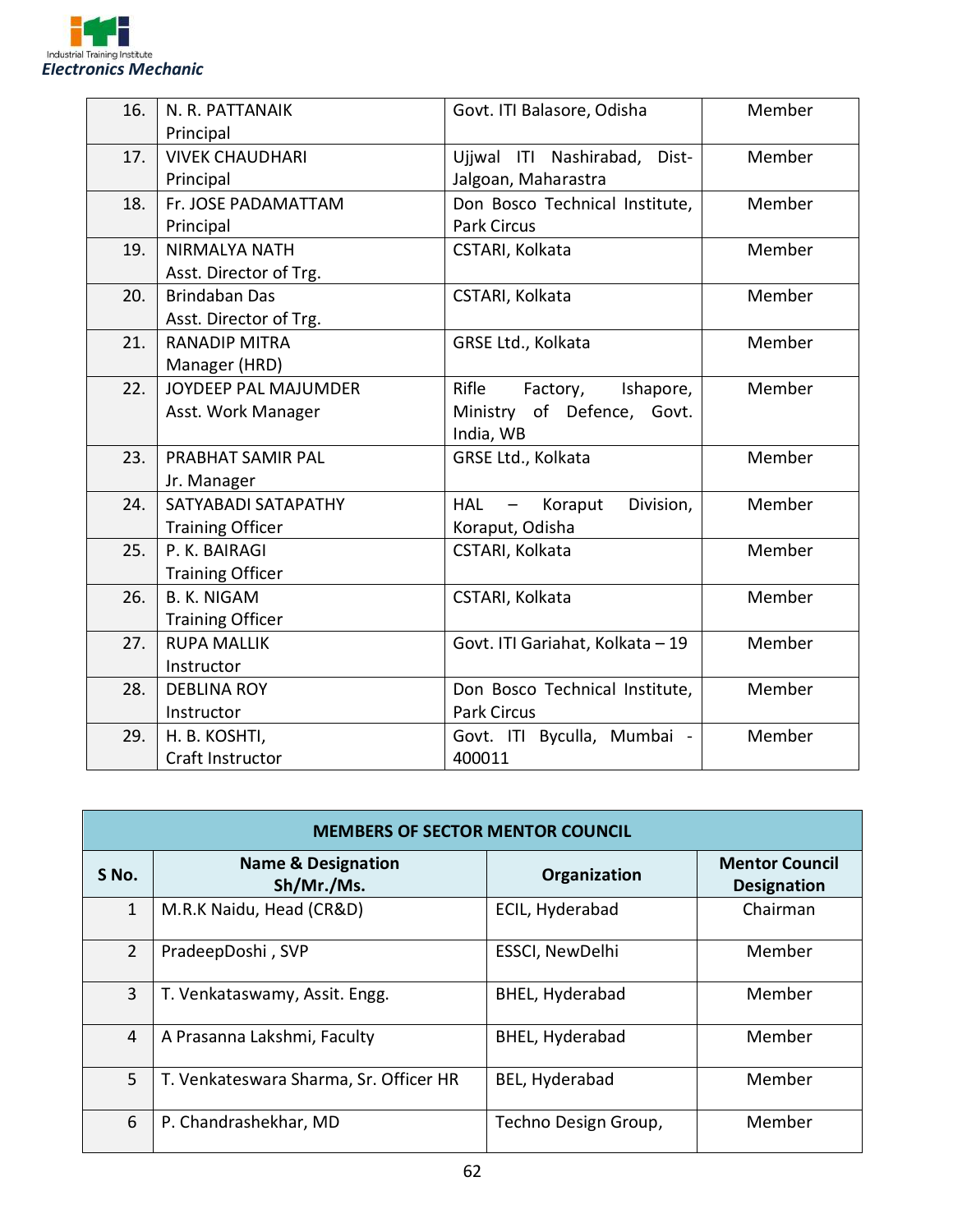| | | | |
|---|---|---|---|
| 16. | N. R. PATTANAIK<br>Principal | Govt. ITI Balasore, Odisha | Member |
| 17. | VIVEK CHAUDHARI<br>Principal | Ujjwal ITI Nashirabad, Dist-Jalgoan, Maharastra | Member |
| 18. | Fr. JOSE PADAMATTAM<br>Principal | Don Bosco Technical Institute, Park Circus | Member |
| 19. | NIRMALYA NATH<br>Asst. Director of Trg. | CSTARI, Kolkata | Member |
| 20. | Brindaban Das<br>Asst. Director of Trg. | CSTARI, Kolkata | Member |
| 21. | RANADIP MITRA<br>Manager (HRD) | GRSE Ltd., Kolkata | Member |
| 22. | JOYDEEP PAL MAJUMDER<br>Asst. Work Manager | Rifle Factory, Ishapore, Ministry of Defence, Govt. India, WB | Member |
| 23. | PRABHAT SAMIR PAL<br>Jr. Manager | GRSE Ltd., Kolkata | Member |
| 24. | SATYABADI SATAPATHY<br>Training Officer | HAL – Koraput Division, Koraput, Odisha | Member |
| 25. | P. K. BAIRAGI<br>Training Officer | CSTARI, Kolkata | Member |
| 26. | B. K. NIGAM<br>Training Officer | CSTARI, Kolkata | Member |
| 27. | RUPA MALLIK<br>Instructor | Govt. ITI Gariahat, Kolkata – 19 | Member |
| 28. | DEBLINA ROY<br>Instructor | Don Bosco Technical Institute, Park Circus | Member |
| 29. | H. B. KOSHTI,<br>Craft Instructor | Govt. ITI Byculla, Mumbai - 400011 | Member |

| MEMBERS OF SECTOR MENTOR COUNCIL | | | |
|---|---|---|---|
| **S No.** | **Name & Designation Sh/Mr./Ms.** | **Organization** | **Mentor Council Designation** |
| 1 | M.R.K Naidu, Head (CR&D) | ECIL, Hyderabad | Chairman |
| 2 | PradeepDoshi , SVP | ESSCI, NewDelhi | Member |
| 3 | T. Venkataswamy, Assit. Engg. | BHEL, Hyderabad | Member |
| 4 | A Prasanna Lakshmi, Faculty | BHEL, Hyderabad | Member |
| 5 | T. Venkateswara Sharma, Sr. Officer HR | BEL, Hyderabad | Member |
| 6 | P. Chandrashekhar, MD | Techno Design Group, | Member |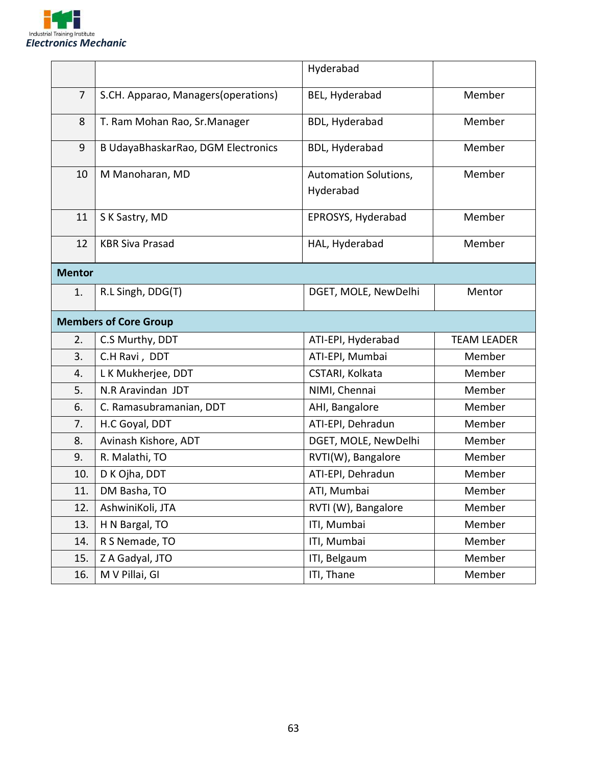| | | Hyderabad | |
|---|---|---|---|
| 7 | S.CH. Apparao, Managers(operations) | BEL, Hyderabad | Member |
| 8 | T. Ram Mohan Rao, Sr.Manager | BDL, Hyderabad | Member |
| 9 | B UdayaBhaskarRao, DGM Electronics | BDL, Hyderabad | Member |
| 10 | M Manoharan, MD | Automation Solutions, Hyderabad | Member |
| 11 | S K Sastry, MD | EPROSYS, Hyderabad | Member |
| 12 | KBR Siva Prasad | HAL, Hyderabad | Member |
| **Mentor** | | | |
| 1. | R.L Singh, DDG(T) | DGET, MOLE, NewDelhi | Mentor |
| **Members of Core Group** | | | |
| 2. | C.S Murthy, DDT | ATI-EPI, Hyderabad | TEAM LEADER |
| 3. | C.H Ravi , DDT | ATI-EPI, Mumbai | Member |
| 4. | L K Mukherjee, DDT | CSTARI, Kolkata | Member |
| 5. | N.R Aravindan JDT | NIMI, Chennai | Member |
| 6. | C. Ramasubramanian, DDT | AHI, Bangalore | Member |
| 7. | H.C Goyal, DDT | ATI-EPI, Dehradun | Member |
| 8. | Avinash Kishore, ADT | DGET, MOLE, NewDelhi | Member |
| 9. | R. Malathi, TO | RVTI(W), Bangalore | Member |
| 10. | D K Ojha, DDT | ATI-EPI, Dehradun | Member |
| 11. | DM Basha, TO | ATI, Mumbai | Member |
| 12. | AshwiniKoli, JTA | RVTI (W), Bangalore | Member |
| 13. | H N Bargal, TO | ITI, Mumbai | Member |
| 14. | R S Nemade, TO | ITI, Mumbai | Member |
| 15. | Z A Gadyal, JTO | ITI, Belgaum | Member |
| 16. | M V Pillai, GI | ITI, Thane | Member |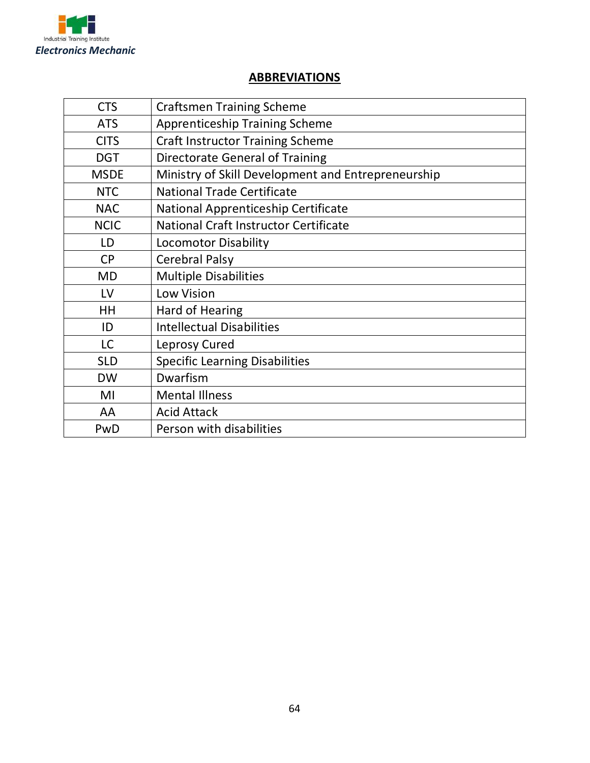## ABBREVIATIONS

| | |
|---|---|
| CTS | Craftsmen Training Scheme |
| ATS | Apprenticeship Training Scheme |
| CITS | Craft Instructor Training Scheme |
| DGT | Directorate General of Training |
| MSDE | Ministry of Skill Development and Entrepreneurship |
| NTC | National Trade Certificate |
| NAC | National Apprenticeship Certificate |
| NCIC | National Craft Instructor Certificate |
| LD | Locomotor Disability |
| CP | Cerebral Palsy |
| MD | Multiple Disabilities |
| LV | Low Vision |
| HH | Hard of Hearing |
| ID | Intellectual Disabilities |
| LC | Leprosy Cured |
| SLD | Specific Learning Disabilities |
| DW | Dwarfism |
| MI | Mental Illness |
| AA | Acid Attack |
| PwD | Person with disabilities |